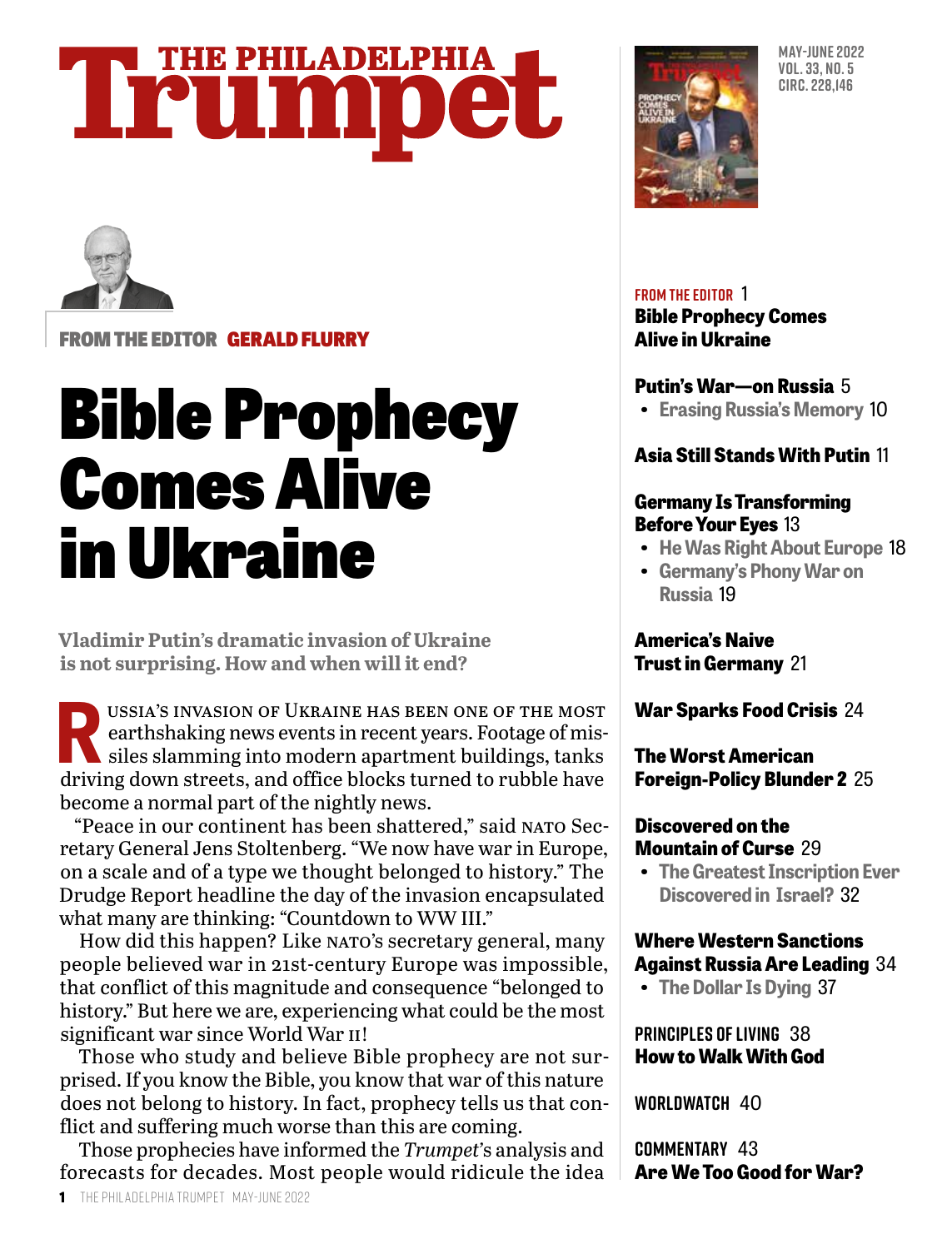# THE PHILADELPHIA Trumpet

MAY-JUNE 2022
VOL. 33, NO. 5
CIRC. 228,146

FROM THE EDITOR 1
**Bible Prophecy Comes Alive in Ukraine**

**Putin's War—on Russia** 5
- Erasing Russia's Memory 10

**Asia Still Stands With Putin** 11

**Germany Is Transforming Before Your Eyes** 13
- He Was Right About Europe 18
- Germany's Phony War on Russia 19

**America's Naive Trust in Germany** 21

**War Sparks Food Crisis** 24

**The Worst American Foreign-Policy Blunder 2** 25

**Discovered on the Mountain of Curse** 29
- The Greatest Inscription Ever Discovered in Israel? 32

**Where Western Sanctions Against Russia Are Leading** 34
- The Dollar Is Dying 37

PRINCIPLES OF LIVING 38
**How to Walk With God**

WORLDWATCH 40

COMMENTARY 43
**Are We Too Good for War?**

---

FROM THE EDITOR **GERALD FLURRY**

# Bible Prophecy Comes Alive in Ukraine

**Vladimir Putin's dramatic invasion of Ukraine is not surprising. How and when will it end?**

Russia's invasion of Ukraine has been one of the most earthshaking news events in recent years. Footage of missiles slamming into modern apartment buildings, tanks driving down streets, and office blocks turned to rubble have become a normal part of the nightly news.

"Peace in our continent has been shattered," said NATO Secretary General Jens Stoltenberg. "We now have war in Europe, on a scale and of a type we thought belonged to history." The Drudge Report headline the day of the invasion encapsulated what many are thinking: "Countdown to WW III."

How did this happen? Like NATO's secretary general, many people believed war in 21st-century Europe was impossible, that conflict of this magnitude and consequence "belonged to history." But here we are, experiencing what could be the most significant war since World War II!

Those who study and believe Bible prophecy are not surprised. If you know the Bible, you know that war of this nature does not belong to history. In fact, prophecy tells us that conflict and suffering much worse than this are coming.

Those prophecies have informed the *Trumpet*'s analysis and forecasts for decades. Most people would ridicule the idea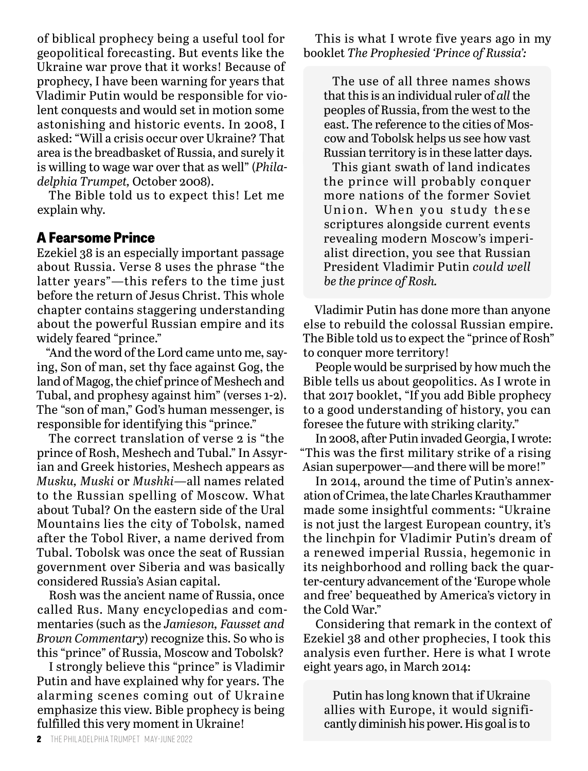of biblical prophecy being a useful tool for geopolitical forecasting. But events like the Ukraine war prove that it works! Because of prophecy, I have been warning for years that Vladimir Putin would be responsible for violent conquests and would set in motion some astonishing and historic events. In 2008, I asked: "Will a crisis occur over Ukraine? That area is the breadbasket of Russia, and surely it is willing to wage war over that as well" (*Philadelphia Trumpet,* October 2008).

The Bible told us to expect this! Let me explain why.

## A Fearsome Prince

Ezekiel 38 is an especially important passage about Russia. Verse 8 uses the phrase "the latter years"—this refers to the time just before the return of Jesus Christ. This whole chapter contains staggering understanding about the powerful Russian empire and its widely feared "prince."

"And the word of the Lord came unto me, saying, Son of man, set thy face against Gog, the land of Magog, the chief prince of Meshech and Tubal, and prophesy against him" (verses 1-2). The "son of man," God's human messenger, is responsible for identifying this "prince."

The correct translation of verse 2 is "the prince of Rosh, Meshech and Tubal." In Assyrian and Greek histories, Meshech appears as *Musku, Muski* or *Mushki*—all names related to the Russian spelling of Moscow. What about Tubal? On the eastern side of the Ural Mountains lies the city of Tobolsk, named after the Tobol River, a name derived from Tubal. Tobolsk was once the seat of Russian government over Siberia and was basically considered Russia's Asian capital.

Rosh was the ancient name of Russia, once called Rus. Many encyclopedias and commentaries (such as the *Jamieson, Fausset and Brown Commentary*) recognize this. So who is this "prince" of Russia, Moscow and Tobolsk?

I strongly believe this "prince" is Vladimir Putin and have explained why for years. The alarming scenes coming out of Ukraine emphasize this view. Bible prophecy is being fulfilled this very moment in Ukraine!

This is what I wrote five years ago in my booklet *The Prophesied 'Prince of Russia':*

> The use of all three names shows that this is an individual ruler of *all* the peoples of Russia, from the west to the east. The reference to the cities of Moscow and Tobolsk helps us see how vast Russian territory is in these latter days.
>
> This giant swath of land indicates the prince will probably conquer more nations of the former Soviet Union. When you study these scriptures alongside current events revealing modern Moscow's imperialist direction, you see that Russian President Vladimir Putin *could well be the prince of Rosh.*

Vladimir Putin has done more than anyone else to rebuild the colossal Russian empire. The Bible told us to expect the "prince of Rosh" to conquer more territory!

People would be surprised by how much the Bible tells us about geopolitics. As I wrote in that 2017 booklet, "If you add Bible prophecy to a good understanding of history, you can foresee the future with striking clarity."

In 2008, after Putin invaded Georgia, I wrote: "This was the first military strike of a rising Asian superpower—and there will be more!"

In 2014, around the time of Putin's annexation of Crimea, the late Charles Krauthammer made some insightful comments: "Ukraine is not just the largest European country, it's the linchpin for Vladimir Putin's dream of a renewed imperial Russia, hegemonic in its neighborhood and rolling back the quarter-century advancement of the 'Europe whole and free' bequeathed by America's victory in the Cold War."

Considering that remark in the context of Ezekiel 38 and other prophecies, I took this analysis even further. Here is what I wrote eight years ago, in March 2014:

> Putin has long known that if Ukraine allies with Europe, it would significantly diminish his power. His goal is to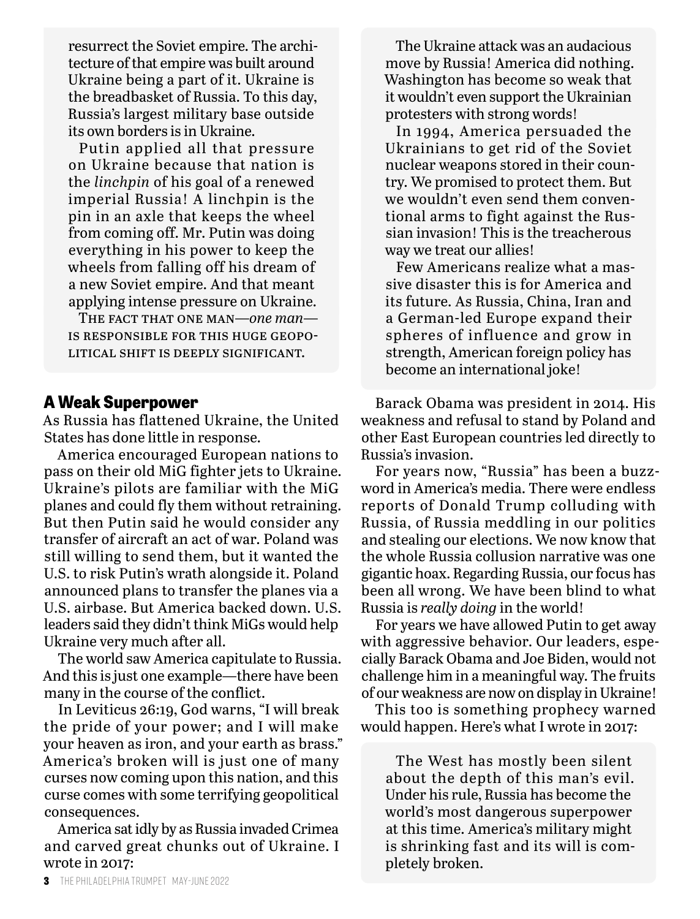> resurrect the Soviet empire. The architecture of that empire was built around Ukraine being a part of it. Ukraine is the breadbasket of Russia. To this day, Russia's largest military base outside its own borders is in Ukraine.
>
> Putin applied all that pressure on Ukraine because that nation is the *linchpin* of his goal of a renewed imperial Russia! A linchpin is the pin in an axle that keeps the wheel from coming off. Mr. Putin was doing everything in his power to keep the wheels from falling off his dream of a new Soviet empire. And that meant applying intense pressure on Ukraine.
>
> The fact that one man—*one man*—is responsible for this huge geopolitical shift is deeply significant.

## A Weak Superpower

As Russia has flattened Ukraine, the United States has done little in response.

America encouraged European nations to pass on their old MiG fighter jets to Ukraine. Ukraine's pilots are familiar with the MiG planes and could fly them without retraining. But then Putin said he would consider any transfer of aircraft an act of war. Poland was still willing to send them, but it wanted the U.S. to risk Putin's wrath alongside it. Poland announced plans to transfer the planes via a U.S. airbase. But America backed down. U.S. leaders said they didn't think MiGs would help Ukraine very much after all.

The world saw America capitulate to Russia. And this is just one example—there have been many in the course of the conflict.

In Leviticus 26:19, God warns, "I will break the pride of your power; and I will make your heaven as iron, and your earth as brass." America's broken will is just one of many curses now coming upon this nation, and this curse comes with some terrifying geopolitical consequences.

America sat idly by as Russia invaded Crimea and carved great chunks out of Ukraine. I wrote in 2017:

> The Ukraine attack was an audacious move by Russia! America did nothing. Washington has become so weak that it wouldn't even support the Ukrainian protesters with strong words!
>
> In 1994, America persuaded the Ukrainians to get rid of the Soviet nuclear weapons stored in their country. We promised to protect them. But we wouldn't even send them conventional arms to fight against the Russian invasion! This is the treacherous way we treat our allies!
>
> Few Americans realize what a massive disaster this is for America and its future. As Russia, China, Iran and a German-led Europe expand their spheres of influence and grow in strength, American foreign policy has become an international joke!

Barack Obama was president in 2014. His weakness and refusal to stand by Poland and other East European countries led directly to Russia's invasion.

For years now, "Russia" has been a buzzword in America's media. There were endless reports of Donald Trump colluding with Russia, of Russia meddling in our politics and stealing our elections. We now know that the whole Russia collusion narrative was one gigantic hoax. Regarding Russia, our focus has been all wrong. We have been blind to what Russia is *really doing* in the world!

For years we have allowed Putin to get away with aggressive behavior. Our leaders, especially Barack Obama and Joe Biden, would not challenge him in a meaningful way. The fruits of our weakness are now on display in Ukraine!

This too is something prophecy warned would happen. Here's what I wrote in 2017:

> The West has mostly been silent about the depth of this man's evil. Under his rule, Russia has become the world's most dangerous superpower at this time. America's military might is shrinking fast and its will is completely broken.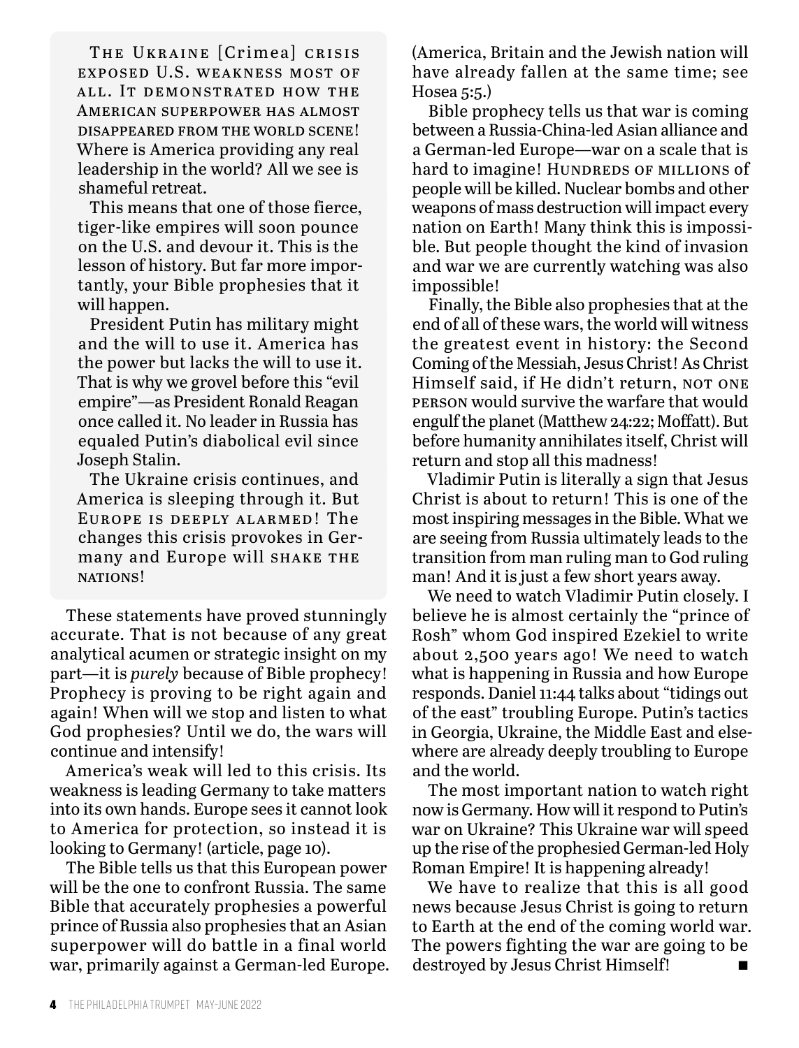The Ukraine [Crimea] crisis exposed U.S. weakness most of all. It demonstrated how the American superpower has almost disappeared from the world scene! Where is America providing any real leadership in the world? All we see is shameful retreat.

This means that one of those fierce, tiger-like empires will soon pounce on the U.S. and devour it. This is the lesson of history. But far more importantly, your Bible prophesies that it will happen.

President Putin has military might and the will to use it. America has the power but lacks the will to use it. That is why we grovel before this "evil empire"—as President Ronald Reagan once called it. No leader in Russia has equaled Putin's diabolical evil since Joseph Stalin.

The Ukraine crisis continues, and America is sleeping through it. But Europe is deeply alarmed! The changes this crisis provokes in Germany and Europe will shake the nations!

These statements have proved stunningly accurate. That is not because of any great analytical acumen or strategic insight on my part—it is *purely* because of Bible prophecy! Prophecy is proving to be right again and again! When will we stop and listen to what God prophesies? Until we do, the wars will continue and intensify!

America's weak will led to this crisis. Its weakness is leading Germany to take matters into its own hands. Europe sees it cannot look to America for protection, so instead it is looking to Germany! (article, page 10).

The Bible tells us that this European power will be the one to confront Russia. The same Bible that accurately prophesies a powerful prince of Russia also prophesies that an Asian superpower will do battle in a final world war, primarily against a German-led Europe. (America, Britain and the Jewish nation will have already fallen at the same time; see Hosea 5:5.)

Bible prophecy tells us that war is coming between a Russia-China-led Asian alliance and a German-led Europe—war on a scale that is hard to imagine! Hundreds of millions of people will be killed. Nuclear bombs and other weapons of mass destruction will impact every nation on Earth! Many think this is impossible. But people thought the kind of invasion and war we are currently watching was also impossible!

Finally, the Bible also prophesies that at the end of all of these wars, the world will witness the greatest event in history: the Second Coming of the Messiah, Jesus Christ! As Christ Himself said, if He didn't return, not one person would survive the warfare that would engulf the planet (Matthew 24:22; Moffatt). But before humanity annihilates itself, Christ will return and stop all this madness!

Vladimir Putin is literally a sign that Jesus Christ is about to return! This is one of the most inspiring messages in the Bible. What we are seeing from Russia ultimately leads to the transition from man ruling man to God ruling man! And it is just a few short years away.

We need to watch Vladimir Putin closely. I believe he is almost certainly the "prince of Rosh" whom God inspired Ezekiel to write about 2,500 years ago! We need to watch what is happening in Russia and how Europe responds. Daniel 11:44 talks about "tidings out of the east" troubling Europe. Putin's tactics in Georgia, Ukraine, the Middle East and elsewhere are already deeply troubling to Europe and the world.

The most important nation to watch right now is Germany. How will it respond to Putin's war on Ukraine? This Ukraine war will speed up the rise of the prophesied German-led Holy Roman Empire! It is happening already!

We have to realize that this is all good news because Jesus Christ is going to return to Earth at the end of the coming world war. The powers fighting the war are going to be destroyed by Jesus Christ Himself! ■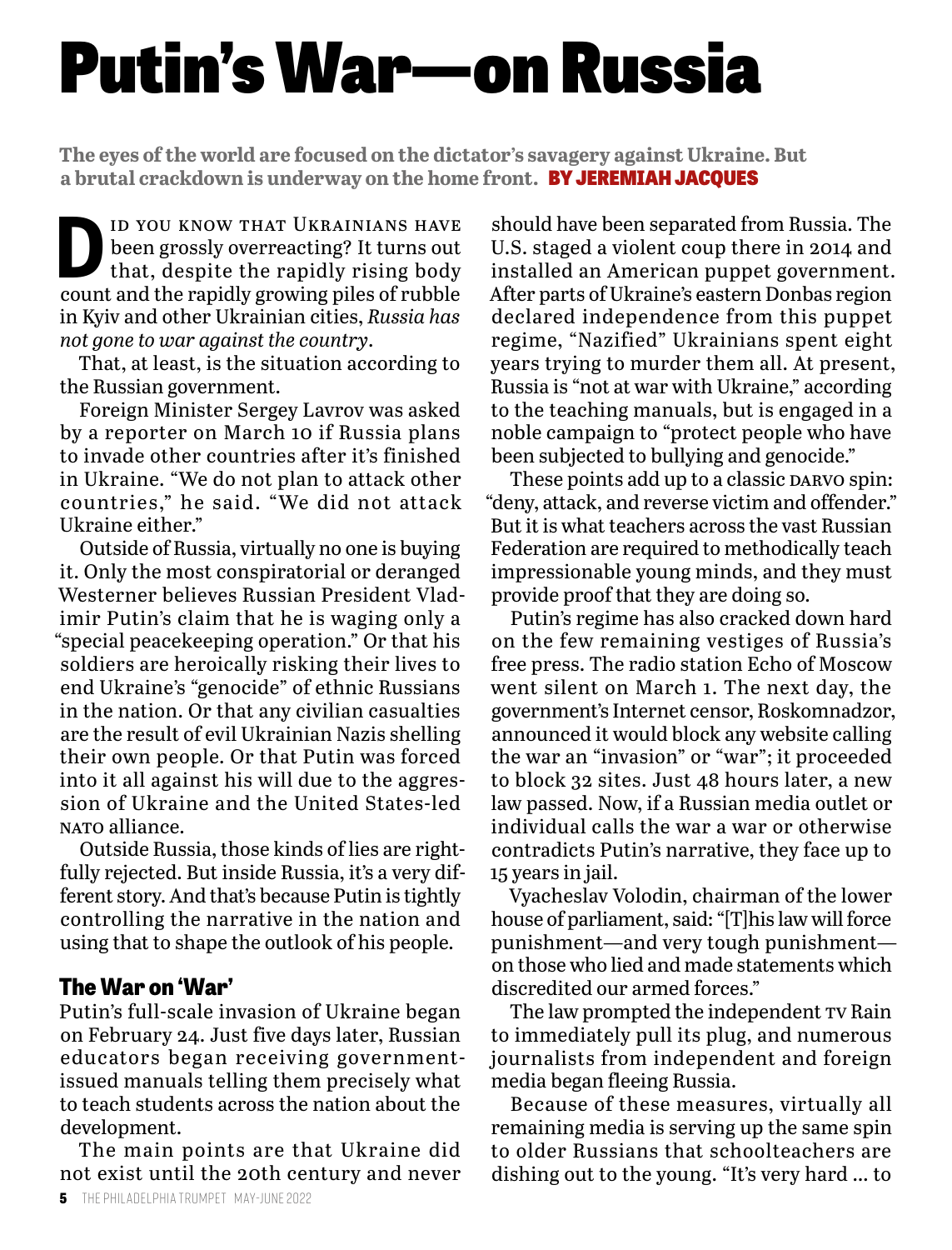# Putin's War—on Russia

**The eyes of the world are focused on the dictator's savagery against Ukraine. But a brutal crackdown is underway on the home front.** BY JEREMIAH JACQUES

Did you know that Ukrainians have been grossly overreacting? It turns out that, despite the rapidly rising body count and the rapidly growing piles of rubble in Kyiv and other Ukrainian cities, *Russia has not gone to war against the country*.

That, at least, is the situation according to the Russian government.

Foreign Minister Sergey Lavrov was asked by a reporter on March 10 if Russia plans to invade other countries after it's finished in Ukraine. "We do not plan to attack other countries," he said. "We did not attack Ukraine either."

Outside of Russia, virtually no one is buying it. Only the most conspiratorial or deranged Westerner believes Russian President Vladimir Putin's claim that he is waging only a "special peacekeeping operation." Or that his soldiers are heroically risking their lives to end Ukraine's "genocide" of ethnic Russians in the nation. Or that any civilian casualties are the result of evil Ukrainian Nazis shelling their own people. Or that Putin was forced into it all against his will due to the aggression of Ukraine and the United States-led NATO alliance.

Outside Russia, those kinds of lies are rightfully rejected. But inside Russia, it's a very different story. And that's because Putin is tightly controlling the narrative in the nation and using that to shape the outlook of his people.

## The War on 'War'

Putin's full-scale invasion of Ukraine began on February 24. Just five days later, Russian educators began receiving government-issued manuals telling them precisely what to teach students across the nation about the development.

The main points are that Ukraine did not exist until the 20th century and never should have been separated from Russia. The U.S. staged a violent coup there in 2014 and installed an American puppet government. After parts of Ukraine's eastern Donbas region declared independence from this puppet regime, "Nazified" Ukrainians spent eight years trying to murder them all. At present, Russia is "not at war with Ukraine," according to the teaching manuals, but is engaged in a noble campaign to "protect people who have been subjected to bullying and genocide."

These points add up to a classic DARVO spin: "deny, attack, and reverse victim and offender." But it is what teachers across the vast Russian Federation are required to methodically teach impressionable young minds, and they must provide proof that they are doing so.

Putin's regime has also cracked down hard on the few remaining vestiges of Russia's free press. The radio station Echo of Moscow went silent on March 1. The next day, the government's Internet censor, Roskomnadzor, announced it would block any website calling the war an "invasion" or "war"; it proceeded to block 32 sites. Just 48 hours later, a new law passed. Now, if a Russian media outlet or individual calls the war a war or otherwise contradicts Putin's narrative, they face up to 15 years in jail.

Vyacheslav Volodin, chairman of the lower house of parliament, said: "[T]his law will force punishment—and very tough punishment—on those who lied and made statements which discredited our armed forces."

The law prompted the independent TV Rain to immediately pull its plug, and numerous journalists from independent and foreign media began fleeing Russia.

Because of these measures, virtually all remaining media is serving up the same spin to older Russians that schoolteachers are dishing out to the young. "It's very hard … to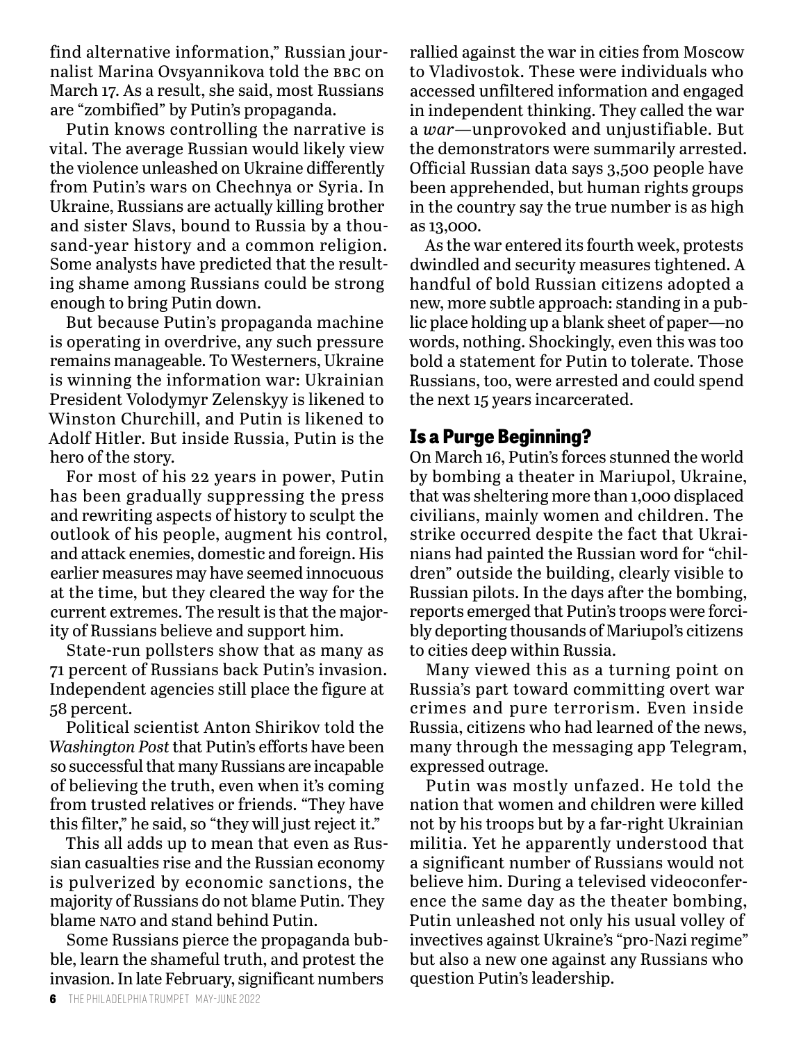find alternative information," Russian journalist Marina Ovsyannikova told the BBC on March 17. As a result, she said, most Russians are "zombified" by Putin's propaganda.

Putin knows controlling the narrative is vital. The average Russian would likely view the violence unleashed on Ukraine differently from Putin's wars on Chechnya or Syria. In Ukraine, Russians are actually killing brother and sister Slavs, bound to Russia by a thousand-year history and a common religion. Some analysts have predicted that the resulting shame among Russians could be strong enough to bring Putin down.

But because Putin's propaganda machine is operating in overdrive, any such pressure remains manageable. To Westerners, Ukraine is winning the information war: Ukrainian President Volodymyr Zelenskyy is likened to Winston Churchill, and Putin is likened to Adolf Hitler. But inside Russia, Putin is the hero of the story.

For most of his 22 years in power, Putin has been gradually suppressing the press and rewriting aspects of history to sculpt the outlook of his people, augment his control, and attack enemies, domestic and foreign. His earlier measures may have seemed innocuous at the time, but they cleared the way for the current extremes. The result is that the majority of Russians believe and support him.

State-run pollsters show that as many as 71 percent of Russians back Putin's invasion. Independent agencies still place the figure at 58 percent.

Political scientist Anton Shirikov told the *Washington Post* that Putin's efforts have been so successful that many Russians are incapable of believing the truth, even when it's coming from trusted relatives or friends. "They have this filter," he said, so "they will just reject it."

This all adds up to mean that even as Russian casualties rise and the Russian economy is pulverized by economic sanctions, the majority of Russians do not blame Putin. They blame NATO and stand behind Putin.

Some Russians pierce the propaganda bubble, learn the shameful truth, and protest the invasion. In late February, significant numbers rallied against the war in cities from Moscow to Vladivostok. These were individuals who accessed unfiltered information and engaged in independent thinking. They called the war a *war*—unprovoked and unjustifiable. But the demonstrators were summarily arrested. Official Russian data says 3,500 people have been apprehended, but human rights groups in the country say the true number is as high as 13,000.

As the war entered its fourth week, protests dwindled and security measures tightened. A handful of bold Russian citizens adopted a new, more subtle approach: standing in a public place holding up a blank sheet of paper—no words, nothing. Shockingly, even this was too bold a statement for Putin to tolerate. Those Russians, too, were arrested and could spend the next 15 years incarcerated.

## Is a Purge Beginning?

On March 16, Putin's forces stunned the world by bombing a theater in Mariupol, Ukraine, that was sheltering more than 1,000 displaced civilians, mainly women and children. The strike occurred despite the fact that Ukrainians had painted the Russian word for "children" outside the building, clearly visible to Russian pilots. In the days after the bombing, reports emerged that Putin's troops were forcibly deporting thousands of Mariupol's citizens to cities deep within Russia.

Many viewed this as a turning point on Russia's part toward committing overt war crimes and pure terrorism. Even inside Russia, citizens who had learned of the news, many through the messaging app Telegram, expressed outrage.

Putin was mostly unfazed. He told the nation that women and children were killed not by his troops but by a far-right Ukrainian militia. Yet he apparently understood that a significant number of Russians would not believe him. During a televised videoconference the same day as the theater bombing, Putin unleashed not only his usual volley of invectives against Ukraine's "pro-Nazi regime" but also a new one against any Russians who question Putin's leadership.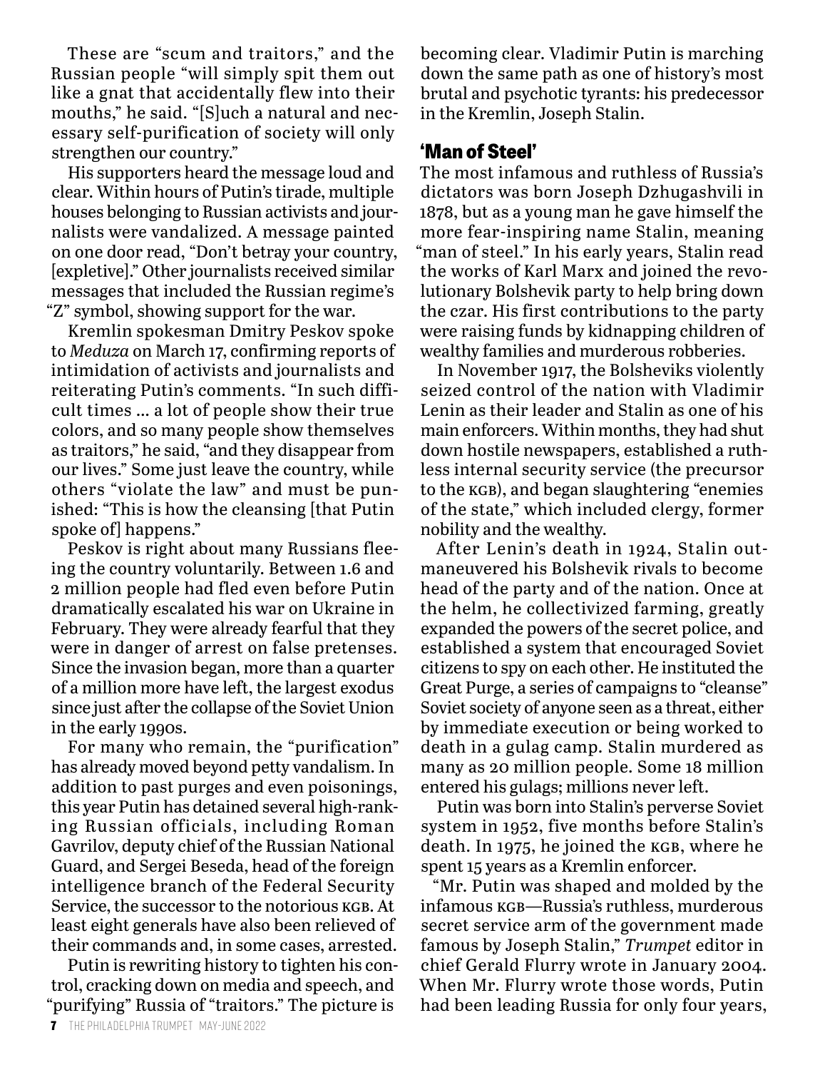These are "scum and traitors," and the Russian people "will simply spit them out like a gnat that accidentally flew into their mouths," he said. "[S]uch a natural and necessary self-purification of society will only strengthen our country."

His supporters heard the message loud and clear. Within hours of Putin's tirade, multiple houses belonging to Russian activists and journalists were vandalized. A message painted on one door read, "Don't betray your country, [expletive]." Other journalists received similar messages that included the Russian regime's "Z" symbol, showing support for the war.

Kremlin spokesman Dmitry Peskov spoke to *Meduza* on March 17, confirming reports of intimidation of activists and journalists and reiterating Putin's comments. "In such difficult times … a lot of people show their true colors, and so many people show themselves as traitors," he said, "and they disappear from our lives." Some just leave the country, while others "violate the law" and must be punished: "This is how the cleansing [that Putin spoke of] happens."

Peskov is right about many Russians fleeing the country voluntarily. Between 1.6 and 2 million people had fled even before Putin dramatically escalated his war on Ukraine in February. They were already fearful that they were in danger of arrest on false pretenses. Since the invasion began, more than a quarter of a million more have left, the largest exodus since just after the collapse of the Soviet Union in the early 1990s.

For many who remain, the "purification" has already moved beyond petty vandalism. In addition to past purges and even poisonings, this year Putin has detained several high-ranking Russian officials, including Roman Gavrilov, deputy chief of the Russian National Guard, and Sergei Beseda, head of the foreign intelligence branch of the Federal Security Service, the successor to the notorious KGB. At least eight generals have also been relieved of their commands and, in some cases, arrested.

Putin is rewriting history to tighten his control, cracking down on media and speech, and "purifying" Russia of "traitors." The picture is becoming clear. Vladimir Putin is marching down the same path as one of history's most brutal and psychotic tyrants: his predecessor in the Kremlin, Joseph Stalin.

## 'Man of Steel'

The most infamous and ruthless of Russia's dictators was born Joseph Dzhugashvili in 1878, but as a young man he gave himself the more fear-inspiring name Stalin, meaning "man of steel." In his early years, Stalin read the works of Karl Marx and joined the revolutionary Bolshevik party to help bring down the czar. His first contributions to the party were raising funds by kidnapping children of wealthy families and murderous robberies.

In November 1917, the Bolsheviks violently seized control of the nation with Vladimir Lenin as their leader and Stalin as one of his main enforcers. Within months, they had shut down hostile newspapers, established a ruthless internal security service (the precursor to the KGB), and began slaughtering "enemies of the state," which included clergy, former nobility and the wealthy.

After Lenin's death in 1924, Stalin outmaneuvered his Bolshevik rivals to become head of the party and of the nation. Once at the helm, he collectivized farming, greatly expanded the powers of the secret police, and established a system that encouraged Soviet citizens to spy on each other. He instituted the Great Purge, a series of campaigns to "cleanse" Soviet society of anyone seen as a threat, either by immediate execution or being worked to death in a gulag camp. Stalin murdered as many as 20 million people. Some 18 million entered his gulags; millions never left.

Putin was born into Stalin's perverse Soviet system in 1952, five months before Stalin's death. In 1975, he joined the KGB, where he spent 15 years as a Kremlin enforcer.

"Mr. Putin was shaped and molded by the infamous KGB—Russia's ruthless, murderous secret service arm of the government made famous by Joseph Stalin," *Trumpet* editor in chief Gerald Flurry wrote in January 2004. When Mr. Flurry wrote those words, Putin had been leading Russia for only four years,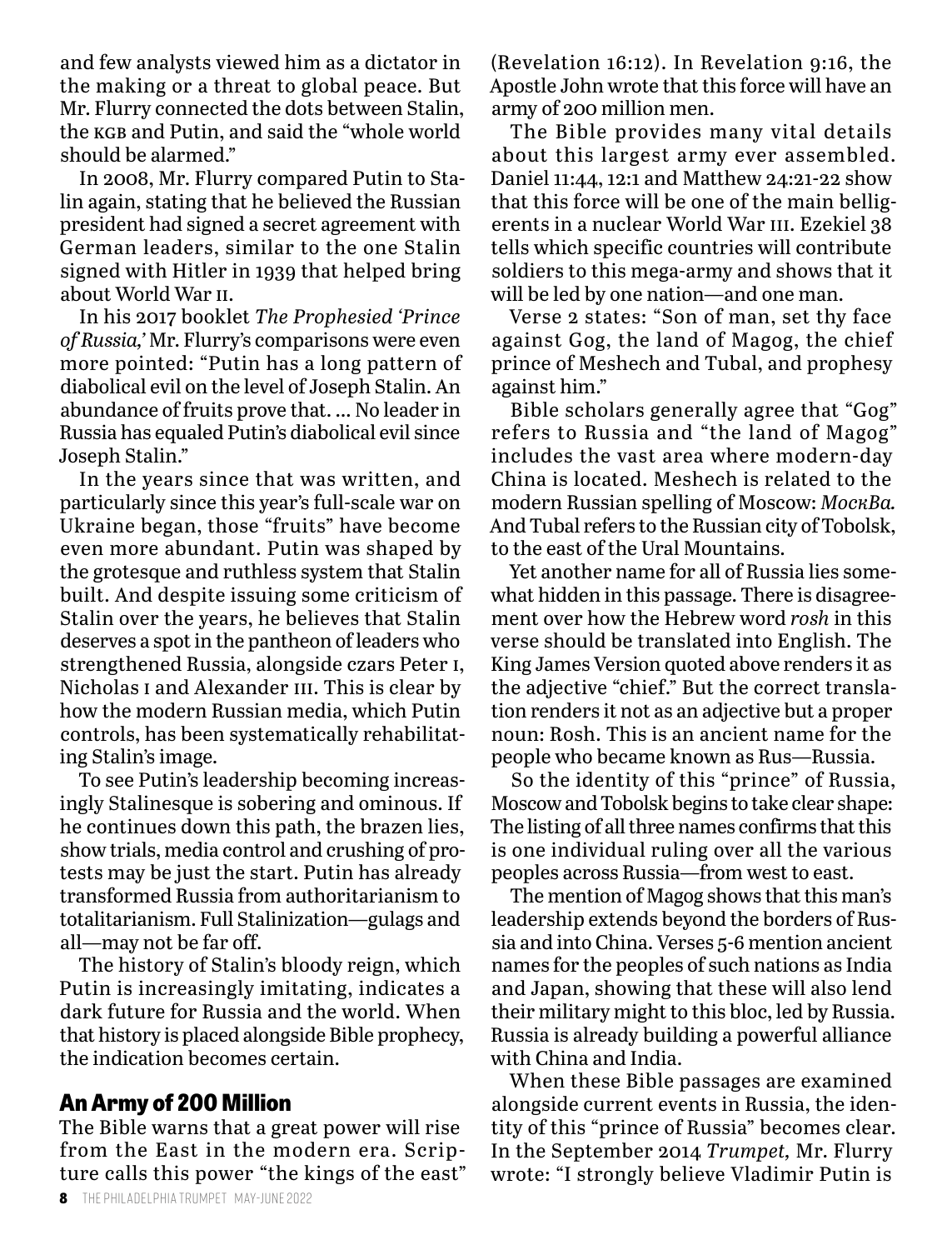and few analysts viewed him as a dictator in the making or a threat to global peace. But Mr. Flurry connected the dots between Stalin, the KGB and Putin, and said the "whole world should be alarmed."

In 2008, Mr. Flurry compared Putin to Stalin again, stating that he believed the Russian president had signed a secret agreement with German leaders, similar to the one Stalin signed with Hitler in 1939 that helped bring about World War II.

In his 2017 booklet *The Prophesied 'Prince of Russia,'* Mr. Flurry's comparisons were even more pointed: "Putin has a long pattern of diabolical evil on the level of Joseph Stalin. An abundance of fruits prove that. … No leader in Russia has equaled Putin's diabolical evil since Joseph Stalin."

In the years since that was written, and particularly since this year's full-scale war on Ukraine began, those "fruits" have become even more abundant. Putin was shaped by the grotesque and ruthless system that Stalin built. And despite issuing some criticism of Stalin over the years, he believes that Stalin deserves a spot in the pantheon of leaders who strengthened Russia, alongside czars Peter I, Nicholas I and Alexander III. This is clear by how the modern Russian media, which Putin controls, has been systematically rehabilitating Stalin's image.

To see Putin's leadership becoming increasingly Stalinesque is sobering and ominous. If he continues down this path, the brazen lies, show trials, media control and crushing of protests may be just the start. Putin has already transformed Russia from authoritarianism to totalitarianism. Full Stalinization—gulags and all—may not be far off.

The history of Stalin's bloody reign, which Putin is increasingly imitating, indicates a dark future for Russia and the world. When that history is placed alongside Bible prophecy, the indication becomes certain.

## An Army of 200 Million

The Bible warns that a great power will rise from the East in the modern era. Scripture calls this power "the kings of the east" (Revelation 16:12). In Revelation 9:16, the Apostle John wrote that this force will have an army of 200 million men.

The Bible provides many vital details about this largest army ever assembled. Daniel 11:44, 12:1 and Matthew 24:21-22 show that this force will be one of the main belligerents in a nuclear World War III. Ezekiel 38 tells which specific countries will contribute soldiers to this mega-army and shows that it will be led by one nation—and one man.

Verse 2 states: "Son of man, set thy face against Gog, the land of Magog, the chief prince of Meshech and Tubal, and prophesy against him."

Bible scholars generally agree that "Gog" refers to Russia and "the land of Magog" includes the vast area where modern-day China is located. Meshech is related to the modern Russian spelling of Moscow: *МоскВа.* And Tubal refers to the Russian city of Tobolsk, to the east of the Ural Mountains.

Yet another name for all of Russia lies somewhat hidden in this passage. There is disagreement over how the Hebrew word *rosh* in this verse should be translated into English. The King James Version quoted above renders it as the adjective "chief." But the correct translation renders it not as an adjective but a proper noun: Rosh. This is an ancient name for the people who became known as Rus—Russia.

So the identity of this "prince" of Russia, Moscow and Tobolsk begins to take clear shape: The listing of all three names confirms that this is one individual ruling over all the various peoples across Russia—from west to east.

The mention of Magog shows that this man's leadership extends beyond the borders of Russia and into China. Verses 5-6 mention ancient names for the peoples of such nations as India and Japan, showing that these will also lend their military might to this bloc, led by Russia. Russia is already building a powerful alliance with China and India.

When these Bible passages are examined alongside current events in Russia, the identity of this "prince of Russia" becomes clear. In the September 2014 *Trumpet,* Mr. Flurry wrote: "I strongly believe Vladimir Putin is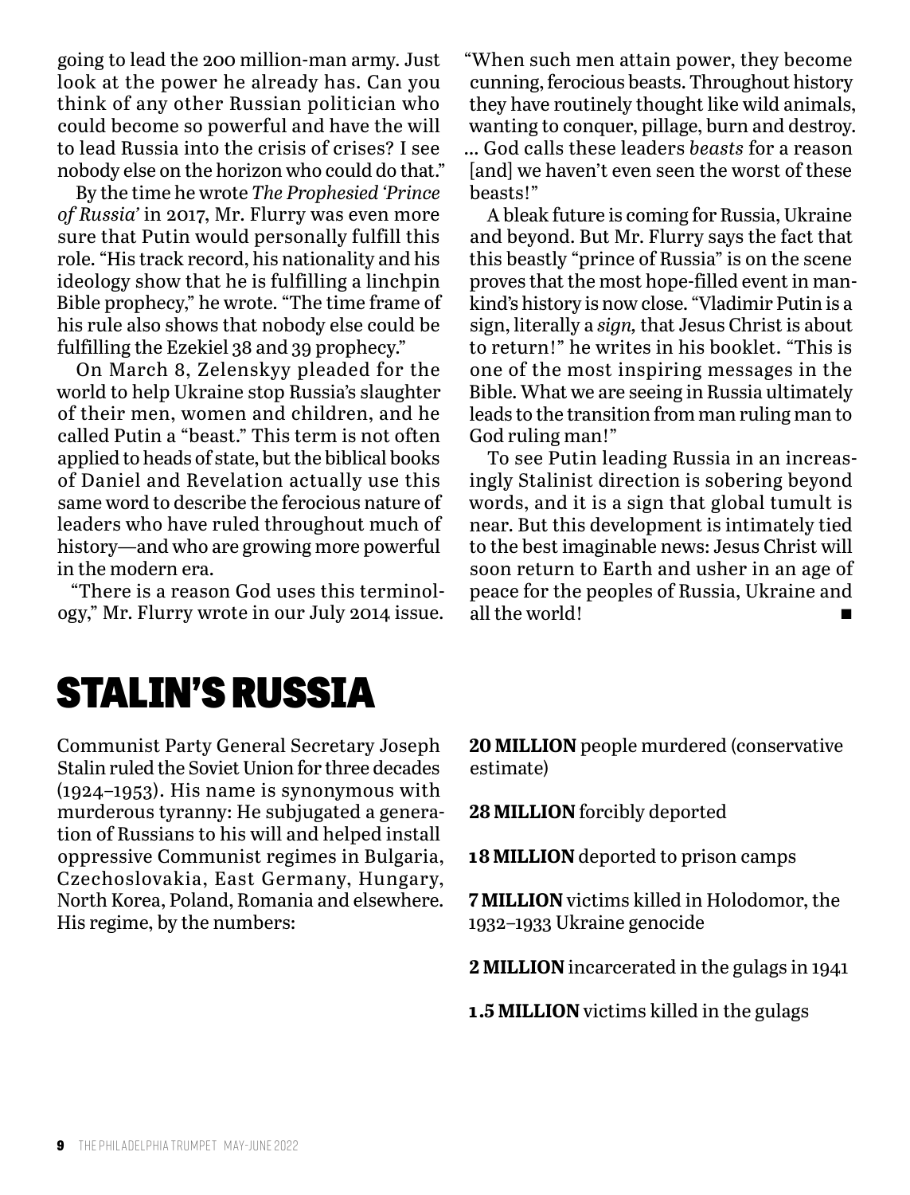going to lead the 200 million-man army. Just look at the power he already has. Can you think of any other Russian politician who could become so powerful and have the will to lead Russia into the crisis of crises? I see nobody else on the horizon who could do that."

By the time he wrote *The Prophesied 'Prince of Russia'* in 2017, Mr. Flurry was even more sure that Putin would personally fulfill this role. "His track record, his nationality and his ideology show that he is fulfilling a linchpin Bible prophecy," he wrote. "The time frame of his rule also shows that nobody else could be fulfilling the Ezekiel 38 and 39 prophecy."

On March 8, Zelenskyy pleaded for the world to help Ukraine stop Russia's slaughter of their men, women and children, and he called Putin a "beast." This term is not often applied to heads of state, but the biblical books of Daniel and Revelation actually use this same word to describe the ferocious nature of leaders who have ruled throughout much of history—and who are growing more powerful in the modern era.

"There is a reason God uses this terminology," Mr. Flurry wrote in our July 2014 issue. "When such men attain power, they become cunning, ferocious beasts. Throughout history they have routinely thought like wild animals, wanting to conquer, pillage, burn and destroy. … God calls these leaders *beasts* for a reason [and] we haven't even seen the worst of these beasts!"

A bleak future is coming for Russia, Ukraine and beyond. But Mr. Flurry says the fact that this beastly "prince of Russia" is on the scene proves that the most hope-filled event in mankind's history is now close. "Vladimir Putin is a sign, literally a *sign,* that Jesus Christ is about to return!" he writes in his booklet. "This is one of the most inspiring messages in the Bible. What we are seeing in Russia ultimately leads to the transition from man ruling man to God ruling man!"

To see Putin leading Russia in an increasingly Stalinist direction is sobering beyond words, and it is a sign that global tumult is near. But this development is intimately tied to the best imaginable news: Jesus Christ will soon return to Earth and usher in an age of peace for the peoples of Russia, Ukraine and all the world! ■

## STALIN'S RUSSIA

Communist Party General Secretary Joseph Stalin ruled the Soviet Union for three decades (1924–1953). His name is synonymous with murderous tyranny: He subjugated a generation of Russians to his will and helped install oppressive Communist regimes in Bulgaria, Czechoslovakia, East Germany, Hungary, North Korea, Poland, Romania and elsewhere. His regime, by the numbers:

**20 MILLION** people murdered (conservative estimate)

**28 MILLION** forcibly deported

**18 MILLION** deported to prison camps

**7 MILLION** victims killed in Holodomor, the 1932–1933 Ukraine genocide

**2 MILLION** incarcerated in the gulags in 1941

**1.5 MILLION** victims killed in the gulags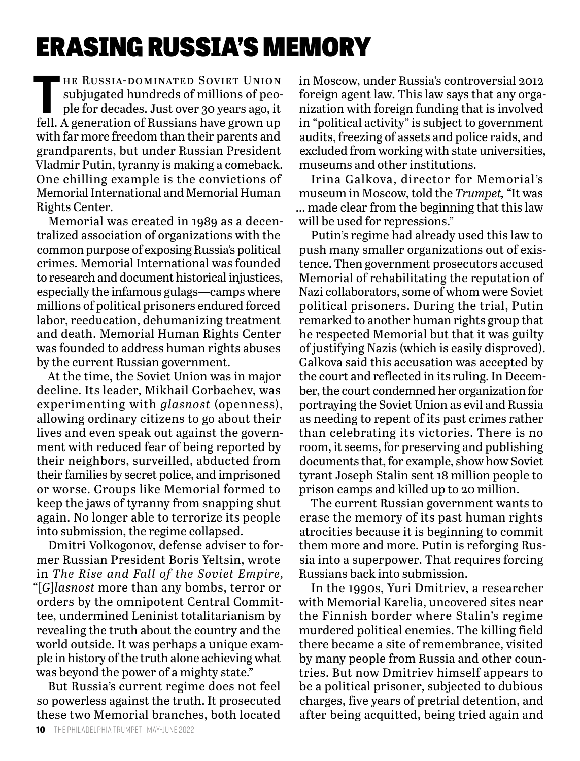# ERASING RUSSIA'S MEMORY

The Russia-dominated Soviet Union subjugated hundreds of millions of people for decades. Just over 30 years ago, it fell. A generation of Russians have grown up with far more freedom than their parents and grandparents, but under Russian President Vladmir Putin, tyranny is making a comeback. One chilling example is the convictions of Memorial International and Memorial Human Rights Center.

Memorial was created in 1989 as a decentralized association of organizations with the common purpose of exposing Russia's political crimes. Memorial International was founded to research and document historical injustices, especially the infamous gulags—camps where millions of political prisoners endured forced labor, reeducation, dehumanizing treatment and death. Memorial Human Rights Center was founded to address human rights abuses by the current Russian government.

At the time, the Soviet Union was in major decline. Its leader, Mikhail Gorbachev, was experimenting with *glasnost* (openness), allowing ordinary citizens to go about their lives and even speak out against the government with reduced fear of being reported by their neighbors, surveilled, abducted from their families by secret police, and imprisoned or worse. Groups like Memorial formed to keep the jaws of tyranny from snapping shut again. No longer able to terrorize its people into submission, the regime collapsed.

Dmitri Volkogonov, defense adviser to former Russian President Boris Yeltsin, wrote in *The Rise and Fall of the Soviet Empire,* "[*G*]*lasnost* more than any bombs, terror or orders by the omnipotent Central Committee, undermined Leninist totalitarianism by revealing the truth about the country and the world outside. It was perhaps a unique example in history of the truth alone achieving what was beyond the power of a mighty state."

But Russia's current regime does not feel so powerless against the truth. It prosecuted these two Memorial branches, both located in Moscow, under Russia's controversial 2012 foreign agent law. This law says that any organization with foreign funding that is involved in "political activity" is subject to government audits, freezing of assets and police raids, and excluded from working with state universities, museums and other institutions.

Irina Galkova, director for Memorial's museum in Moscow, told the *Trumpet,* "It was … made clear from the beginning that this law will be used for repressions."

Putin's regime had already used this law to push many smaller organizations out of existence. Then government prosecutors accused Memorial of rehabilitating the reputation of Nazi collaborators, some of whom were Soviet political prisoners. During the trial, Putin remarked to another human rights group that he respected Memorial but that it was guilty of justifying Nazis (which is easily disproved). Galkova said this accusation was accepted by the court and reflected in its ruling. In December, the court condemned her organization for portraying the Soviet Union as evil and Russia as needing to repent of its past crimes rather than celebrating its victories. There is no room, it seems, for preserving and publishing documents that, for example, show how Soviet tyrant Joseph Stalin sent 18 million people to prison camps and killed up to 20 million.

The current Russian government wants to erase the memory of its past human rights atrocities because it is beginning to commit them more and more. Putin is reforging Russia into a superpower. That requires forcing Russians back into submission.

In the 1990s, Yuri Dmitriev, a researcher with Memorial Karelia, uncovered sites near the Finnish border where Stalin's regime murdered political enemies. The killing field there became a site of remembrance, visited by many people from Russia and other countries. But now Dmitriev himself appears to be a political prisoner, subjected to dubious charges, five years of pretrial detention, and after being acquitted, being tried again and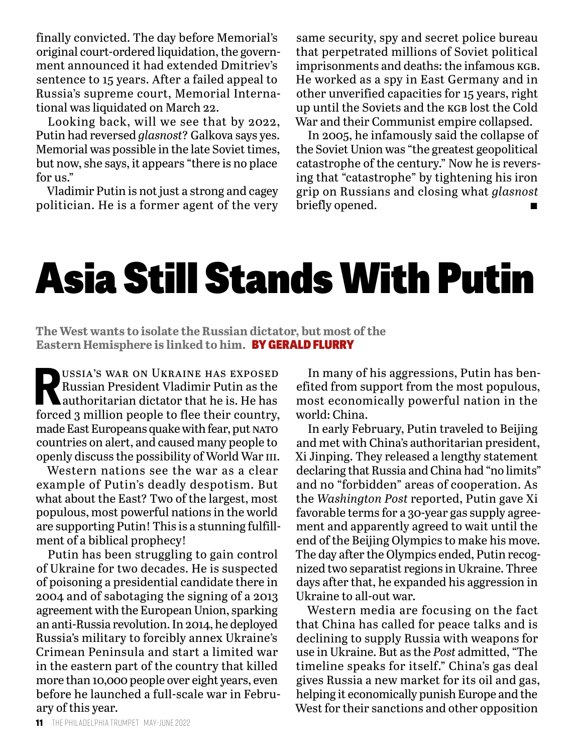finally convicted. The day before Memorial's original court-ordered liquidation, the government announced it had extended Dmitriev's sentence to 15 years. After a failed appeal to Russia's supreme court, Memorial International was liquidated on March 22.

Looking back, will we see that by 2022, Putin had reversed *glasnost*? Galkova says yes. Memorial was possible in the late Soviet times, but now, she says, it appears "there is no place for us."

Vladimir Putin is not just a strong and cagey politician. He is a former agent of the very same security, spy and secret police bureau that perpetrated millions of Soviet political imprisonments and deaths: the infamous KGB. He worked as a spy in East Germany and in other unverified capacities for 15 years, right up until the Soviets and the KGB lost the Cold War and their Communist empire collapsed.

In 2005, he infamously said the collapse of the Soviet Union was "the greatest geopolitical catastrophe of the century." Now he is reversing that "catastrophe" by tightening his iron grip on Russians and closing what *glasnost* briefly opened. ■

# Asia Still Stands With Putin

**The West wants to isolate the Russian dictator, but most of the Eastern Hemisphere is linked to him.** **BY GERALD FLURRY**

Russia's war on Ukraine has exposed Russian President Vladimir Putin as the authoritarian dictator that he is. He has forced 3 million people to flee their country, made East Europeans quake with fear, put NATO countries on alert, and caused many people to openly discuss the possibility of World War III.

Western nations see the war as a clear example of Putin's deadly despotism. But what about the East? Two of the largest, most populous, most powerful nations in the world are supporting Putin! This is a stunning fulfillment of a biblical prophecy!

Putin has been struggling to gain control of Ukraine for two decades. He is suspected of poisoning a presidential candidate there in 2004 and of sabotaging the signing of a 2013 agreement with the European Union, sparking an anti-Russia revolution. In 2014, he deployed Russia's military to forcibly annex Ukraine's Crimean Peninsula and start a limited war in the eastern part of the country that killed more than 10,000 people over eight years, even before he launched a full-scale war in February of this year.

In many of his aggressions, Putin has benefited from support from the most populous, most economically powerful nation in the world: China.

In early February, Putin traveled to Beijing and met with China's authoritarian president, Xi Jinping. They released a lengthy statement declaring that Russia and China had "no limits" and no "forbidden" areas of cooperation. As the *Washington Post* reported, Putin gave Xi favorable terms for a 30-year gas supply agreement and apparently agreed to wait until the end of the Beijing Olympics to make his move. The day after the Olympics ended, Putin recognized two separatist regions in Ukraine. Three days after that, he expanded his aggression in Ukraine to all-out war.

Western media are focusing on the fact that China has called for peace talks and is declining to supply Russia with weapons for use in Ukraine. But as the *Post* admitted, "The timeline speaks for itself." China's gas deal gives Russia a new market for its oil and gas, helping it economically punish Europe and the West for their sanctions and other opposition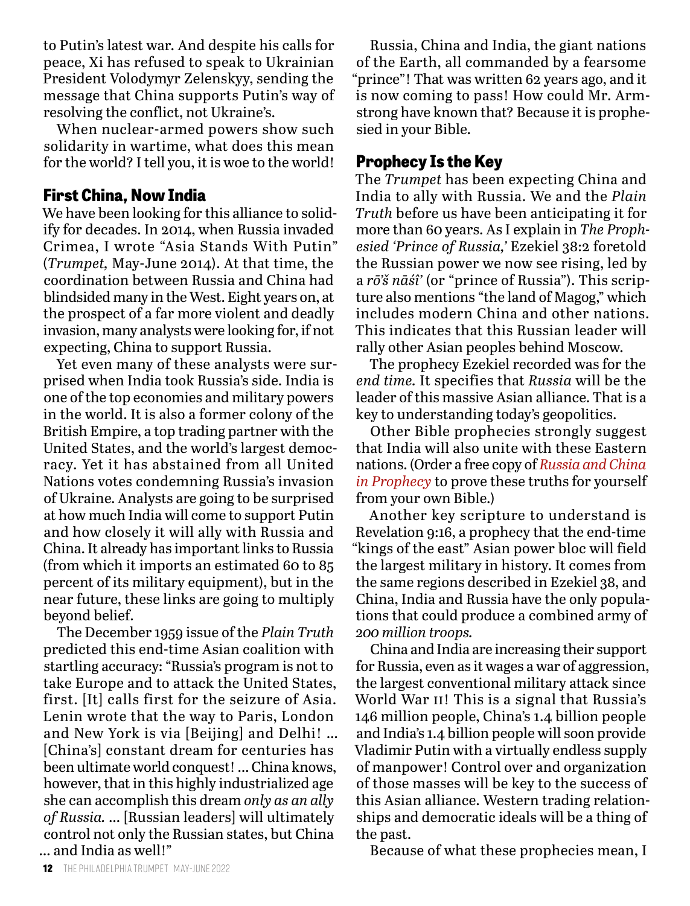to Putin's latest war. And despite his calls for peace, Xi has refused to speak to Ukrainian President Volodymyr Zelenskyy, sending the message that China supports Putin's way of resolving the conflict, not Ukraine's.

When nuclear-armed powers show such solidarity in wartime, what does this mean for the world? I tell you, it is woe to the world!

## First China, Now India

We have been looking for this alliance to solidify for decades. In 2014, when Russia invaded Crimea, I wrote "Asia Stands With Putin" (*Trumpet,* May-June 2014). At that time, the coordination between Russia and China had blindsided many in the West. Eight years on, at the prospect of a far more violent and deadly invasion, many analysts were looking for, if not expecting, China to support Russia.

Yet even many of these analysts were surprised when India took Russia's side. India is one of the top economies and military powers in the world. It is also a former colony of the British Empire, a top trading partner with the United States, and the world's largest democracy. Yet it has abstained from all United Nations votes condemning Russia's invasion of Ukraine. Analysts are going to be surprised at how much India will come to support Putin and how closely it will ally with Russia and China. It already has important links to Russia (from which it imports an estimated 60 to 85 percent of its military equipment), but in the near future, these links are going to multiply beyond belief.

The December 1959 issue of the *Plain Truth* predicted this end-time Asian coalition with startling accuracy: "Russia's program is not to take Europe and to attack the United States, first. [It] calls first for the seizure of Asia. Lenin wrote that the way to Paris, London and New York is via [Beijing] and Delhi! … [China's] constant dream for centuries has been ultimate world conquest! … China knows, however, that in this highly industrialized age she can accomplish this dream *only as an ally of Russia.* … [Russian leaders] will ultimately control not only the Russian states, but China … and India as well!"

Russia, China and India, the giant nations of the Earth, all commanded by a fearsome "prince"! That was written 62 years ago, and it is now coming to pass! How could Mr. Armstrong have known that? Because it is prophesied in your Bible.

## Prophecy Is the Key

The *Trumpet* has been expecting China and India to ally with Russia. We and the *Plain Truth* before us have been anticipating it for more than 60 years. As I explain in *The Prophesied 'Prince of Russia,'* Ezekiel 38:2 foretold the Russian power we now see rising, led by a *rō'š nāśî'* (or "prince of Russia"). This scripture also mentions "the land of Magog," which includes modern China and other nations. This indicates that this Russian leader will rally other Asian peoples behind Moscow.

The prophecy Ezekiel recorded was for the *end time.* It specifies that *Russia* will be the leader of this massive Asian alliance. That is a key to understanding today's geopolitics.

Other Bible prophecies strongly suggest that India will also unite with these Eastern nations. (Order a free copy of *Russia and China in Prophecy* to prove these truths for yourself from your own Bible.)

Another key scripture to understand is Revelation 9:16, a prophecy that the end-time "kings of the east" Asian power bloc will field the largest military in history. It comes from the same regions described in Ezekiel 38, and China, India and Russia have the only populations that could produce a combined army of *200 million troops.*

China and India are increasing their support for Russia, even as it wages a war of aggression, the largest conventional military attack since World War II! This is a signal that Russia's 146 million people, China's 1.4 billion people and India's 1.4 billion people will soon provide Vladimir Putin with a virtually endless supply of manpower! Control over and organization of those masses will be key to the success of this Asian alliance. Western trading relationships and democratic ideals will be a thing of the past.

Because of what these prophecies mean, I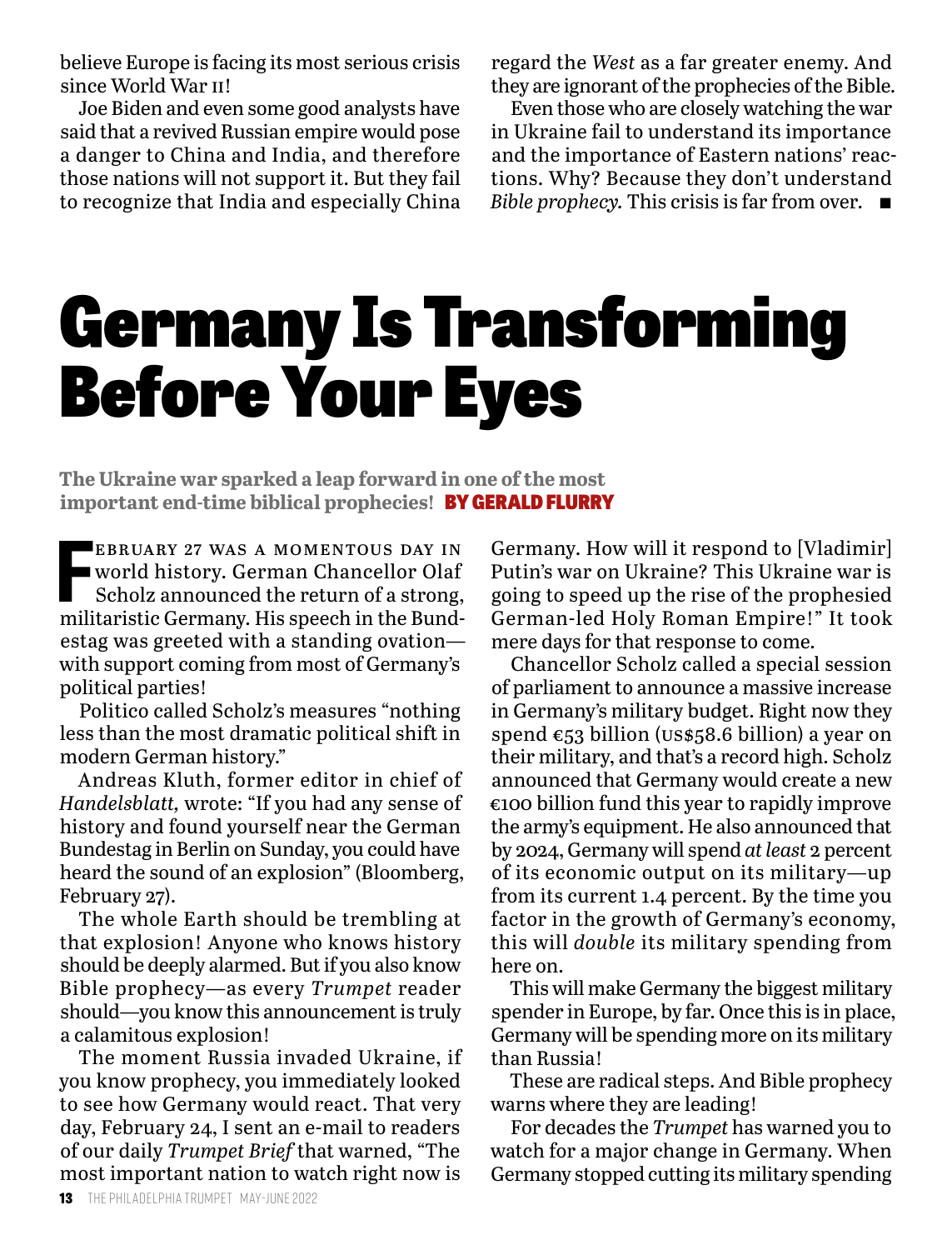believe Europe is facing its most serious crisis since World War II!

Joe Biden and even some good analysts have said that a revived Russian empire would pose a danger to China and India, and therefore those nations will not support it. But they fail to recognize that India and especially China regard the *West* as a far greater enemy. And they are ignorant of the prophecies of the Bible.

Even those who are closely watching the war in Ukraine fail to understand its importance and the importance of Eastern nations' reactions. Why? Because they don't understand *Bible prophecy.* This crisis is far from over. ■

# Germany Is Transforming Before Your Eyes

**The Ukraine war sparked a leap forward in one of the most important end-time biblical prophecies!** **BY GERALD FLURRY**

February 27 was a momentous day in world history. German Chancellor Olaf Scholz announced the return of a strong, militaristic Germany. His speech in the Bundestag was greeted with a standing ovation—with support coming from most of Germany's political parties!

Politico called Scholz's measures "nothing less than the most dramatic political shift in modern German history."

Andreas Kluth, former editor in chief of *Handelsblatt,* wrote: "If you had any sense of history and found yourself near the German Bundestag in Berlin on Sunday, you could have heard the sound of an explosion" (Bloomberg, February 27).

The whole Earth should be trembling at that explosion! Anyone who knows history should be deeply alarmed. But if you also know Bible prophecy—as every *Trumpet* reader should—you know this announcement is truly a calamitous explosion!

The moment Russia invaded Ukraine, if you know prophecy, you immediately looked to see how Germany would react. That very day, February 24, I sent an e-mail to readers of our daily *Trumpet Brief* that warned, "The most important nation to watch right now is Germany. How will it respond to [Vladimir] Putin's war on Ukraine? This Ukraine war is going to speed up the rise of the prophesied German-led Holy Roman Empire!" It took mere days for that response to come.

Chancellor Scholz called a special session of parliament to announce a massive increase in Germany's military budget. Right now they spend €53 billion (US$58.6 billion) a year on their military, and that's a record high. Scholz announced that Germany would create a new €100 billion fund this year to rapidly improve the army's equipment. He also announced that by 2024, Germany will spend *at least* 2 percent of its economic output on its military—up from its current 1.4 percent. By the time you factor in the growth of Germany's economy, this will *double* its military spending from here on.

This will make Germany the biggest military spender in Europe, by far. Once this is in place, Germany will be spending more on its military than Russia!

These are radical steps. And Bible prophecy warns where they are leading!

For decades the *Trumpet* has warned you to watch for a major change in Germany. When Germany stopped cutting its military spending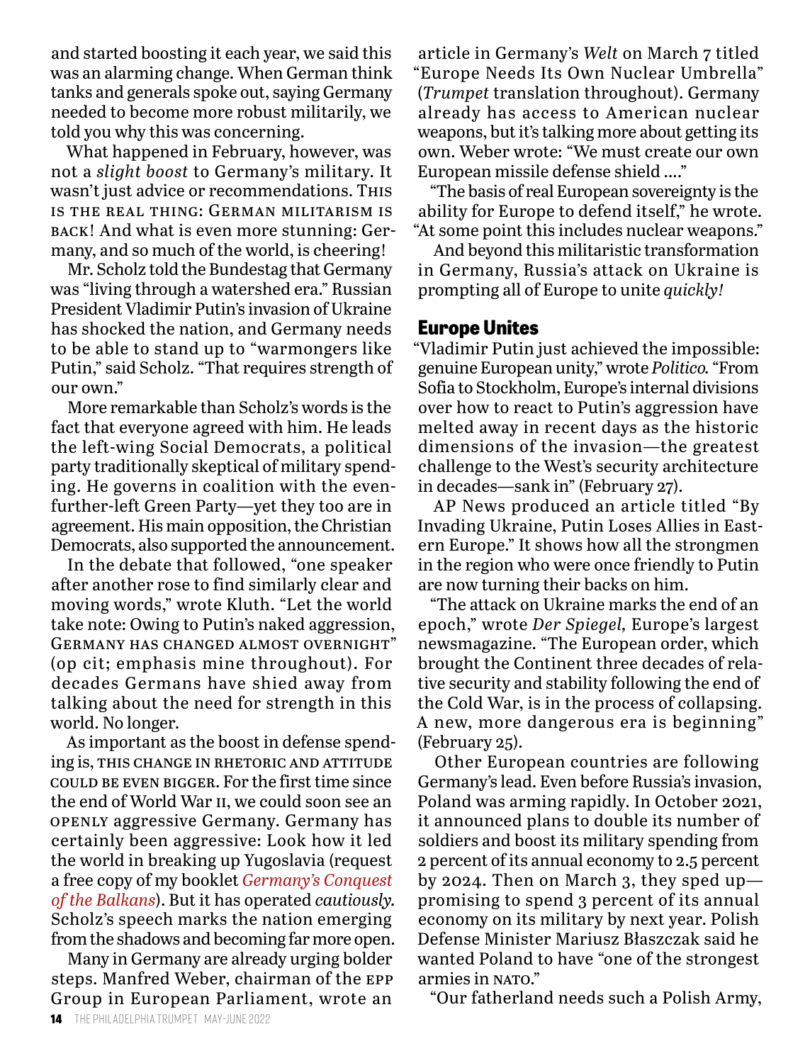and started boosting it each year, we said this was an alarming change. When German think tanks and generals spoke out, saying Germany needed to become more robust militarily, we told you why this was concerning.

What happened in February, however, was not a *slight boost* to Germany's military. It wasn't just advice or recommendations. THIS IS THE REAL THING: GERMAN MILITARISM IS BACK! And what is even more stunning: Germany, and so much of the world, is cheering!

Mr. Scholz told the Bundestag that Germany was "living through a watershed era." Russian President Vladimir Putin's invasion of Ukraine has shocked the nation, and Germany needs to be able to stand up to "warmongers like Putin," said Scholz. "That requires strength of our own."

More remarkable than Scholz's words is the fact that everyone agreed with him. He leads the left-wing Social Democrats, a political party traditionally skeptical of military spending. He governs in coalition with the even-further-left Green Party—yet they too are in agreement. His main opposition, the Christian Democrats, also supported the announcement.

In the debate that followed, "one speaker after another rose to find similarly clear and moving words," wrote Kluth. "Let the world take note: Owing to Putin's naked aggression, GERMANY HAS CHANGED ALMOST OVERNIGHT" (op cit; emphasis mine throughout). For decades Germans have shied away from talking about the need for strength in this world. No longer.

As important as the boost in defense spending is, THIS CHANGE IN RHETORIC AND ATTITUDE COULD BE EVEN BIGGER. For the first time since the end of World War II, we could soon see an OPENLY aggressive Germany. Germany has certainly been aggressive: Look how it led the world in breaking up Yugoslavia (request a free copy of my booklet *Germany's Conquest of the Balkans*). But it has operated *cautiously.* Scholz's speech marks the nation emerging from the shadows and becoming far more open.

Many in Germany are already urging bolder steps. Manfred Weber, chairman of the EPP Group in European Parliament, wrote an article in Germany's *Welt* on March 7 titled "Europe Needs Its Own Nuclear Umbrella" (*Trumpet* translation throughout). Germany already has access to American nuclear weapons, but it's talking more about getting its own. Weber wrote: "We must create our own European missile defense shield …."

"The basis of real European sovereignty is the ability for Europe to defend itself," he wrote. "At some point this includes nuclear weapons."

And beyond this militaristic transformation in Germany, Russia's attack on Ukraine is prompting all of Europe to unite *quickly!*

## Europe Unites

"Vladimir Putin just achieved the impossible: genuine European unity," wrote *Politico.* "From Sofia to Stockholm, Europe's internal divisions over how to react to Putin's aggression have melted away in recent days as the historic dimensions of the invasion—the greatest challenge to the West's security architecture in decades—sank in" (February 27).

AP News produced an article titled "By Invading Ukraine, Putin Loses Allies in Eastern Europe." It shows how all the strongmen in the region who were once friendly to Putin are now turning their backs on him.

"The attack on Ukraine marks the end of an epoch," wrote *Der Spiegel,* Europe's largest newsmagazine. "The European order, which brought the Continent three decades of relative security and stability following the end of the Cold War, is in the process of collapsing. A new, more dangerous era is beginning" (February 25).

Other European countries are following Germany's lead. Even before Russia's invasion, Poland was arming rapidly. In October 2021, it announced plans to double its number of soldiers and boost its military spending from 2 percent of its annual economy to 2.5 percent by 2024. Then on March 3, they sped up—promising to spend 3 percent of its annual economy on its military by next year. Polish Defense Minister Mariusz Błaszczak said he wanted Poland to have "one of the strongest armies in NATO."

"Our fatherland needs such a Polish Army,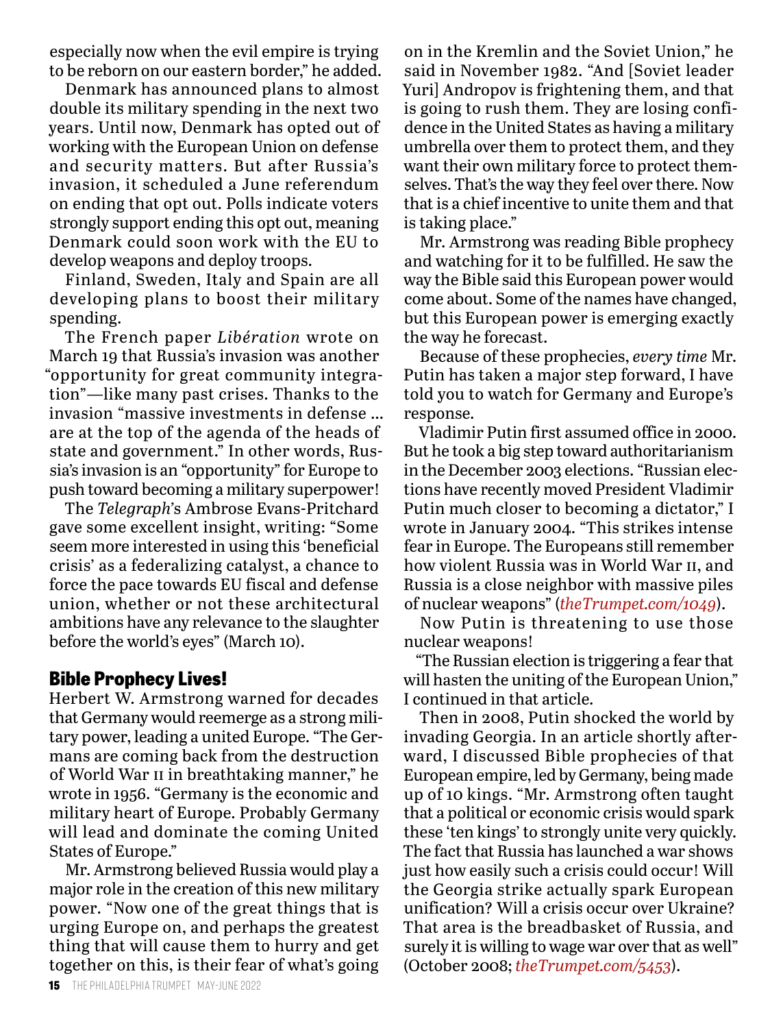especially now when the evil empire is trying to be reborn on our eastern border," he added.

Denmark has announced plans to almost double its military spending in the next two years. Until now, Denmark has opted out of working with the European Union on defense and security matters. But after Russia's invasion, it scheduled a June referendum on ending that opt out. Polls indicate voters strongly support ending this opt out, meaning Denmark could soon work with the EU to develop weapons and deploy troops.

Finland, Sweden, Italy and Spain are all developing plans to boost their military spending.

The French paper *Libération* wrote on March 19 that Russia's invasion was another "opportunity for great community integration"—like many past crises. Thanks to the invasion "massive investments in defense … are at the top of the agenda of the heads of state and government." In other words, Russia's invasion is an "opportunity" for Europe to push toward becoming a military superpower!

The *Telegraph*'s Ambrose Evans-Pritchard gave some excellent insight, writing: "Some seem more interested in using this 'beneficial crisis' as a federalizing catalyst, a chance to force the pace towards EU fiscal and defense union, whether or not these architectural ambitions have any relevance to the slaughter before the world's eyes" (March 10).

## Bible Prophecy Lives!

Herbert W. Armstrong warned for decades that Germany would reemerge as a strong military power, leading a united Europe. "The Germans are coming back from the destruction of World War II in breathtaking manner," he wrote in 1956. "Germany is the economic and military heart of Europe. Probably Germany will lead and dominate the coming United States of Europe."

Mr. Armstrong believed Russia would play a major role in the creation of this new military power. "Now one of the great things that is urging Europe on, and perhaps the greatest thing that will cause them to hurry and get together on this, is their fear of what's going on in the Kremlin and the Soviet Union," he said in November 1982. "And [Soviet leader Yuri] Andropov is frightening them, and that is going to rush them. They are losing confidence in the United States as having a military umbrella over them to protect them, and they want their own military force to protect themselves. That's the way they feel over there. Now that is a chief incentive to unite them and that is taking place."

Mr. Armstrong was reading Bible prophecy and watching for it to be fulfilled. He saw the way the Bible said this European power would come about. Some of the names have changed, but this European power is emerging exactly the way he forecast.

Because of these prophecies, *every time* Mr. Putin has taken a major step forward, I have told you to watch for Germany and Europe's response.

Vladimir Putin first assumed office in 2000. But he took a big step toward authoritarianism in the December 2003 elections. "Russian elections have recently moved President Vladimir Putin much closer to becoming a dictator," I wrote in January 2004. "This strikes intense fear in Europe. The Europeans still remember how violent Russia was in World War II, and Russia is a close neighbor with massive piles of nuclear weapons" (*theTrumpet.com/1049*).

Now Putin is threatening to use those nuclear weapons!

"The Russian election is triggering a fear that will hasten the uniting of the European Union," I continued in that article.

Then in 2008, Putin shocked the world by invading Georgia. In an article shortly afterward, I discussed Bible prophecies of that European empire, led by Germany, being made up of 10 kings. "Mr. Armstrong often taught that a political or economic crisis would spark these 'ten kings' to strongly unite very quickly. The fact that Russia has launched a war shows just how easily such a crisis could occur! Will the Georgia strike actually spark European unification? Will a crisis occur over Ukraine? That area is the breadbasket of Russia, and surely it is willing to wage war over that as well" (October 2008; *theTrumpet.com/5453*).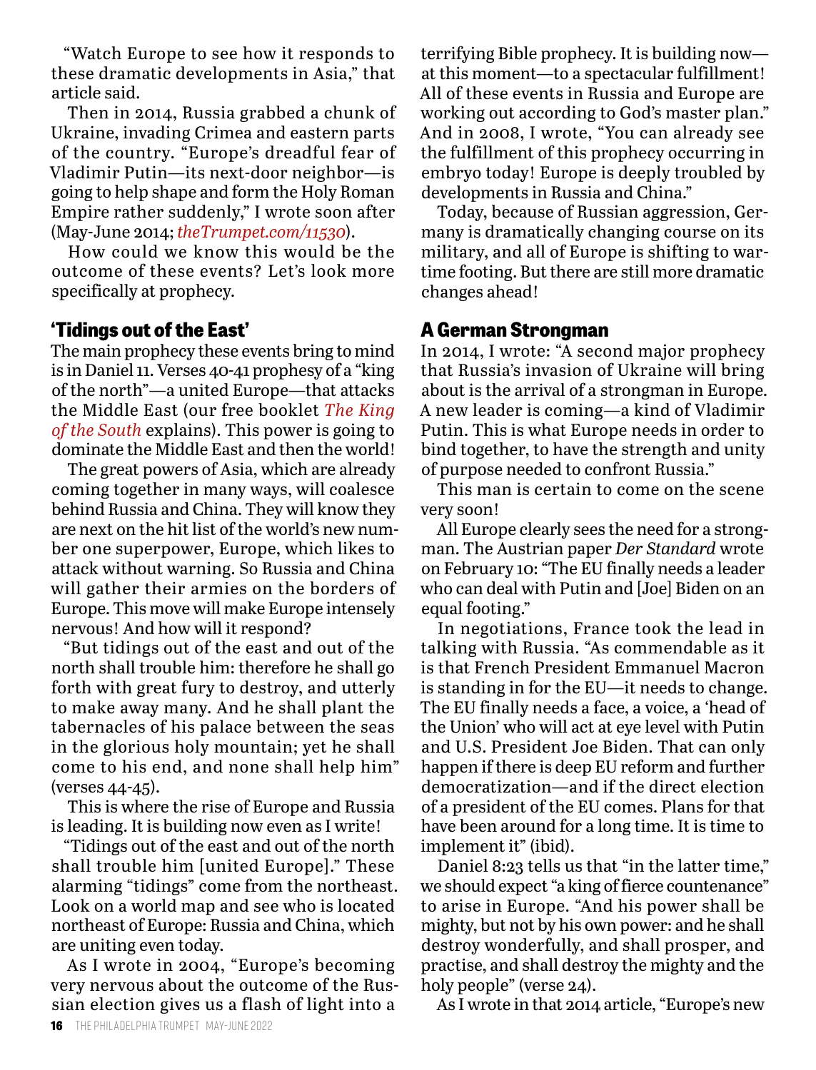"Watch Europe to see how it responds to these dramatic developments in Asia," that article said.

Then in 2014, Russia grabbed a chunk of Ukraine, invading Crimea and eastern parts of the country. "Europe's dreadful fear of Vladimir Putin—its next-door neighbor—is going to help shape and form the Holy Roman Empire rather suddenly," I wrote soon after (May-June 2014; *theTrumpet.com/11530*).

How could we know this would be the outcome of these events? Let's look more specifically at prophecy.

## 'Tidings out of the East'

The main prophecy these events bring to mind is in Daniel 11. Verses 40-41 prophesy of a "king of the north"—a united Europe—that attacks the Middle East (our free booklet *The King of the South* explains). This power is going to dominate the Middle East and then the world!

The great powers of Asia, which are already coming together in many ways, will coalesce behind Russia and China. They will know they are next on the hit list of the world's new number one superpower, Europe, which likes to attack without warning. So Russia and China will gather their armies on the borders of Europe. This move will make Europe intensely nervous! And how will it respond?

"But tidings out of the east and out of the north shall trouble him: therefore he shall go forth with great fury to destroy, and utterly to make away many. And he shall plant the tabernacles of his palace between the seas in the glorious holy mountain; yet he shall come to his end, and none shall help him" (verses 44-45).

This is where the rise of Europe and Russia is leading. It is building now even as I write!

"Tidings out of the east and out of the north shall trouble him [united Europe]." These alarming "tidings" come from the northeast. Look on a world map and see who is located northeast of Europe: Russia and China, which are uniting even today.

As I wrote in 2004, "Europe's becoming very nervous about the outcome of the Russian election gives us a flash of light into a terrifying Bible prophecy. It is building now—at this moment—to a spectacular fulfillment! All of these events in Russia and Europe are working out according to God's master plan." And in 2008, I wrote, "You can already see the fulfillment of this prophecy occurring in embryo today! Europe is deeply troubled by developments in Russia and China."

Today, because of Russian aggression, Germany is dramatically changing course on its military, and all of Europe is shifting to wartime footing. But there are still more dramatic changes ahead!

## A German Strongman

In 2014, I wrote: "A second major prophecy that Russia's invasion of Ukraine will bring about is the arrival of a strongman in Europe. A new leader is coming—a kind of Vladimir Putin. This is what Europe needs in order to bind together, to have the strength and unity of purpose needed to confront Russia."

This man is certain to come on the scene very soon!

All Europe clearly sees the need for a strongman. The Austrian paper *Der Standard* wrote on February 10: "The EU finally needs a leader who can deal with Putin and [Joe] Biden on an equal footing."

In negotiations, France took the lead in talking with Russia. "As commendable as it is that French President Emmanuel Macron is standing in for the EU—it needs to change. The EU finally needs a face, a voice, a 'head of the Union' who will act at eye level with Putin and U.S. President Joe Biden. That can only happen if there is deep EU reform and further democratization—and if the direct election of a president of the EU comes. Plans for that have been around for a long time. It is time to implement it" (ibid).

Daniel 8:23 tells us that "in the latter time," we should expect "a king of fierce countenance" to arise in Europe. "And his power shall be mighty, but not by his own power: and he shall destroy wonderfully, and shall prosper, and practise, and shall destroy the mighty and the holy people" (verse 24).

As I wrote in that 2014 article, "Europe's new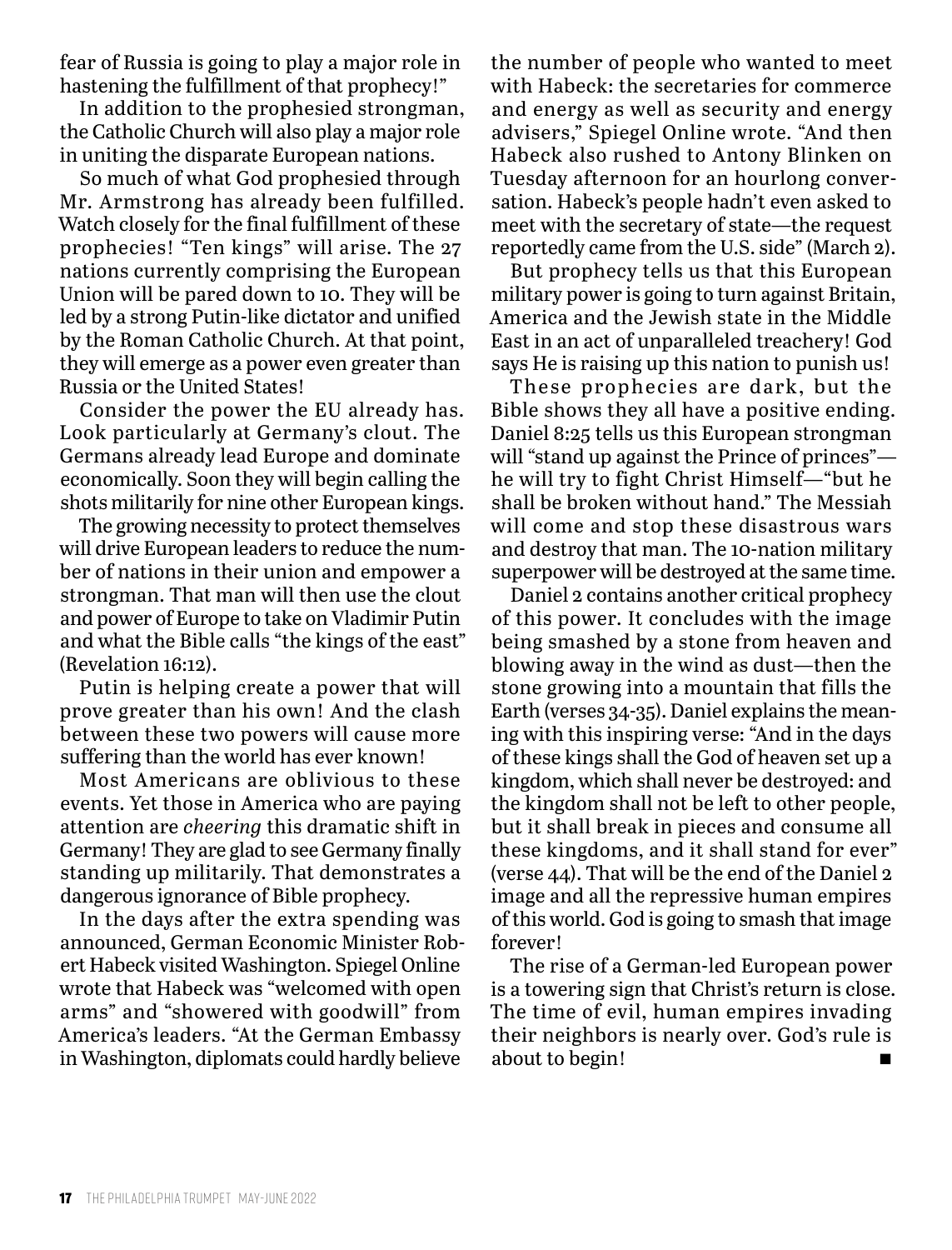fear of Russia is going to play a major role in hastening the fulfillment of that prophecy!"

In addition to the prophesied strongman, the Catholic Church will also play a major role in uniting the disparate European nations.

So much of what God prophesied through Mr. Armstrong has already been fulfilled. Watch closely for the final fulfillment of these prophecies! "Ten kings" will arise. The 27 nations currently comprising the European Union will be pared down to 10. They will be led by a strong Putin-like dictator and unified by the Roman Catholic Church. At that point, they will emerge as a power even greater than Russia or the United States!

Consider the power the EU already has. Look particularly at Germany's clout. The Germans already lead Europe and dominate economically. Soon they will begin calling the shots militarily for nine other European kings.

The growing necessity to protect themselves will drive European leaders to reduce the number of nations in their union and empower a strongman. That man will then use the clout and power of Europe to take on Vladimir Putin and what the Bible calls "the kings of the east" (Revelation 16:12).

Putin is helping create a power that will prove greater than his own! And the clash between these two powers will cause more suffering than the world has ever known!

Most Americans are oblivious to these events. Yet those in America who are paying attention are *cheering* this dramatic shift in Germany! They are glad to see Germany finally standing up militarily. That demonstrates a dangerous ignorance of Bible prophecy.

In the days after the extra spending was announced, German Economic Minister Robert Habeck visited Washington. Spiegel Online wrote that Habeck was "welcomed with open arms" and "showered with goodwill" from America's leaders. "At the German Embassy in Washington, diplomats could hardly believe the number of people who wanted to meet with Habeck: the secretaries for commerce and energy as well as security and energy advisers," Spiegel Online wrote. "And then Habeck also rushed to Antony Blinken on Tuesday afternoon for an hourlong conversation. Habeck's people hadn't even asked to meet with the secretary of state—the request reportedly came from the U.S. side" (March 2).

But prophecy tells us that this European military power is going to turn against Britain, America and the Jewish state in the Middle East in an act of unparalleled treachery! God says He is raising up this nation to punish us!

These prophecies are dark, but the Bible shows they all have a positive ending. Daniel 8:25 tells us this European strongman will "stand up against the Prince of princes"—he will try to fight Christ Himself—"but he shall be broken without hand." The Messiah will come and stop these disastrous wars and destroy that man. The 10-nation military superpower will be destroyed at the same time.

Daniel 2 contains another critical prophecy of this power. It concludes with the image being smashed by a stone from heaven and blowing away in the wind as dust—then the stone growing into a mountain that fills the Earth (verses 34-35). Daniel explains the meaning with this inspiring verse: "And in the days of these kings shall the God of heaven set up a kingdom, which shall never be destroyed: and the kingdom shall not be left to other people, but it shall break in pieces and consume all these kingdoms, and it shall stand for ever" (verse 44). That will be the end of the Daniel 2 image and all the repressive human empires of this world. God is going to smash that image forever!

The rise of a German-led European power is a towering sign that Christ's return is close. The time of evil, human empires invading their neighbors is nearly over. God's rule is about to begin! ■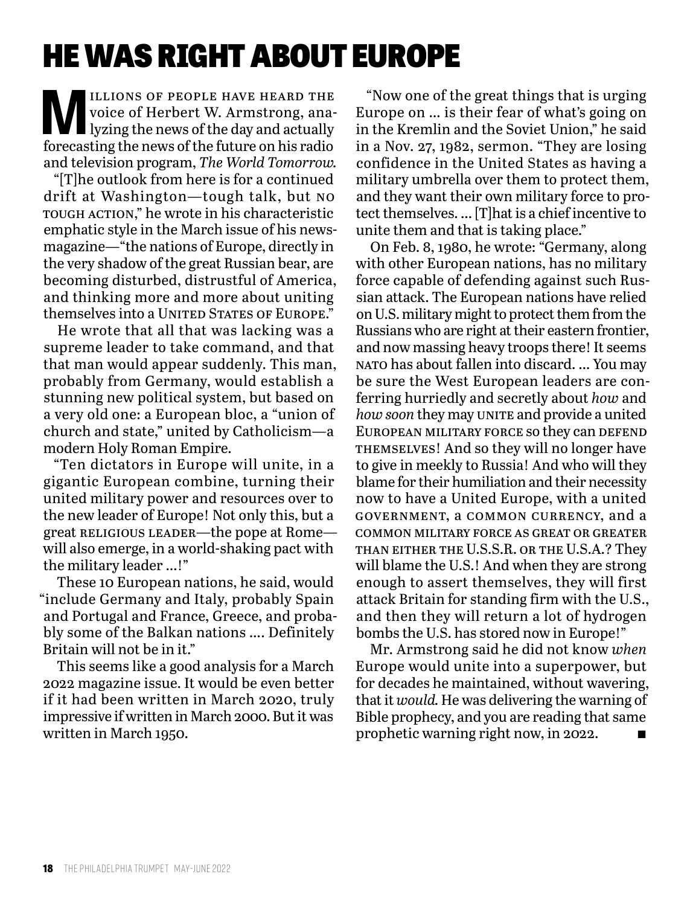# HE WAS RIGHT ABOUT EUROPE

Millions of people have heard the voice of Herbert W. Armstrong, analyzing the news of the day and actually forecasting the news of the future on his radio and television program, *The World Tomorrow.*

"[T]he outlook from here is for a continued drift at Washington—tough talk, but NO TOUGH ACTION," he wrote in his characteristic emphatic style in the March issue of his newsmagazine—"the nations of Europe, directly in the very shadow of the great Russian bear, are becoming disturbed, distrustful of America, and thinking more and more about uniting themselves into a UNITED STATES OF EUROPE."

He wrote that all that was lacking was a supreme leader to take command, and that that man would appear suddenly. This man, probably from Germany, would establish a stunning new political system, but based on a very old one: a European bloc, a "union of church and state," united by Catholicism—a modern Holy Roman Empire.

"Ten dictators in Europe will unite, in a gigantic European combine, turning their united military power and resources over to the new leader of Europe! Not only this, but a great RELIGIOUS LEADER—the pope at Rome—will also emerge, in a world-shaking pact with the military leader …!"

These 10 European nations, he said, would "include Germany and Italy, probably Spain and Portugal and France, Greece, and probably some of the Balkan nations …. Definitely Britain will not be in it."

This seems like a good analysis for a March 2022 magazine issue. It would be even better if it had been written in March 2020, truly impressive if written in March 2000. But it was written in March 1950.

"Now one of the great things that is urging Europe on … is their fear of what's going on in the Kremlin and the Soviet Union," he said in a Nov. 27, 1982, sermon. "They are losing confidence in the United States as having a military umbrella over them to protect them, and they want their own military force to protect themselves. … [T]hat is a chief incentive to unite them and that is taking place."

On Feb. 8, 1980, he wrote: "Germany, along with other European nations, has no military force capable of defending against such Russian attack. The European nations have relied on U.S. military might to protect them from the Russians who are right at their eastern frontier, and now massing heavy troops there! It seems NATO has about fallen into discard. … You may be sure the West European leaders are conferring hurriedly and secretly about *how* and *how soon* they may UNITE and provide a united EUROPEAN MILITARY FORCE so they can DEFEND THEMSELVES! And so they will no longer have to give in meekly to Russia! And who will they blame for their humiliation and their necessity now to have a United Europe, with a united GOVERNMENT, a COMMON CURRENCY, and a COMMON MILITARY FORCE AS GREAT OR GREATER THAN EITHER THE U.S.S.R. OR THE U.S.A.? They will blame the U.S.! And when they are strong enough to assert themselves, they will first attack Britain for standing firm with the U.S., and then they will return a lot of hydrogen bombs the U.S. has stored now in Europe!"

Mr. Armstrong said he did not know *when* Europe would unite into a superpower, but for decades he maintained, without wavering, that it *would.* He was delivering the warning of Bible prophecy, and you are reading that same prophetic warning right now, in 2022. ■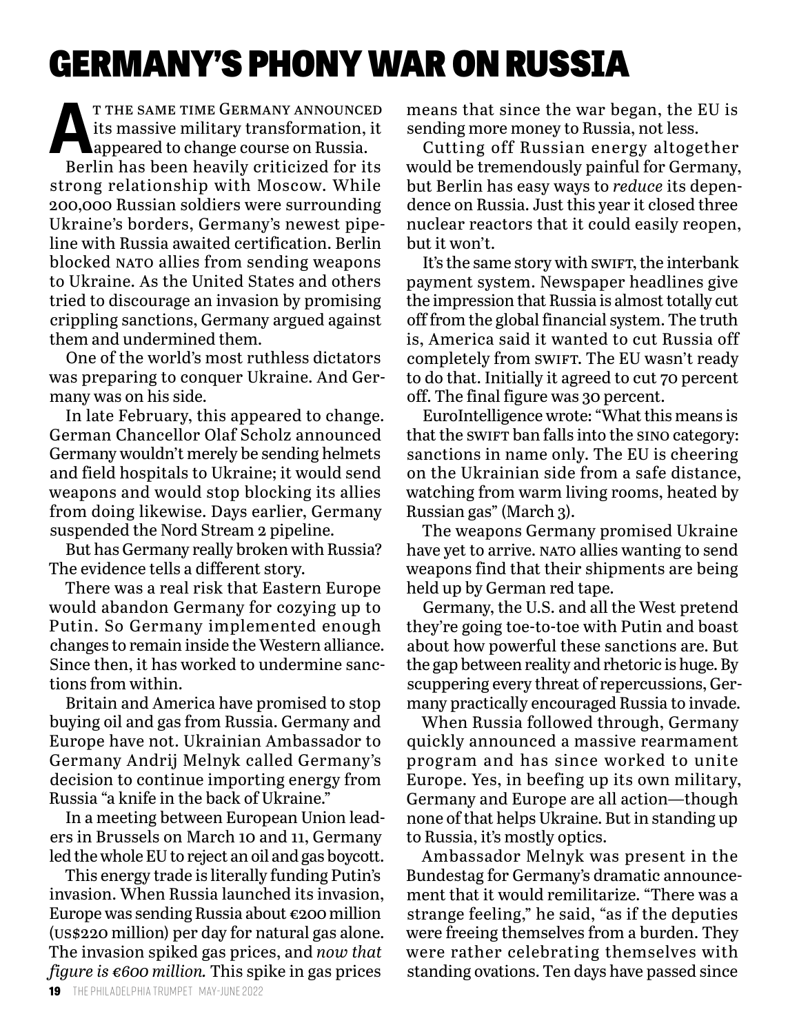# GERMANY'S PHONY WAR ON RUSSIA

At the same time Germany announced its massive military transformation, it appeared to change course on Russia.

Berlin has been heavily criticized for its strong relationship with Moscow. While 200,000 Russian soldiers were surrounding Ukraine's borders, Germany's newest pipeline with Russia awaited certification. Berlin blocked NATO allies from sending weapons to Ukraine. As the United States and others tried to discourage an invasion by promising crippling sanctions, Germany argued against them and undermined them.

One of the world's most ruthless dictators was preparing to conquer Ukraine. And Germany was on his side.

In late February, this appeared to change. German Chancellor Olaf Scholz announced Germany wouldn't merely be sending helmets and field hospitals to Ukraine; it would send weapons and would stop blocking its allies from doing likewise. Days earlier, Germany suspended the Nord Stream 2 pipeline.

But has Germany really broken with Russia? The evidence tells a different story.

There was a real risk that Eastern Europe would abandon Germany for cozying up to Putin. So Germany implemented enough changes to remain inside the Western alliance. Since then, it has worked to undermine sanctions from within.

Britain and America have promised to stop buying oil and gas from Russia. Germany and Europe have not. Ukrainian Ambassador to Germany Andrij Melnyk called Germany's decision to continue importing energy from Russia "a knife in the back of Ukraine."

In a meeting between European Union leaders in Brussels on March 10 and 11, Germany led the whole EU to reject an oil and gas boycott.

This energy trade is literally funding Putin's invasion. When Russia launched its invasion, Europe was sending Russia about €200 million (US$220 million) per day for natural gas alone. The invasion spiked gas prices, and *now that figure is €600 million.* This spike in gas prices means that since the war began, the EU is sending more money to Russia, not less.

Cutting off Russian energy altogether would be tremendously painful for Germany, but Berlin has easy ways to *reduce* its dependence on Russia. Just this year it closed three nuclear reactors that it could easily reopen, but it won't.

It's the same story with SWIFT, the interbank payment system. Newspaper headlines give the impression that Russia is almost totally cut off from the global financial system. The truth is, America said it wanted to cut Russia off completely from SWIFT. The EU wasn't ready to do that. Initially it agreed to cut 70 percent off. The final figure was 30 percent.

EuroIntelligence wrote: "What this means is that the SWIFT ban falls into the SINO category: sanctions in name only. The EU is cheering on the Ukrainian side from a safe distance, watching from warm living rooms, heated by Russian gas" (March 3).

The weapons Germany promised Ukraine have yet to arrive. NATO allies wanting to send weapons find that their shipments are being held up by German red tape.

Germany, the U.S. and all the West pretend they're going toe-to-toe with Putin and boast about how powerful these sanctions are. But the gap between reality and rhetoric is huge. By scuppering every threat of repercussions, Germany practically encouraged Russia to invade.

When Russia followed through, Germany quickly announced a massive rearmament program and has since worked to unite Europe. Yes, in beefing up its own military, Germany and Europe are all action—though none of that helps Ukraine. But in standing up to Russia, it's mostly optics.

Ambassador Melnyk was present in the Bundestag for Germany's dramatic announcement that it would remilitarize. "There was a strange feeling," he said, "as if the deputies were freeing themselves from a burden. They were rather celebrating themselves with standing ovations. Ten days have passed since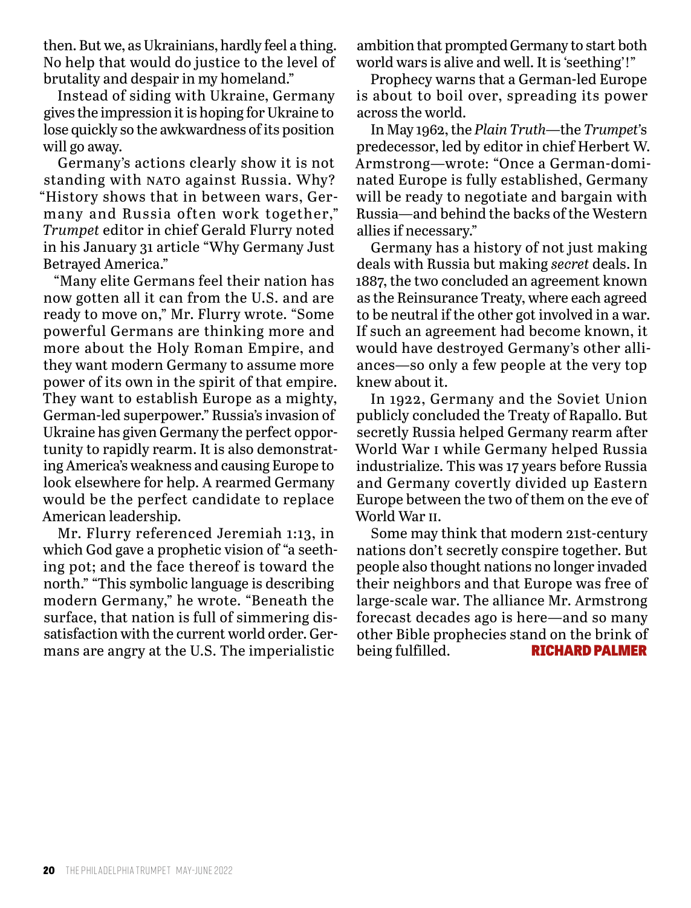then. But we, as Ukrainians, hardly feel a thing. No help that would do justice to the level of brutality and despair in my homeland."

Instead of siding with Ukraine, Germany gives the impression it is hoping for Ukraine to lose quickly so the awkwardness of its position will go away.

Germany's actions clearly show it is not standing with NATO against Russia. Why? "History shows that in between wars, Germany and Russia often work together," *Trumpet* editor in chief Gerald Flurry noted in his January 31 article "Why Germany Just Betrayed America."

"Many elite Germans feel their nation has now gotten all it can from the U.S. and are ready to move on," Mr. Flurry wrote. "Some powerful Germans are thinking more and more about the Holy Roman Empire, and they want modern Germany to assume more power of its own in the spirit of that empire. They want to establish Europe as a mighty, German-led superpower." Russia's invasion of Ukraine has given Germany the perfect opportunity to rapidly rearm. It is also demonstrating America's weakness and causing Europe to look elsewhere for help. A rearmed Germany would be the perfect candidate to replace American leadership.

Mr. Flurry referenced Jeremiah 1:13, in which God gave a prophetic vision of "a seething pot; and the face thereof is toward the north." "This symbolic language is describing modern Germany," he wrote. "Beneath the surface, that nation is full of simmering dissatisfaction with the current world order. Germans are angry at the U.S. The imperialistic ambition that prompted Germany to start both world wars is alive and well. It is 'seething'!"

Prophecy warns that a German-led Europe is about to boil over, spreading its power across the world.

In May 1962, the *Plain Truth*—the *Trumpet*'s predecessor, led by editor in chief Herbert W. Armstrong—wrote: "Once a German-dominated Europe is fully established, Germany will be ready to negotiate and bargain with Russia—and behind the backs of the Western allies if necessary."

Germany has a history of not just making deals with Russia but making *secret* deals. In 1887, the two concluded an agreement known as the Reinsurance Treaty, where each agreed to be neutral if the other got involved in a war. If such an agreement had become known, it would have destroyed Germany's other alliances—so only a few people at the very top knew about it.

In 1922, Germany and the Soviet Union publicly concluded the Treaty of Rapallo. But secretly Russia helped Germany rearm after World War I while Germany helped Russia industrialize. This was 17 years before Russia and Germany covertly divided up Eastern Europe between the two of them on the eve of World War II.

Some may think that modern 21st-century nations don't secretly conspire together. But people also thought nations no longer invaded their neighbors and that Europe was free of large-scale war. The alliance Mr. Armstrong forecast decades ago is here—and so many other Bible prophecies stand on the brink of being fulfilled. **RICHARD PALMER**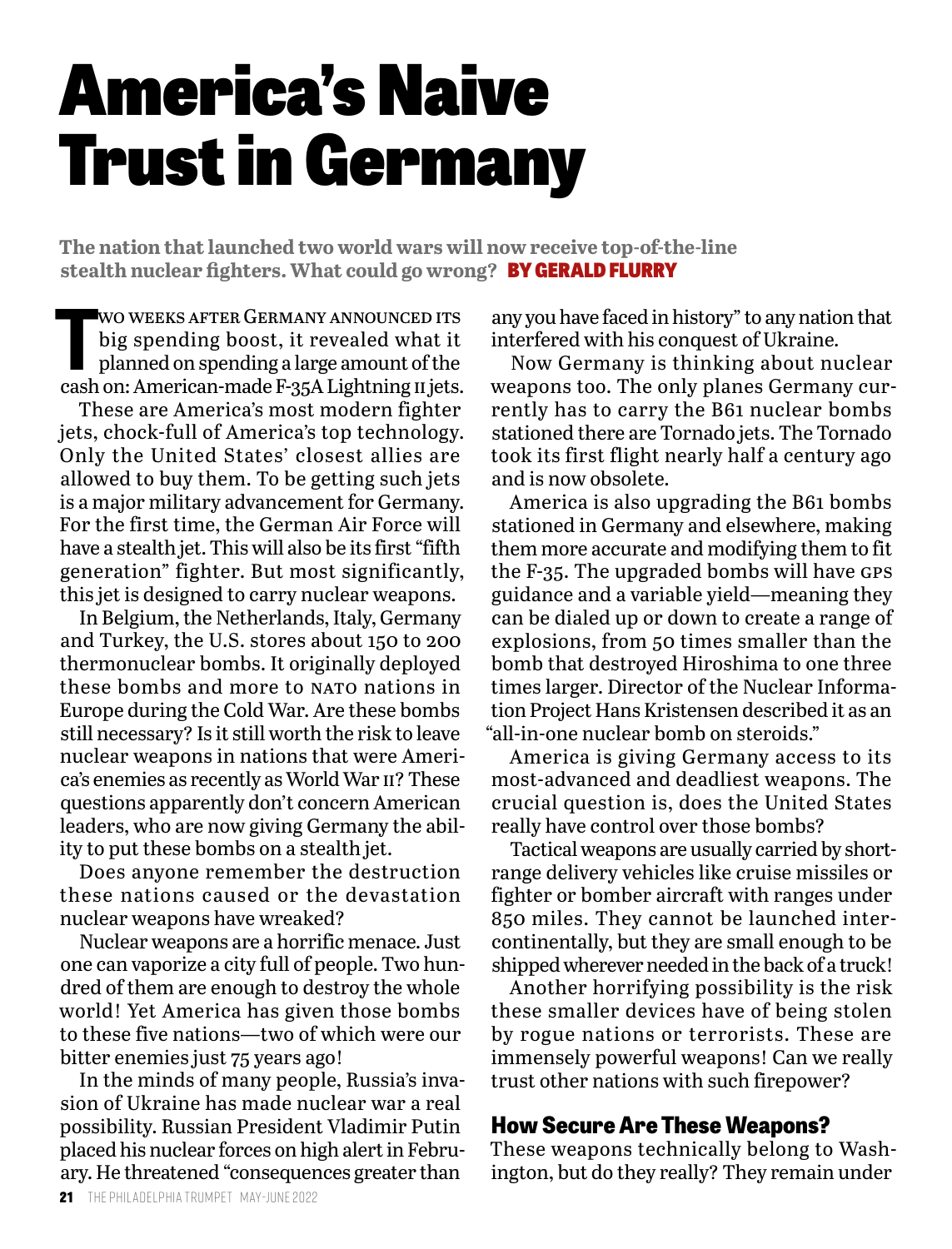# America's Naive Trust in Germany

**The nation that launched two world wars will now receive top-of-the-line stealth nuclear fighters. What could go wrong?** **BY GERALD FLURRY**

Two weeks after Germany announced its big spending boost, it revealed what it planned on spending a large amount of the cash on: American-made F-35A Lightning II jets.

These are America's most modern fighter jets, chock-full of America's top technology. Only the United States' closest allies are allowed to buy them. To be getting such jets is a major military advancement for Germany. For the first time, the German Air Force will have a stealth jet. This will also be its first "fifth generation" fighter. But most significantly, this jet is designed to carry nuclear weapons.

In Belgium, the Netherlands, Italy, Germany and Turkey, the U.S. stores about 150 to 200 thermonuclear bombs. It originally deployed these bombs and more to NATO nations in Europe during the Cold War. Are these bombs still necessary? Is it still worth the risk to leave nuclear weapons in nations that were America's enemies as recently as World War II? These questions apparently don't concern American leaders, who are now giving Germany the ability to put these bombs on a stealth jet.

Does anyone remember the destruction these nations caused or the devastation nuclear weapons have wreaked?

Nuclear weapons are a horrific menace. Just one can vaporize a city full of people. Two hundred of them are enough to destroy the whole world! Yet America has given those bombs to these five nations—two of which were our bitter enemies just 75 years ago!

In the minds of many people, Russia's invasion of Ukraine has made nuclear war a real possibility. Russian President Vladimir Putin placed his nuclear forces on high alert in February. He threatened "consequences greater than any you have faced in history" to any nation that interfered with his conquest of Ukraine.

Now Germany is thinking about nuclear weapons too. The only planes Germany currently has to carry the B61 nuclear bombs stationed there are Tornado jets. The Tornado took its first flight nearly half a century ago and is now obsolete.

America is also upgrading the B61 bombs stationed in Germany and elsewhere, making them more accurate and modifying them to fit the F-35. The upgraded bombs will have GPS guidance and a variable yield—meaning they can be dialed up or down to create a range of explosions, from 50 times smaller than the bomb that destroyed Hiroshima to one three times larger. Director of the Nuclear Information Project Hans Kristensen described it as an "all-in-one nuclear bomb on steroids."

America is giving Germany access to its most-advanced and deadliest weapons. The crucial question is, does the United States really have control over those bombs?

Tactical weapons are usually carried by short-range delivery vehicles like cruise missiles or fighter or bomber aircraft with ranges under 850 miles. They cannot be launched intercontinentally, but they are small enough to be shipped wherever needed in the back of a truck!

Another horrifying possibility is the risk these smaller devices have of being stolen by rogue nations or terrorists. These are immensely powerful weapons! Can we really trust other nations with such firepower?

## How Secure Are These Weapons?

These weapons technically belong to Washington, but do they really? They remain under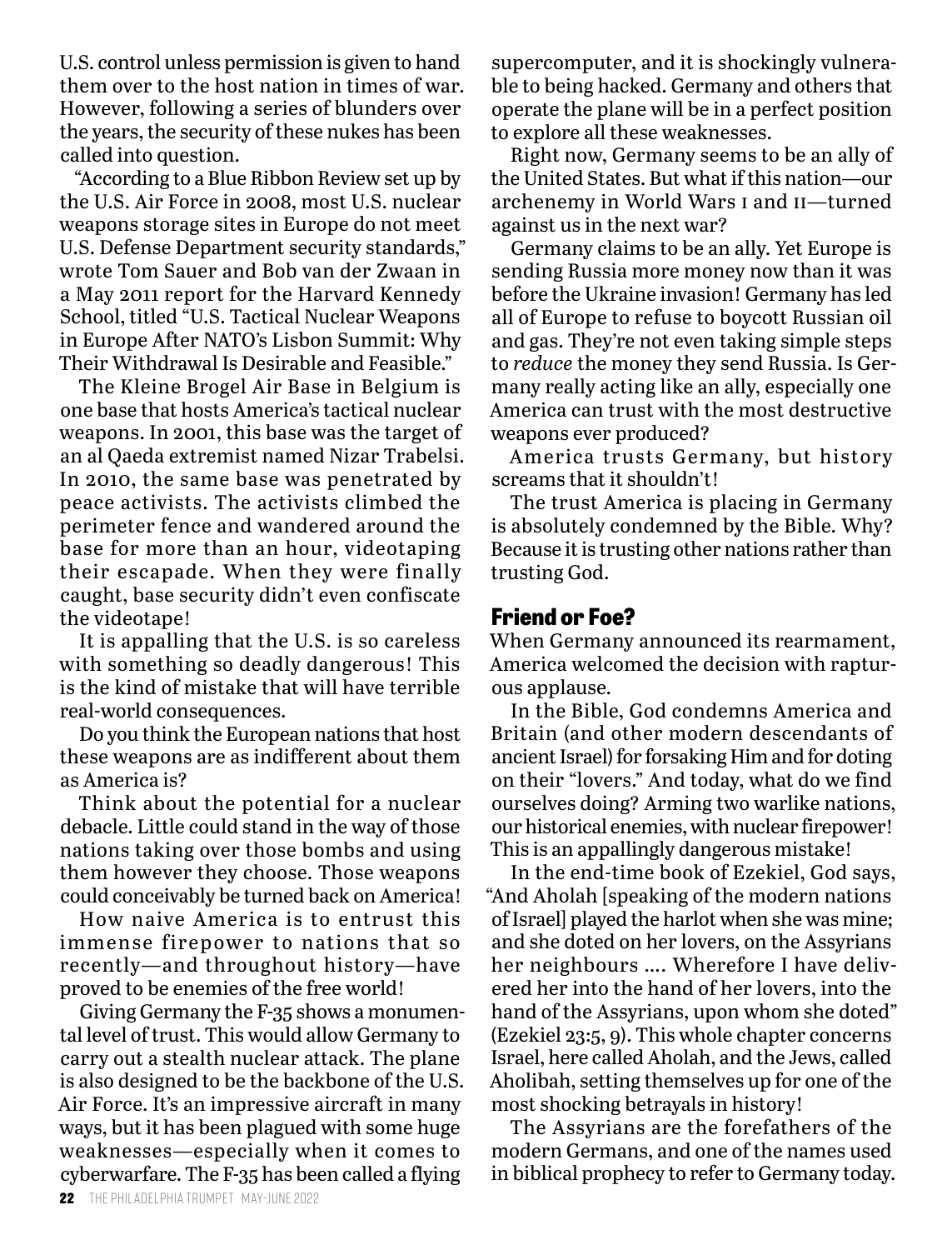U.S. control unless permission is given to hand them over to the host nation in times of war. However, following a series of blunders over the years, the security of these nukes has been called into question.

"According to a Blue Ribbon Review set up by the U.S. Air Force in 2008, most U.S. nuclear weapons storage sites in Europe do not meet U.S. Defense Department security standards," wrote Tom Sauer and Bob van der Zwaan in a May 2011 report for the Harvard Kennedy School, titled "U.S. Tactical Nuclear Weapons in Europe After NATO's Lisbon Summit: Why Their Withdrawal Is Desirable and Feasible."

The Kleine Brogel Air Base in Belgium is one base that hosts America's tactical nuclear weapons. In 2001, this base was the target of an al Qaeda extremist named Nizar Trabelsi. In 2010, the same base was penetrated by peace activists. The activists climbed the perimeter fence and wandered around the base for more than an hour, videotaping their escapade. When they were finally caught, base security didn't even confiscate the videotape!

It is appalling that the U.S. is so careless with something so deadly dangerous! This is the kind of mistake that will have terrible real-world consequences.

Do you think the European nations that host these weapons are as indifferent about them as America is?

Think about the potential for a nuclear debacle. Little could stand in the way of those nations taking over those bombs and using them however they choose. Those weapons could conceivably be turned back on America!

How naive America is to entrust this immense firepower to nations that so recently—and throughout history—have proved to be enemies of the free world!

Giving Germany the F-35 shows a monumental level of trust. This would allow Germany to carry out a stealth nuclear attack. The plane is also designed to be the backbone of the U.S. Air Force. It's an impressive aircraft in many ways, but it has been plagued with some huge weaknesses—especially when it comes to cyberwarfare. The F-35 has been called a flying supercomputer, and it is shockingly vulnerable to being hacked. Germany and others that operate the plane will be in a perfect position to explore all these weaknesses.

Right now, Germany seems to be an ally of the United States. But what if this nation—our archenemy in World Wars I and II—turned against us in the next war?

Germany claims to be an ally. Yet Europe is sending Russia more money now than it was before the Ukraine invasion! Germany has led all of Europe to refuse to boycott Russian oil and gas. They're not even taking simple steps to *reduce* the money they send Russia. Is Germany really acting like an ally, especially one America can trust with the most destructive weapons ever produced?

America trusts Germany, but history screams that it shouldn't!

The trust America is placing in Germany is absolutely condemned by the Bible. Why? Because it is trusting other nations rather than trusting God.

## Friend or Foe?

When Germany announced its rearmament, America welcomed the decision with rapturous applause.

In the Bible, God condemns America and Britain (and other modern descendants of ancient Israel) for forsaking Him and for doting on their "lovers." And today, what do we find ourselves doing? Arming two warlike nations, our historical enemies, with nuclear firepower! This is an appallingly dangerous mistake!

In the end-time book of Ezekiel, God says, "And Aholah [speaking of the modern nations of Israel] played the harlot when she was mine; and she doted on her lovers, on the Assyrians her neighbours …. Wherefore I have delivered her into the hand of her lovers, into the hand of the Assyrians, upon whom she doted" (Ezekiel 23:5, 9). This whole chapter concerns Israel, here called Aholah, and the Jews, called Aholibah, setting themselves up for one of the most shocking betrayals in history!

The Assyrians are the forefathers of the modern Germans, and one of the names used in biblical prophecy to refer to Germany today.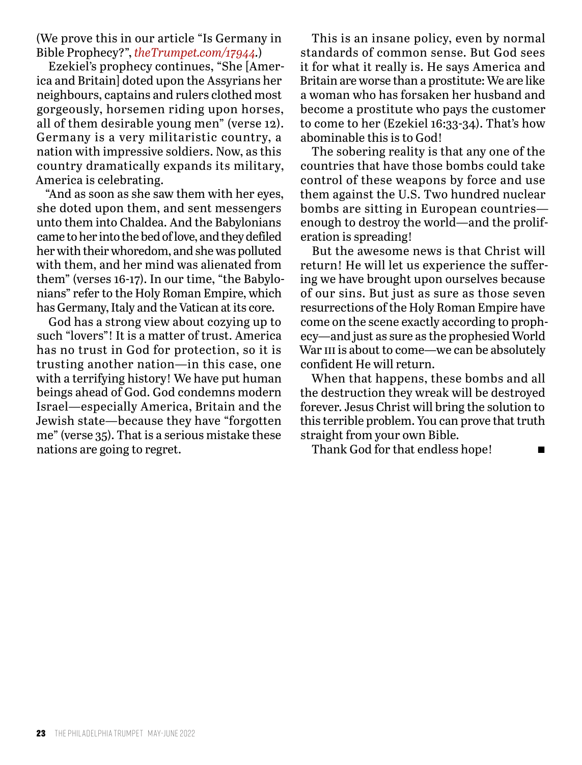(We prove this in our article "Is Germany in Bible Prophecy?", *theTrumpet.com/17944*.)

Ezekiel's prophecy continues, "She [America and Britain] doted upon the Assyrians her neighbours, captains and rulers clothed most gorgeously, horsemen riding upon horses, all of them desirable young men" (verse 12). Germany is a very militaristic country, a nation with impressive soldiers. Now, as this country dramatically expands its military, America is celebrating.

"And as soon as she saw them with her eyes, she doted upon them, and sent messengers unto them into Chaldea. And the Babylonians came to her into the bed of love, and they defiled her with their whoredom, and she was polluted with them, and her mind was alienated from them" (verses 16-17). In our time, "the Babylonians" refer to the Holy Roman Empire, which has Germany, Italy and the Vatican at its core.

God has a strong view about cozying up to such "lovers"! It is a matter of trust. America has no trust in God for protection, so it is trusting another nation—in this case, one with a terrifying history! We have put human beings ahead of God. God condemns modern Israel—especially America, Britain and the Jewish state—because they have "forgotten me" (verse 35). That is a serious mistake these nations are going to regret.

This is an insane policy, even by normal standards of common sense. But God sees it for what it really is. He says America and Britain are worse than a prostitute: We are like a woman who has forsaken her husband and become a prostitute who pays the customer to come to her (Ezekiel 16:33-34). That's how abominable this is to God!

The sobering reality is that any one of the countries that have those bombs could take control of these weapons by force and use them against the U.S. Two hundred nuclear bombs are sitting in European countries—enough to destroy the world—and the proliferation is spreading!

But the awesome news is that Christ will return! He will let us experience the suffering we have brought upon ourselves because of our sins. But just as sure as those seven resurrections of the Holy Roman Empire have come on the scene exactly according to prophecy—and just as sure as the prophesied World War III is about to come—we can be absolutely confident He will return.

When that happens, these bombs and all the destruction they wreak will be destroyed forever. Jesus Christ will bring the solution to this terrible problem. You can prove that truth straight from your own Bible.

Thank God for that endless hope! ■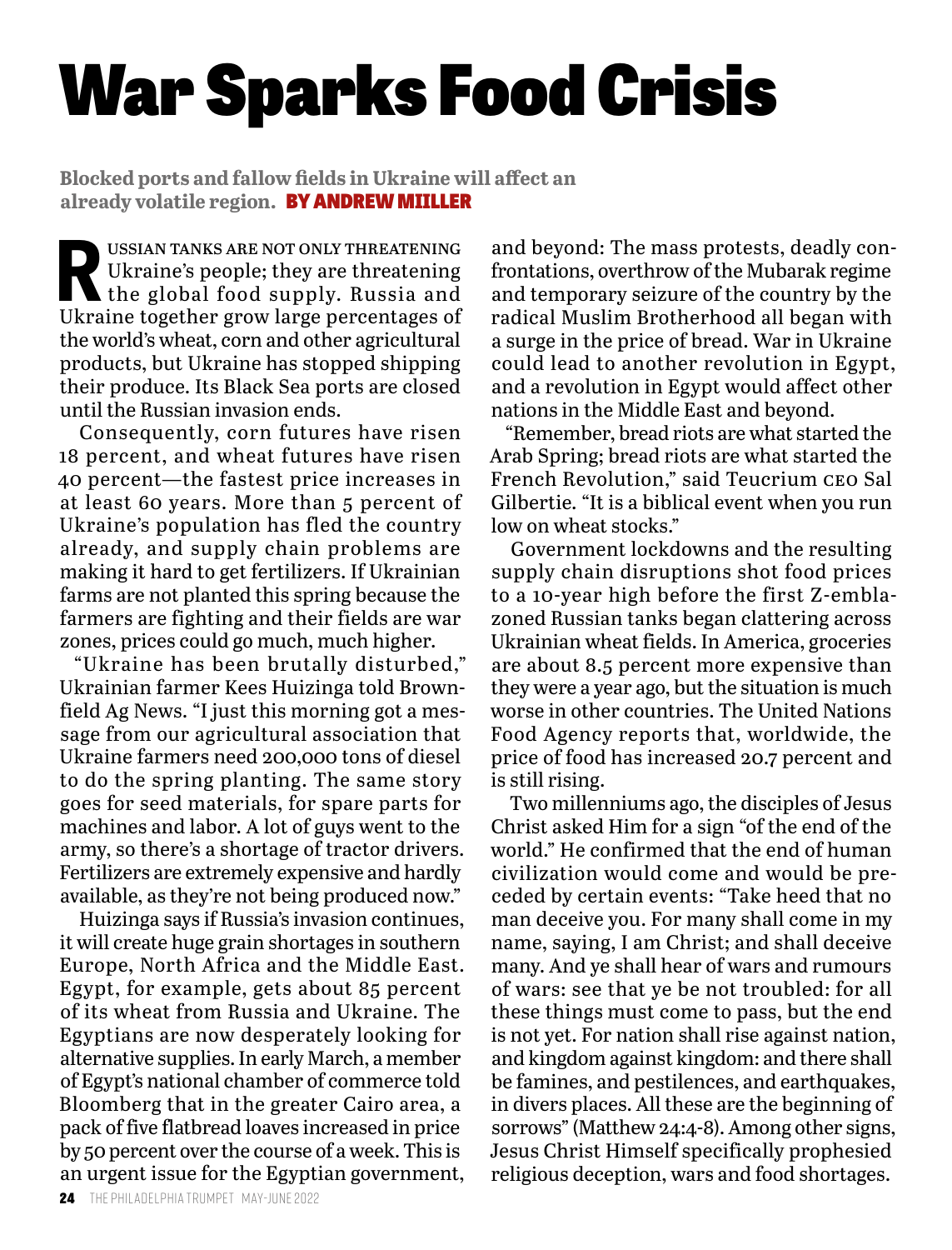# War Sparks Food Crisis

**Blocked ports and fallow fields in Ukraine will affect an already volatile region.** **BY ANDREW MIILLER**

RUSSIAN TANKS ARE NOT ONLY THREATENING Ukraine's people; they are threatening the global food supply. Russia and Ukraine together grow large percentages of the world's wheat, corn and other agricultural products, but Ukraine has stopped shipping their produce. Its Black Sea ports are closed until the Russian invasion ends.

Consequently, corn futures have risen 18 percent, and wheat futures have risen 40 percent—the fastest price increases in at least 60 years. More than 5 percent of Ukraine's population has fled the country already, and supply chain problems are making it hard to get fertilizers. If Ukrainian farms are not planted this spring because the farmers are fighting and their fields are war zones, prices could go much, much higher.

"Ukraine has been brutally disturbed," Ukrainian farmer Kees Huizinga told Brownfield Ag News. "I just this morning got a message from our agricultural association that Ukraine farmers need 200,000 tons of diesel to do the spring planting. The same story goes for seed materials, for spare parts for machines and labor. A lot of guys went to the army, so there's a shortage of tractor drivers. Fertilizers are extremely expensive and hardly available, as they're not being produced now."

Huizinga says if Russia's invasion continues, it will create huge grain shortages in southern Europe, North Africa and the Middle East. Egypt, for example, gets about 85 percent of its wheat from Russia and Ukraine. The Egyptians are now desperately looking for alternative supplies. In early March, a member of Egypt's national chamber of commerce told Bloomberg that in the greater Cairo area, a pack of five flatbread loaves increased in price by 50 percent over the course of a week. This is an urgent issue for the Egyptian government, and beyond: The mass protests, deadly confrontations, overthrow of the Mubarak regime and temporary seizure of the country by the radical Muslim Brotherhood all began with a surge in the price of bread. War in Ukraine could lead to another revolution in Egypt, and a revolution in Egypt would affect other nations in the Middle East and beyond.

"Remember, bread riots are what started the Arab Spring; bread riots are what started the French Revolution," said Teucrium CEO Sal Gilbertie. "It is a biblical event when you run low on wheat stocks."

Government lockdowns and the resulting supply chain disruptions shot food prices to a 10-year high before the first Z-emblazoned Russian tanks began clattering across Ukrainian wheat fields. In America, groceries are about 8.5 percent more expensive than they were a year ago, but the situation is much worse in other countries. The United Nations Food Agency reports that, worldwide, the price of food has increased 20.7 percent and is still rising.

Two millenniums ago, the disciples of Jesus Christ asked Him for a sign "of the end of the world." He confirmed that the end of human civilization would come and would be preceded by certain events: "Take heed that no man deceive you. For many shall come in my name, saying, I am Christ; and shall deceive many. And ye shall hear of wars and rumours of wars: see that ye be not troubled: for all these things must come to pass, but the end is not yet. For nation shall rise against nation, and kingdom against kingdom: and there shall be famines, and pestilences, and earthquakes, in divers places. All these are the beginning of sorrows" (Matthew 24:4-8). Among other signs, Jesus Christ Himself specifically prophesied religious deception, wars and food shortages.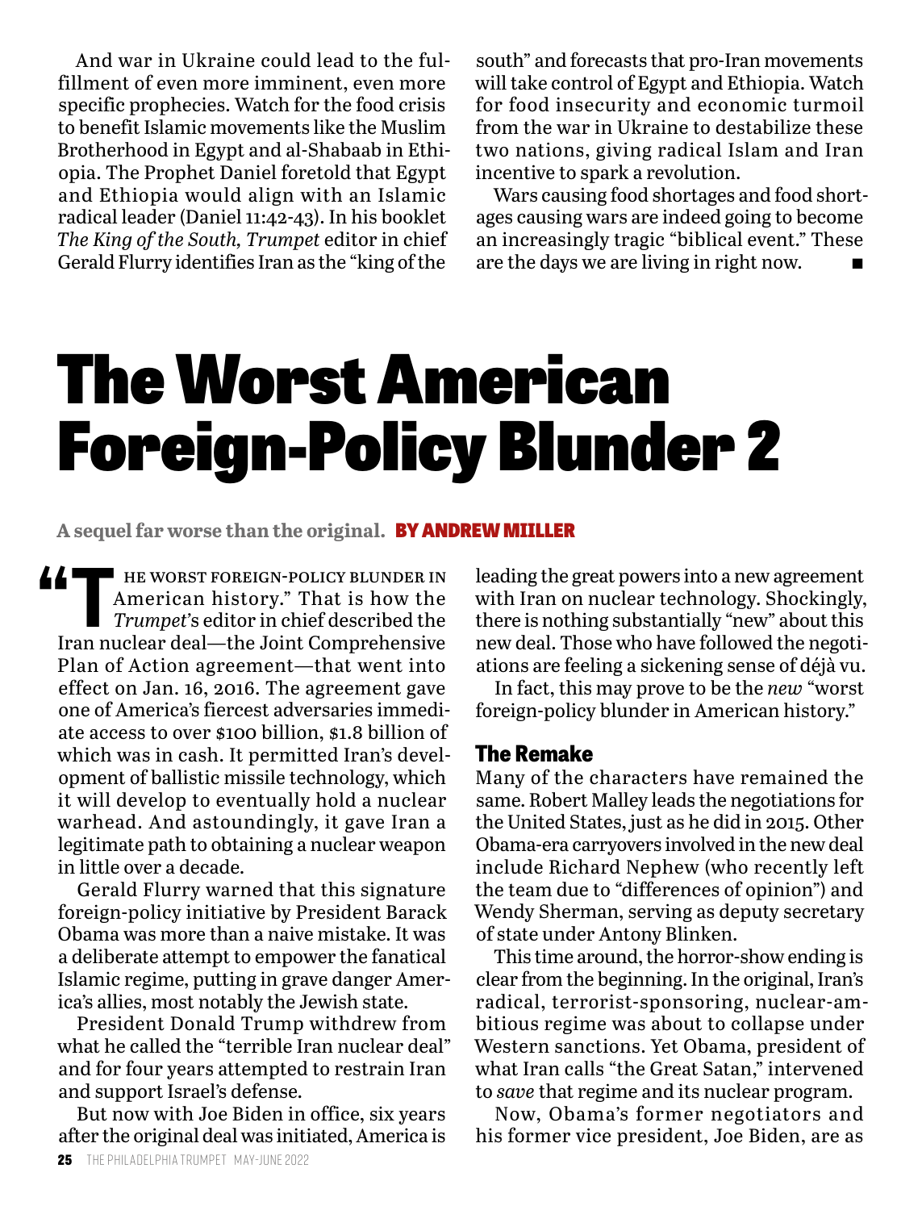And war in Ukraine could lead to the fulfillment of even more imminent, even more specific prophecies. Watch for the food crisis to benefit Islamic movements like the Muslim Brotherhood in Egypt and al-Shabaab in Ethiopia. The Prophet Daniel foretold that Egypt and Ethiopia would align with an Islamic radical leader (Daniel 11:42-43). In his booklet *The King of the South, Trumpet* editor in chief Gerald Flurry identifies Iran as the "king of the south" and forecasts that pro-Iran movements will take control of Egypt and Ethiopia. Watch for food insecurity and economic turmoil from the war in Ukraine to destabilize these two nations, giving radical Islam and Iran incentive to spark a revolution.

Wars causing food shortages and food shortages causing wars are indeed going to become an increasingly tragic "biblical event." These are the days we are living in right now. ■

# The Worst American Foreign-Policy Blunder 2

**A sequel far worse than the original.** **BY ANDREW MIILLER**

"THE WORST FOREIGN-POLICY BLUNDER IN American history." That is how the *Trumpet*'s editor in chief described the Iran nuclear deal—the Joint Comprehensive Plan of Action agreement—that went into effect on Jan. 16, 2016. The agreement gave one of America's fiercest adversaries immediate access to over $100 billion, $1.8 billion of which was in cash. It permitted Iran's development of ballistic missile technology, which it will develop to eventually hold a nuclear warhead. And astoundingly, it gave Iran a legitimate path to obtaining a nuclear weapon in little over a decade.

Gerald Flurry warned that this signature foreign-policy initiative by President Barack Obama was more than a naive mistake. It was a deliberate attempt to empower the fanatical Islamic regime, putting in grave danger America's allies, most notably the Jewish state.

President Donald Trump withdrew from what he called the "terrible Iran nuclear deal" and for four years attempted to restrain Iran and support Israel's defense.

But now with Joe Biden in office, six years after the original deal was initiated, America is leading the great powers into a new agreement with Iran on nuclear technology. Shockingly, there is nothing substantially "new" about this new deal. Those who have followed the negotiations are feeling a sickening sense of déjà vu.

In fact, this may prove to be the *new* "worst foreign-policy blunder in American history."

## The Remake

Many of the characters have remained the same. Robert Malley leads the negotiations for the United States, just as he did in 2015. Other Obama-era carryovers involved in the new deal include Richard Nephew (who recently left the team due to "differences of opinion") and Wendy Sherman, serving as deputy secretary of state under Antony Blinken.

This time around, the horror-show ending is clear from the beginning. In the original, Iran's radical, terrorist-sponsoring, nuclear-ambitious regime was about to collapse under Western sanctions. Yet Obama, president of what Iran calls "the Great Satan," intervened to *save* that regime and its nuclear program.

Now, Obama's former negotiators and his former vice president, Joe Biden, are as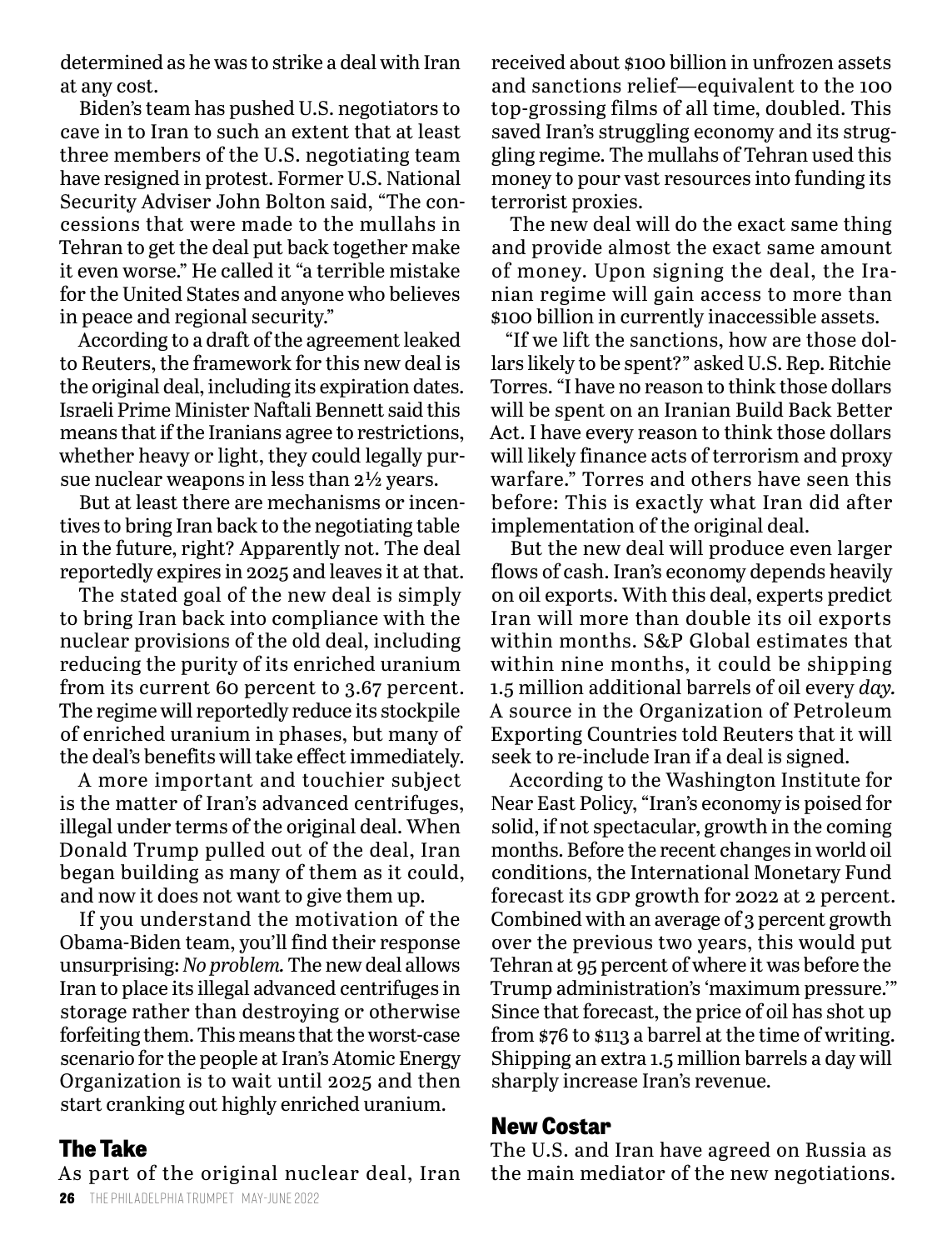determined as he was to strike a deal with Iran at any cost.

Biden's team has pushed U.S. negotiators to cave in to Iran to such an extent that at least three members of the U.S. negotiating team have resigned in protest. Former U.S. National Security Adviser John Bolton said, "The concessions that were made to the mullahs in Tehran to get the deal put back together make it even worse." He called it "a terrible mistake for the United States and anyone who believes in peace and regional security."

According to a draft of the agreement leaked to Reuters, the framework for this new deal is the original deal, including its expiration dates. Israeli Prime Minister Naftali Bennett said this means that if the Iranians agree to restrictions, whether heavy or light, they could legally pursue nuclear weapons in less than 2½ years.

But at least there are mechanisms or incentives to bring Iran back to the negotiating table in the future, right? Apparently not. The deal reportedly expires in 2025 and leaves it at that.

The stated goal of the new deal is simply to bring Iran back into compliance with the nuclear provisions of the old deal, including reducing the purity of its enriched uranium from its current 60 percent to 3.67 percent. The regime will reportedly reduce its stockpile of enriched uranium in phases, but many of the deal's benefits will take effect immediately.

A more important and touchier subject is the matter of Iran's advanced centrifuges, illegal under terms of the original deal. When Donald Trump pulled out of the deal, Iran began building as many of them as it could, and now it does not want to give them up.

If you understand the motivation of the Obama-Biden team, you'll find their response unsurprising: *No problem.* The new deal allows Iran to place its illegal advanced centrifuges in storage rather than destroying or otherwise forfeiting them. This means that the worst-case scenario for the people at Iran's Atomic Energy Organization is to wait until 2025 and then start cranking out highly enriched uranium.

## The Take

As part of the original nuclear deal, Iran received about $100 billion in unfrozen assets and sanctions relief—equivalent to the 100 top-grossing films of all time, doubled. This saved Iran's struggling economy and its struggling regime. The mullahs of Tehran used this money to pour vast resources into funding its terrorist proxies.

The new deal will do the exact same thing and provide almost the exact same amount of money. Upon signing the deal, the Iranian regime will gain access to more than $100 billion in currently inaccessible assets.

"If we lift the sanctions, how are those dollars likely to be spent?" asked U.S. Rep. Ritchie Torres. "I have no reason to think those dollars will be spent on an Iranian Build Back Better Act. I have every reason to think those dollars will likely finance acts of terrorism and proxy warfare." Torres and others have seen this before: This is exactly what Iran did after implementation of the original deal.

But the new deal will produce even larger flows of cash. Iran's economy depends heavily on oil exports. With this deal, experts predict Iran will more than double its oil exports within months. S&P Global estimates that within nine months, it could be shipping 1.5 million additional barrels of oil every *day*. A source in the Organization of Petroleum Exporting Countries told Reuters that it will seek to re-include Iran if a deal is signed.

According to the Washington Institute for Near East Policy, "Iran's economy is poised for solid, if not spectacular, growth in the coming months. Before the recent changes in world oil conditions, the International Monetary Fund forecast its GDP growth for 2022 at 2 percent. Combined with an average of 3 percent growth over the previous two years, this would put Tehran at 95 percent of where it was before the Trump administration's 'maximum pressure.'" Since that forecast, the price of oil has shot up from $76 to $113 a barrel at the time of writing. Shipping an extra 1.5 million barrels a day will sharply increase Iran's revenue.

## New Costar

The U.S. and Iran have agreed on Russia as the main mediator of the new negotiations.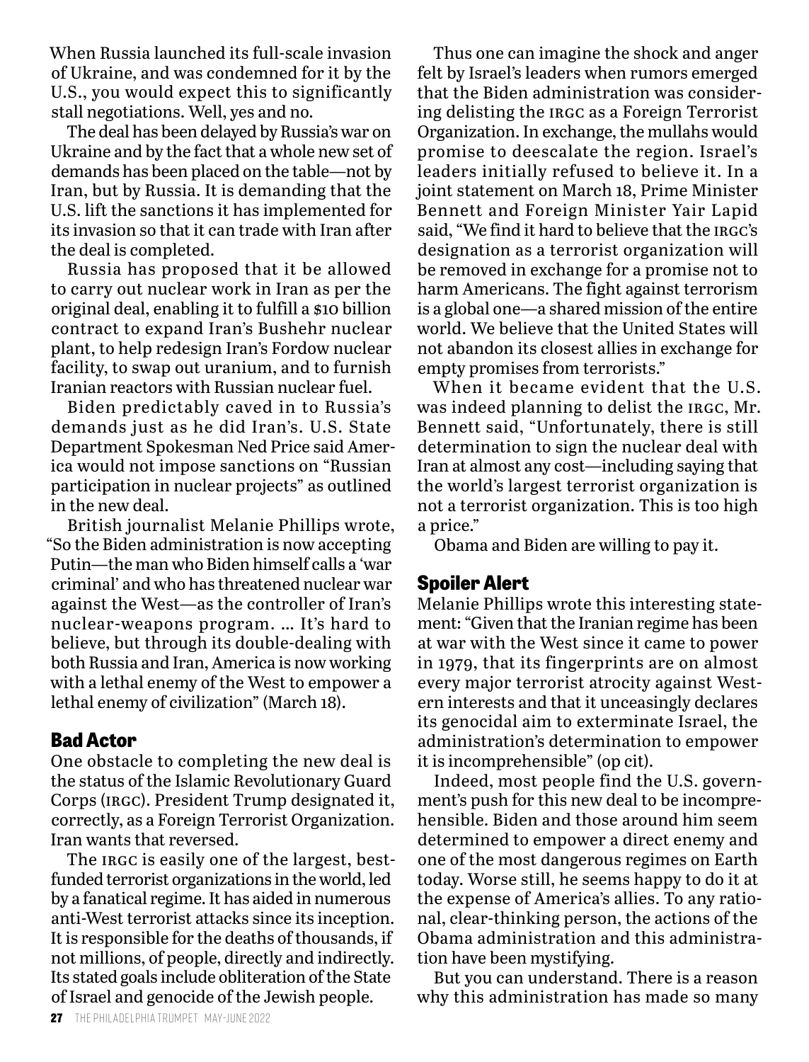When Russia launched its full-scale invasion of Ukraine, and was condemned for it by the U.S., you would expect this to significantly stall negotiations. Well, yes and no.

The deal has been delayed by Russia's war on Ukraine and by the fact that a whole new set of demands has been placed on the table—not by Iran, but by Russia. It is demanding that the U.S. lift the sanctions it has implemented for its invasion so that it can trade with Iran after the deal is completed.

Russia has proposed that it be allowed to carry out nuclear work in Iran as per the original deal, enabling it to fulfill a $10 billion contract to expand Iran's Bushehr nuclear plant, to help redesign Iran's Fordow nuclear facility, to swap out uranium, and to furnish Iranian reactors with Russian nuclear fuel.

Biden predictably caved in to Russia's demands just as he did Iran's. U.S. State Department Spokesman Ned Price said America would not impose sanctions on "Russian participation in nuclear projects" as outlined in the new deal.

British journalist Melanie Phillips wrote, "So the Biden administration is now accepting Putin—the man who Biden himself calls a 'war criminal' and who has threatened nuclear war against the West—as the controller of Iran's nuclear-weapons program. … It's hard to believe, but through its double-dealing with both Russia and Iran, America is now working with a lethal enemy of the West to empower a lethal enemy of civilization" (March 18).

## Bad Actor

One obstacle to completing the new deal is the status of the Islamic Revolutionary Guard Corps (IRGC). President Trump designated it, correctly, as a Foreign Terrorist Organization. Iran wants that reversed.

The IRGC is easily one of the largest, best-funded terrorist organizations in the world, led by a fanatical regime. It has aided in numerous anti-West terrorist attacks since its inception. It is responsible for the deaths of thousands, if not millions, of people, directly and indirectly. Its stated goals include obliteration of the State of Israel and genocide of the Jewish people.

Thus one can imagine the shock and anger felt by Israel's leaders when rumors emerged that the Biden administration was considering delisting the IRGC as a Foreign Terrorist Organization. In exchange, the mullahs would promise to deescalate the region. Israel's leaders initially refused to believe it. In a joint statement on March 18, Prime Minister Bennett and Foreign Minister Yair Lapid said, "We find it hard to believe that the IRGC's designation as a terrorist organization will be removed in exchange for a promise not to harm Americans. The fight against terrorism is a global one—a shared mission of the entire world. We believe that the United States will not abandon its closest allies in exchange for empty promises from terrorists."

When it became evident that the U.S. was indeed planning to delist the IRGC, Mr. Bennett said, "Unfortunately, there is still determination to sign the nuclear deal with Iran at almost any cost—including saying that the world's largest terrorist organization is not a terrorist organization. This is too high a price."

Obama and Biden are willing to pay it.

## Spoiler Alert

Melanie Phillips wrote this interesting statement: "Given that the Iranian regime has been at war with the West since it came to power in 1979, that its fingerprints are on almost every major terrorist atrocity against Western interests and that it unceasingly declares its genocidal aim to exterminate Israel, the administration's determination to empower it is incomprehensible" (op cit).

Indeed, most people find the U.S. government's push for this new deal to be incomprehensible. Biden and those around him seem determined to empower a direct enemy and one of the most dangerous regimes on Earth today. Worse still, he seems happy to do it at the expense of America's allies. To any rational, clear-thinking person, the actions of the Obama administration and this administration have been mystifying.

But you can understand. There is a reason why this administration has made so many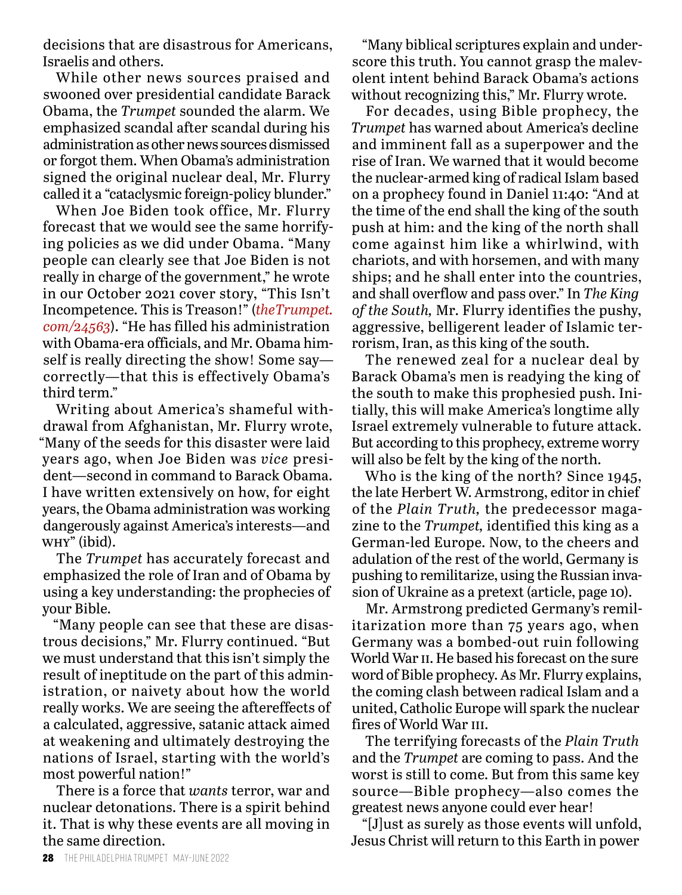decisions that are disastrous for Americans, Israelis and others.

While other news sources praised and swooned over presidential candidate Barack Obama, the *Trumpet* sounded the alarm. We emphasized scandal after scandal during his administration as other news sources dismissed or forgot them. When Obama's administration signed the original nuclear deal, Mr. Flurry called it a "cataclysmic foreign-policy blunder."

When Joe Biden took office, Mr. Flurry forecast that we would see the same horrifying policies as we did under Obama. "Many people can clearly see that Joe Biden is not really in charge of the government," he wrote in our October 2021 cover story, "This Isn't Incompetence. This is Treason!" (*theTrumpet.com/24563*). "He has filled his administration with Obama-era officials, and Mr. Obama himself is really directing the show! Some say—correctly—that this is effectively Obama's third term."

Writing about America's shameful withdrawal from Afghanistan, Mr. Flurry wrote, "Many of the seeds for this disaster were laid years ago, when Joe Biden was *vice* president—second in command to Barack Obama. I have written extensively on how, for eight years, the Obama administration was working dangerously against America's interests—and WHY" (ibid).

The *Trumpet* has accurately forecast and emphasized the role of Iran and of Obama by using a key understanding: the prophecies of your Bible.

"Many people can see that these are disastrous decisions," Mr. Flurry continued. "But we must understand that this isn't simply the result of ineptitude on the part of this administration, or naivety about how the world really works. We are seeing the aftereffects of a calculated, aggressive, satanic attack aimed at weakening and ultimately destroying the nations of Israel, starting with the world's most powerful nation!"

There is a force that *wants* terror, war and nuclear detonations. There is a spirit behind it. That is why these events are all moving in the same direction.

"Many biblical scriptures explain and underscore this truth. You cannot grasp the malevolent intent behind Barack Obama's actions without recognizing this," Mr. Flurry wrote.

For decades, using Bible prophecy, the *Trumpet* has warned about America's decline and imminent fall as a superpower and the rise of Iran. We warned that it would become the nuclear-armed king of radical Islam based on a prophecy found in Daniel 11:40: "And at the time of the end shall the king of the south push at him: and the king of the north shall come against him like a whirlwind, with chariots, and with horsemen, and with many ships; and he shall enter into the countries, and shall overflow and pass over." In *The King of the South,* Mr. Flurry identifies the pushy, aggressive, belligerent leader of Islamic terrorism, Iran, as this king of the south.

The renewed zeal for a nuclear deal by Barack Obama's men is readying the king of the south to make this prophesied push. Initially, this will make America's longtime ally Israel extremely vulnerable to future attack. But according to this prophecy, extreme worry will also be felt by the king of the north.

Who is the king of the north? Since 1945, the late Herbert W. Armstrong, editor in chief of the *Plain Truth,* the predecessor magazine to the *Trumpet,* identified this king as a German-led Europe. Now, to the cheers and adulation of the rest of the world, Germany is pushing to remilitarize, using the Russian invasion of Ukraine as a pretext (article, page 10).

Mr. Armstrong predicted Germany's remilitarization more than 75 years ago, when Germany was a bombed-out ruin following World War II. He based his forecast on the sure word of Bible prophecy. As Mr. Flurry explains, the coming clash between radical Islam and a united, Catholic Europe will spark the nuclear fires of World War III.

The terrifying forecasts of the *Plain Truth* and the *Trumpet* are coming to pass. And the worst is still to come. But from this same key source—Bible prophecy—also comes the greatest news anyone could ever hear!

"[J]ust as surely as those events will unfold, Jesus Christ will return to this Earth in power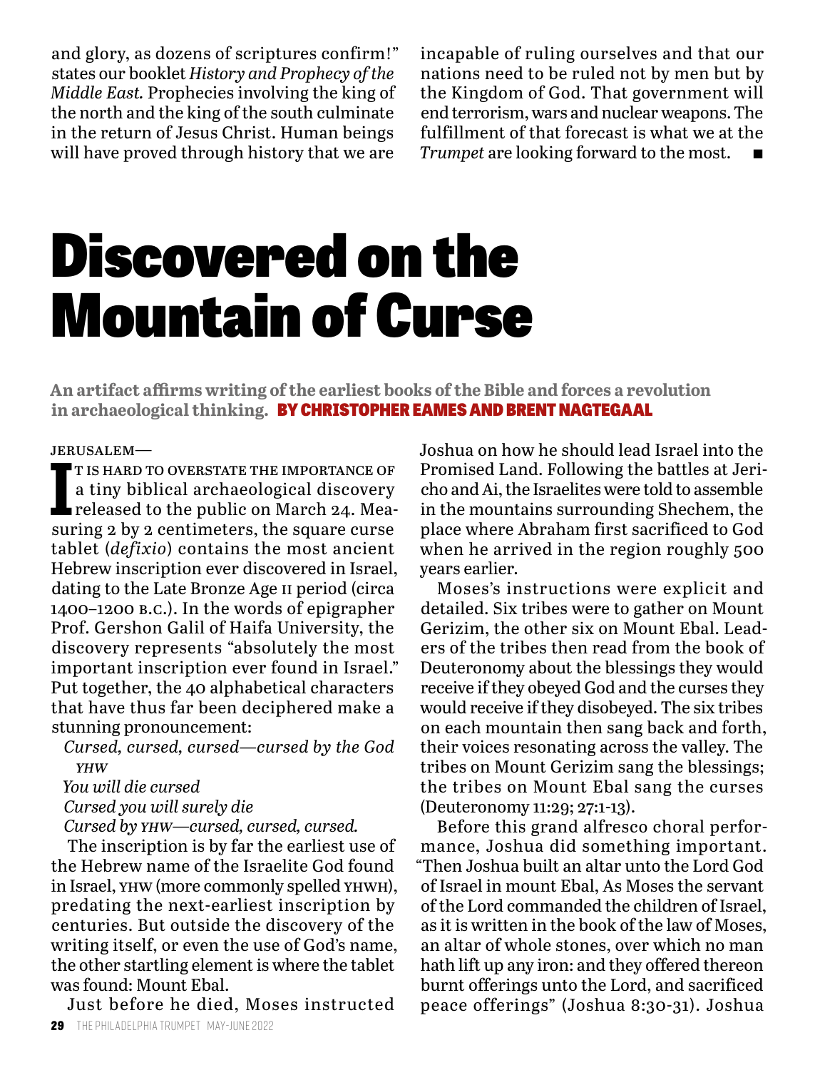and glory, as dozens of scriptures confirm!" states our booklet *History and Prophecy of the Middle East.* Prophecies involving the king of the north and the king of the south culminate in the return of Jesus Christ. Human beings will have proved through history that we are incapable of ruling ourselves and that our nations need to be ruled not by men but by the Kingdom of God. That government will end terrorism, wars and nuclear weapons. The fulfillment of that forecast is what we at the *Trumpet* are looking forward to the most. ■

# Discovered on the Mountain of Curse

**An artifact affirms writing of the earliest books of the Bible and forces a revolution in archaeological thinking.** **BY CHRISTOPHER EAMES AND BRENT NAGTEGAAL**

JERUSALEM—

IT IS HARD TO OVERSTATE THE IMPORTANCE OF a tiny biblical archaeological discovery released to the public on March 24. Measuring 2 by 2 centimeters, the square curse tablet (*defixio*) contains the most ancient Hebrew inscription ever discovered in Israel, dating to the Late Bronze Age II period (circa 1400–1200 B.C.). In the words of epigrapher Prof. Gershon Galil of Haifa University, the discovery represents "absolutely the most important inscription ever found in Israel." Put together, the 40 alphabetical characters that have thus far been deciphered make a stunning pronouncement:

*Cursed, cursed, cursed—cursed by the God YHW*
*You will die cursed*
*Cursed you will surely die*
*Cursed by YHW—cursed, cursed, cursed.*

The inscription is by far the earliest use of the Hebrew name of the Israelite God found in Israel, YHW (more commonly spelled YHWH), predating the next-earliest inscription by centuries. But outside the discovery of the writing itself, or even the use of God's name, the other startling element is where the tablet was found: Mount Ebal.

Just before he died, Moses instructed Joshua on how he should lead Israel into the Promised Land. Following the battles at Jericho and Ai, the Israelites were told to assemble in the mountains surrounding Shechem, the place where Abraham first sacrificed to God when he arrived in the region roughly 500 years earlier.

Moses's instructions were explicit and detailed. Six tribes were to gather on Mount Gerizim, the other six on Mount Ebal. Leaders of the tribes then read from the book of Deuteronomy about the blessings they would receive if they obeyed God and the curses they would receive if they disobeyed. The six tribes on each mountain then sang back and forth, their voices resonating across the valley. The tribes on Mount Gerizim sang the blessings; the tribes on Mount Ebal sang the curses (Deuteronomy 11:29; 27:1-13).

Before this grand alfresco choral performance, Joshua did something important. "Then Joshua built an altar unto the Lord God of Israel in mount Ebal, As Moses the servant of the Lord commanded the children of Israel, as it is written in the book of the law of Moses, an altar of whole stones, over which no man hath lift up any iron: and they offered thereon burnt offerings unto the Lord, and sacrificed peace offerings" (Joshua 8:30-31). Joshua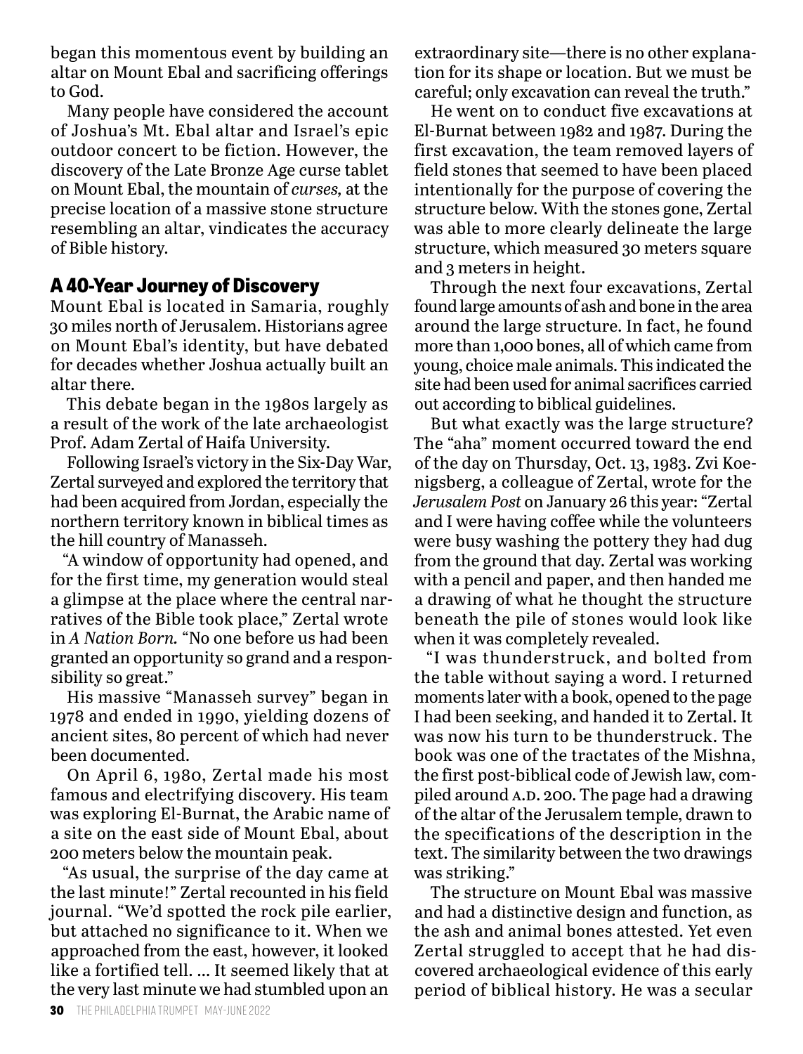began this momentous event by building an altar on Mount Ebal and sacrificing offerings to God.

Many people have considered the account of Joshua's Mt. Ebal altar and Israel's epic outdoor concert to be fiction. However, the discovery of the Late Bronze Age curse tablet on Mount Ebal, the mountain of *curses,* at the precise location of a massive stone structure resembling an altar, vindicates the accuracy of Bible history.

## A 40-Year Journey of Discovery

Mount Ebal is located in Samaria, roughly 30 miles north of Jerusalem. Historians agree on Mount Ebal's identity, but have debated for decades whether Joshua actually built an altar there.

This debate began in the 1980s largely as a result of the work of the late archaeologist Prof. Adam Zertal of Haifa University.

Following Israel's victory in the Six-Day War, Zertal surveyed and explored the territory that had been acquired from Jordan, especially the northern territory known in biblical times as the hill country of Manasseh.

"A window of opportunity had opened, and for the first time, my generation would steal a glimpse at the place where the central narratives of the Bible took place," Zertal wrote in *A Nation Born.* "No one before us had been granted an opportunity so grand and a responsibility so great."

His massive "Manasseh survey" began in 1978 and ended in 1990, yielding dozens of ancient sites, 80 percent of which had never been documented.

On April 6, 1980, Zertal made his most famous and electrifying discovery. His team was exploring El-Burnat, the Arabic name of a site on the east side of Mount Ebal, about 200 meters below the mountain peak.

"As usual, the surprise of the day came at the last minute!" Zertal recounted in his field journal. "We'd spotted the rock pile earlier, but attached no significance to it. When we approached from the east, however, it looked like a fortified tell. … It seemed likely that at the very last minute we had stumbled upon an extraordinary site—there is no other explanation for its shape or location. But we must be careful; only excavation can reveal the truth."

He went on to conduct five excavations at El-Burnat between 1982 and 1987. During the first excavation, the team removed layers of field stones that seemed to have been placed intentionally for the purpose of covering the structure below. With the stones gone, Zertal was able to more clearly delineate the large structure, which measured 30 meters square and 3 meters in height.

Through the next four excavations, Zertal found large amounts of ash and bone in the area around the large structure. In fact, he found more than 1,000 bones, all of which came from young, choice male animals. This indicated the site had been used for animal sacrifices carried out according to biblical guidelines.

But what exactly was the large structure? The "aha" moment occurred toward the end of the day on Thursday, Oct. 13, 1983. Zvi Koenigsberg, a colleague of Zertal, wrote for the *Jerusalem Post* on January 26 this year: "Zertal and I were having coffee while the volunteers were busy washing the pottery they had dug from the ground that day. Zertal was working with a pencil and paper, and then handed me a drawing of what he thought the structure beneath the pile of stones would look like when it was completely revealed.

"I was thunderstruck, and bolted from the table without saying a word. I returned moments later with a book, opened to the page I had been seeking, and handed it to Zertal. It was now his turn to be thunderstruck. The book was one of the tractates of the Mishna, the first post-biblical code of Jewish law, compiled around A.D. 200. The page had a drawing of the altar of the Jerusalem temple, drawn to the specifications of the description in the text. The similarity between the two drawings was striking."

The structure on Mount Ebal was massive and had a distinctive design and function, as the ash and animal bones attested. Yet even Zertal struggled to accept that he had discovered archaeological evidence of this early period of biblical history. He was a secular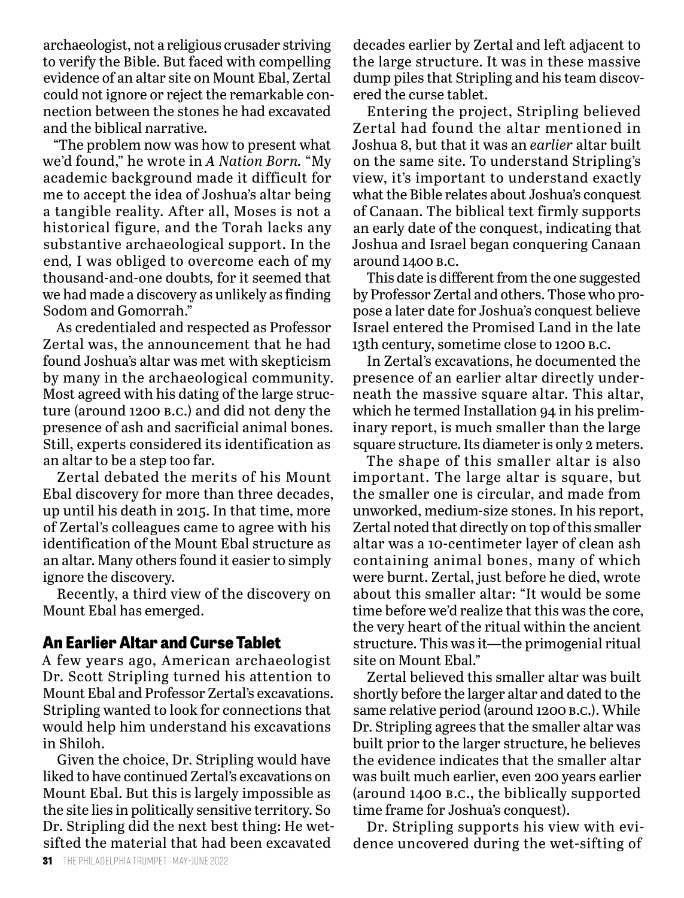archaeologist, not a religious crusader striving to verify the Bible. But faced with compelling evidence of an altar site on Mount Ebal, Zertal could not ignore or reject the remarkable connection between the stones he had excavated and the biblical narrative.

"The problem now was how to present what we'd found," he wrote in *A Nation Born*. "My academic background made it difficult for me to accept the idea of Joshua's altar being a tangible reality. After all, Moses is not a historical figure, and the Torah lacks any substantive archaeological support. In the end, I was obliged to overcome each of my thousand-and-one doubts, for it seemed that we had made a discovery as unlikely as finding Sodom and Gomorrah."

As credentialed and respected as Professor Zertal was, the announcement that he had found Joshua's altar was met with skepticism by many in the archaeological community. Most agreed with his dating of the large structure (around 1200 B.C.) and did not deny the presence of ash and sacrificial animal bones. Still, experts considered its identification as an altar to be a step too far.

Zertal debated the merits of his Mount Ebal discovery for more than three decades, up until his death in 2015. In that time, more of Zertal's colleagues came to agree with his identification of the Mount Ebal structure as an altar. Many others found it easier to simply ignore the discovery.

Recently, a third view of the discovery on Mount Ebal has emerged.

## An Earlier Altar and Curse Tablet

A few years ago, American archaeologist Dr. Scott Stripling turned his attention to Mount Ebal and Professor Zertal's excavations. Stripling wanted to look for connections that would help him understand his excavations in Shiloh.

Given the choice, Dr. Stripling would have liked to have continued Zertal's excavations on Mount Ebal. But this is largely impossible as the site lies in politically sensitive territory. So Dr. Stripling did the next best thing: He wet-sifted the material that had been excavated decades earlier by Zertal and left adjacent to the large structure. It was in these massive dump piles that Stripling and his team discovered the curse tablet.

Entering the project, Stripling believed Zertal had found the altar mentioned in Joshua 8, but that it was an *earlier* altar built on the same site. To understand Stripling's view, it's important to understand exactly what the Bible relates about Joshua's conquest of Canaan. The biblical text firmly supports an early date of the conquest, indicating that Joshua and Israel began conquering Canaan around 1400 B.C.

This date is different from the one suggested by Professor Zertal and others. Those who propose a later date for Joshua's conquest believe Israel entered the Promised Land in the late 13th century, sometime close to 1200 B.C.

In Zertal's excavations, he documented the presence of an earlier altar directly underneath the massive square altar. This altar, which he termed Installation 94 in his preliminary report, is much smaller than the large square structure. Its diameter is only 2 meters.

The shape of this smaller altar is also important. The large altar is square, but the smaller one is circular, and made from unworked, medium-size stones. In his report, Zertal noted that directly on top of this smaller altar was a 10-centimeter layer of clean ash containing animal bones, many of which were burnt. Zertal, just before he died, wrote about this smaller altar: "It would be some time before we'd realize that this was the core, the very heart of the ritual within the ancient structure. This was it—the primogenial ritual site on Mount Ebal."

Zertal believed this smaller altar was built shortly before the larger altar and dated to the same relative period (around 1200 B.C.). While Dr. Stripling agrees that the smaller altar was built prior to the larger structure, he believes the evidence indicates that the smaller altar was built much earlier, even 200 years earlier (around 1400 B.C., the biblically supported time frame for Joshua's conquest).

Dr. Stripling supports his view with evidence uncovered during the wet-sifting of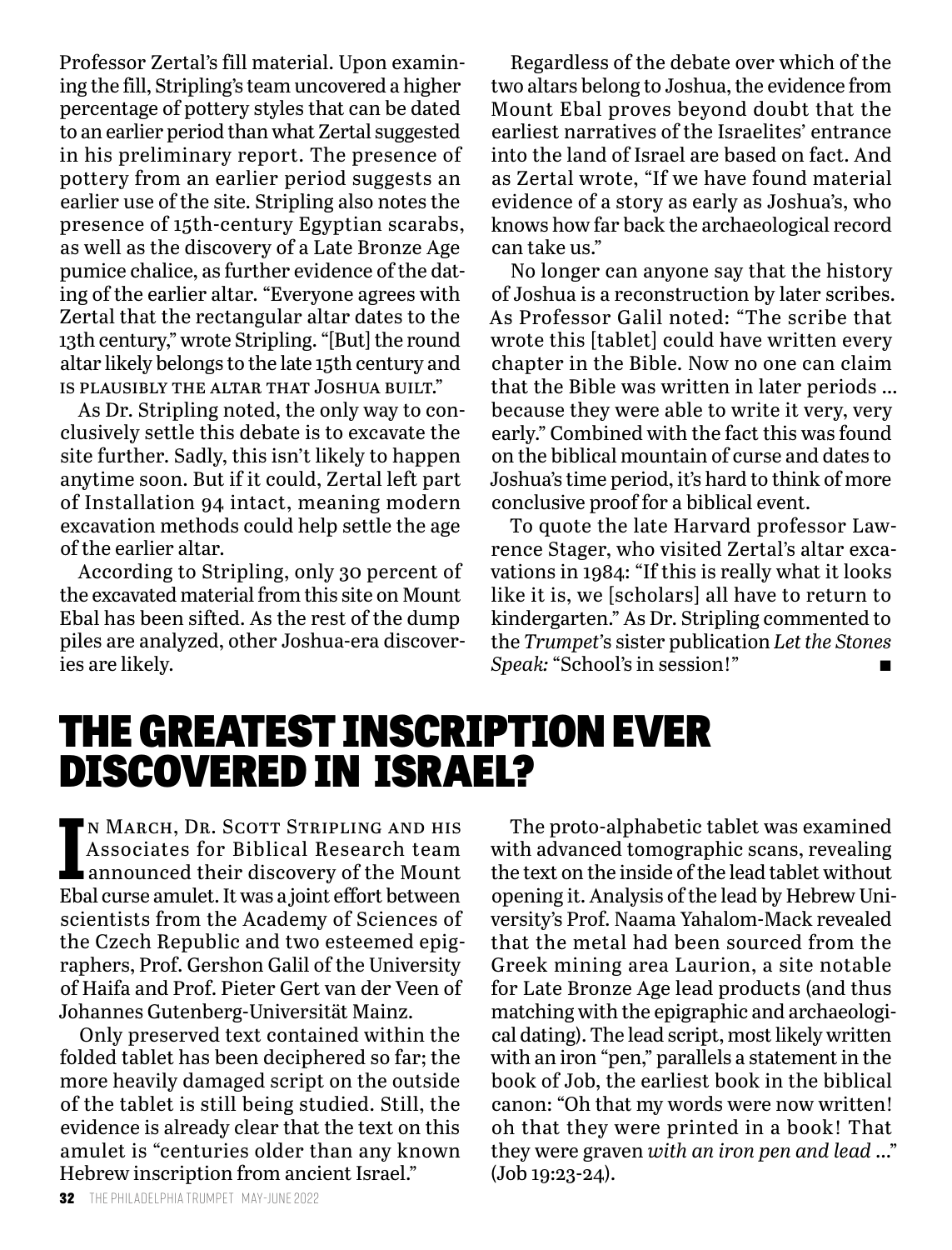Professor Zertal's fill material. Upon examining the fill, Stripling's team uncovered a higher percentage of pottery styles that can be dated to an earlier period than what Zertal suggested in his preliminary report. The presence of pottery from an earlier period suggests an earlier use of the site. Stripling also notes the presence of 15th-century Egyptian scarabs, as well as the discovery of a Late Bronze Age pumice chalice, as further evidence of the dating of the earlier altar. "Everyone agrees with Zertal that the rectangular altar dates to the 13th century," wrote Stripling. "[But] the round altar likely belongs to the late 15th century and IS PLAUSIBLY THE ALTAR THAT JOSHUA BUILT."

As Dr. Stripling noted, the only way to conclusively settle this debate is to excavate the site further. Sadly, this isn't likely to happen anytime soon. But if it could, Zertal left part of Installation 94 intact, meaning modern excavation methods could help settle the age of the earlier altar.

According to Stripling, only 30 percent of the excavated material from this site on Mount Ebal has been sifted. As the rest of the dump piles are analyzed, other Joshua-era discoveries are likely.

Regardless of the debate over which of the two altars belong to Joshua, the evidence from Mount Ebal proves beyond doubt that the earliest narratives of the Israelites' entrance into the land of Israel are based on fact. And as Zertal wrote, "If we have found material evidence of a story as early as Joshua's, who knows how far back the archaeological record can take us."

No longer can anyone say that the history of Joshua is a reconstruction by later scribes. As Professor Galil noted: "The scribe that wrote this [tablet] could have written every chapter in the Bible. Now no one can claim that the Bible was written in later periods … because they were able to write it very, very early." Combined with the fact this was found on the biblical mountain of curse and dates to Joshua's time period, it's hard to think of more conclusive proof for a biblical event.

To quote the late Harvard professor Lawrence Stager, who visited Zertal's altar excavations in 1984: "If this is really what it looks like it is, we [scholars] all have to return to kindergarten." As Dr. Stripling commented to the *Trumpet*'s sister publication *Let the Stones Speak:* "School's in session!" ■

# THE GREATEST INSCRIPTION EVER DISCOVERED IN ISRAEL?

IN MARCH, DR. SCOTT STRIPLING AND HIS Associates for Biblical Research team announced their discovery of the Mount Ebal curse amulet. It was a joint effort between scientists from the Academy of Sciences of the Czech Republic and two esteemed epigraphers, Prof. Gershon Galil of the University of Haifa and Prof. Pieter Gert van der Veen of Johannes Gutenberg-Universität Mainz.

Only preserved text contained within the folded tablet has been deciphered so far; the more heavily damaged script on the outside of the tablet is still being studied. Still, the evidence is already clear that the text on this amulet is "centuries older than any known Hebrew inscription from ancient Israel."

The proto-alphabetic tablet was examined with advanced tomographic scans, revealing the text on the inside of the lead tablet without opening it. Analysis of the lead by Hebrew University's Prof. Naama Yahalom-Mack revealed that the metal had been sourced from the Greek mining area Laurion, a site notable for Late Bronze Age lead products (and thus matching with the epigraphic and archaeological dating). The lead script, most likely written with an iron "pen," parallels a statement in the book of Job, the earliest book in the biblical canon: "Oh that my words were now written! oh that they were printed in a book! That they were graven *with an iron pen and lead* …" (Job 19:23-24).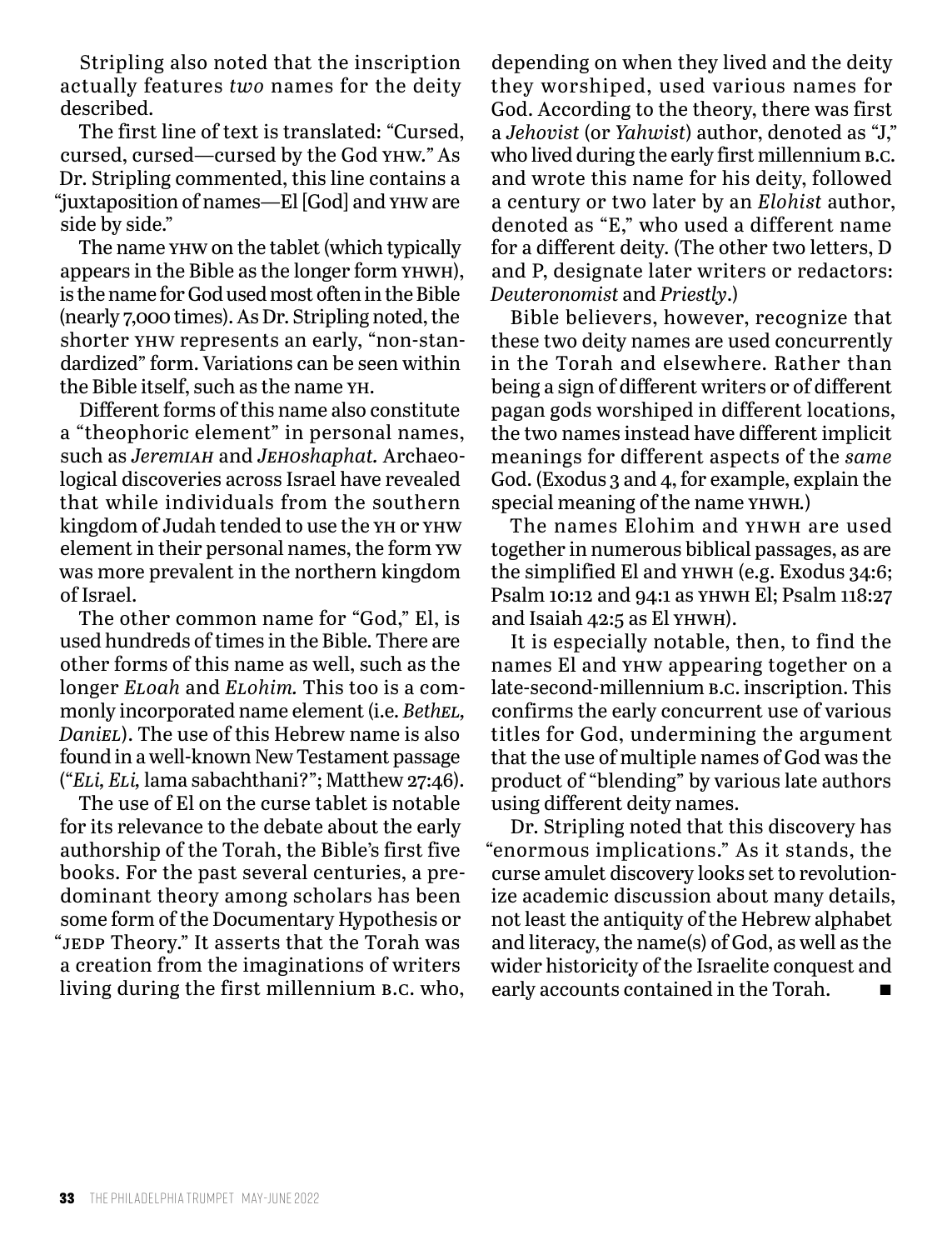Stripling also noted that the inscription actually features *two* names for the deity described.

The first line of text is translated: "Cursed, cursed, cursed—cursed by the God YHW." As Dr. Stripling commented, this line contains a "juxtaposition of names—El [God] and YHW are side by side."

The name YHW on the tablet (which typically appears in the Bible as the longer form YHWH), is the name for God used most often in the Bible (nearly 7,000 times). As Dr. Stripling noted, the shorter YHW represents an early, "non-standardized" form. Variations can be seen within the Bible itself, such as the name YH.

Different forms of this name also constitute a "theophoric element" in personal names, such as *JeremIAH* and *JEHOshaphat.* Archaeological discoveries across Israel have revealed that while individuals from the southern kingdom of Judah tended to use the YH or YHW element in their personal names, the form YW was more prevalent in the northern kingdom of Israel.

The other common name for "God," El, is used hundreds of times in the Bible. There are other forms of this name as well, such as the longer *ELoah* and *ELohim.* This too is a commonly incorporated name element (i.e. *BethEL, DaniEL*). The use of this Hebrew name is also found in a well-known New Testament passage ("*ELi, ELi,* lama sabachthani?"; Matthew 27:46).

The use of El on the curse tablet is notable for its relevance to the debate about the early authorship of the Torah, the Bible's first five books. For the past several centuries, a predominant theory among scholars has been some form of the Documentary Hypothesis or "JEDP Theory." It asserts that the Torah was a creation from the imaginations of writers living during the first millennium B.C. who, depending on when they lived and the deity they worshiped, used various names for God. According to the theory, there was first a *Jehovist* (or *Yahwist*) author, denoted as "J," who lived during the early first millennium B.C. and wrote this name for his deity, followed a century or two later by an *Elohist* author, denoted as "E," who used a different name for a different deity. (The other two letters, D and P, designate later writers or redactors: *Deuteronomist* and *Priestly*.)

Bible believers, however, recognize that these two deity names are used concurrently in the Torah and elsewhere. Rather than being a sign of different writers or of different pagan gods worshiped in different locations, the two names instead have different implicit meanings for different aspects of the *same* God. (Exodus 3 and 4, for example, explain the special meaning of the name YHWH.)

The names Elohim and YHWH are used together in numerous biblical passages, as are the simplified El and YHWH (e.g. Exodus 34:6; Psalm 10:12 and 94:1 as YHWH El; Psalm 118:27 and Isaiah 42:5 as El YHWH).

It is especially notable, then, to find the names El and YHW appearing together on a late-second-millennium B.C. inscription. This confirms the early concurrent use of various titles for God, undermining the argument that the use of multiple names of God was the product of "blending" by various late authors using different deity names.

Dr. Stripling noted that this discovery has "enormous implications." As it stands, the curse amulet discovery looks set to revolutionize academic discussion about many details, not least the antiquity of the Hebrew alphabet and literacy, the name(s) of God, as well as the wider historicity of the Israelite conquest and early accounts contained in the Torah. ■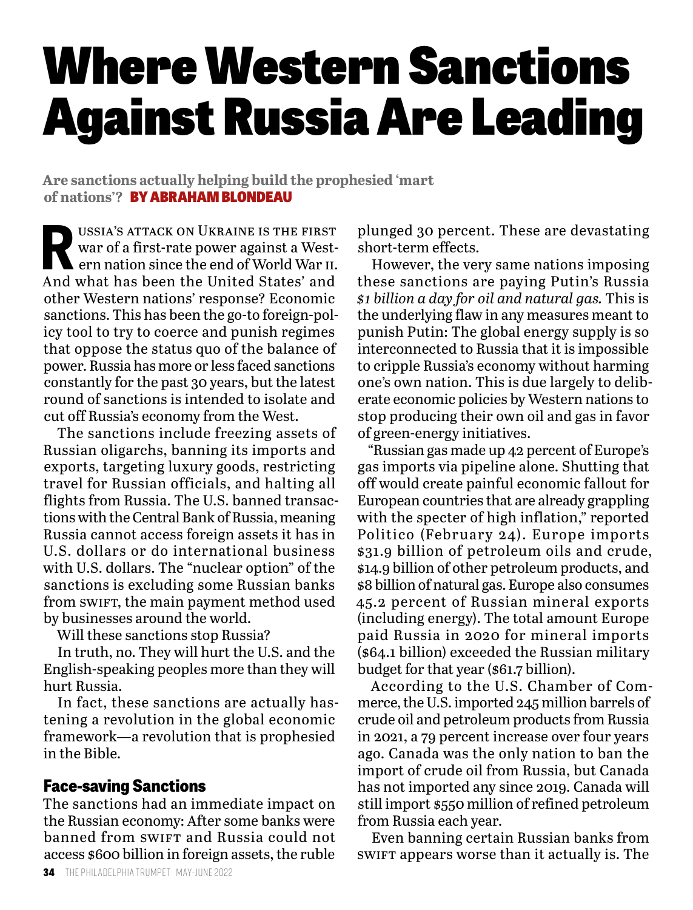# Where Western Sanctions Against Russia Are Leading

**Are sanctions actually helping build the prophesied 'mart of nations'?** **BY ABRAHAM BLONDEAU**

Russia's attack on Ukraine is the first war of a first-rate power against a Western nation since the end of World War II. And what has been the United States' and other Western nations' response? Economic sanctions. This has been the go-to foreign-policy tool to try to coerce and punish regimes that oppose the status quo of the balance of power. Russia has more or less faced sanctions constantly for the past 30 years, but the latest round of sanctions is intended to isolate and cut off Russia's economy from the West.

The sanctions include freezing assets of Russian oligarchs, banning its imports and exports, targeting luxury goods, restricting travel for Russian officials, and halting all flights from Russia. The U.S. banned transactions with the Central Bank of Russia, meaning Russia cannot access foreign assets it has in U.S. dollars or do international business with U.S. dollars. The "nuclear option" of the sanctions is excluding some Russian banks from SWIFT, the main payment method used by businesses around the world.

Will these sanctions stop Russia?

In truth, no. They will hurt the U.S. and the English-speaking peoples more than they will hurt Russia.

In fact, these sanctions are actually hastening a revolution in the global economic framework—a revolution that is prophesied in the Bible.

## Face-saving Sanctions

The sanctions had an immediate impact on the Russian economy: After some banks were banned from SWIFT and Russia could not access $600 billion in foreign assets, the ruble plunged 30 percent. These are devastating short-term effects.

However, the very same nations imposing these sanctions are paying Putin's Russia *$1 billion a day for oil and natural gas.* This is the underlying flaw in any measures meant to punish Putin: The global energy supply is so interconnected to Russia that it is impossible to cripple Russia's economy without harming one's own nation. This is due largely to deliberate economic policies by Western nations to stop producing their own oil and gas in favor of green-energy initiatives.

"Russian gas made up 42 percent of Europe's gas imports via pipeline alone. Shutting that off would create painful economic fallout for European countries that are already grappling with the specter of high inflation," reported Politico (February 24). Europe imports $31.9 billion of petroleum oils and crude, $14.9 billion of other petroleum products, and $8 billion of natural gas. Europe also consumes 45.2 percent of Russian mineral exports (including energy). The total amount Europe paid Russia in 2020 for mineral imports ($64.1 billion) exceeded the Russian military budget for that year ($61.7 billion).

According to the U.S. Chamber of Commerce, the U.S. imported 245 million barrels of crude oil and petroleum products from Russia in 2021, a 79 percent increase over four years ago. Canada was the only nation to ban the import of crude oil from Russia, but Canada has not imported any since 2019. Canada will still import $550 million of refined petroleum from Russia each year.

Even banning certain Russian banks from SWIFT appears worse than it actually is. The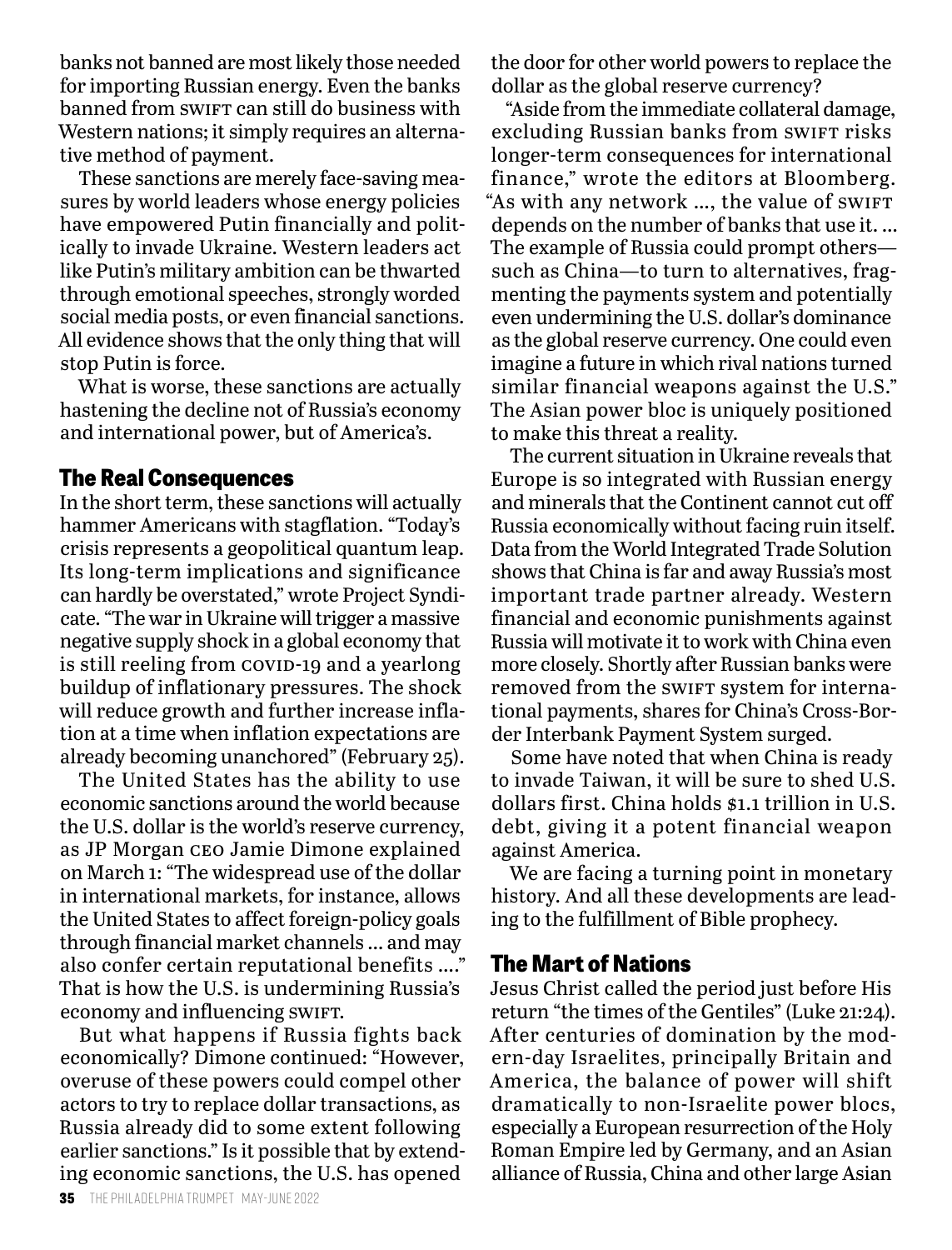banks not banned are most likely those needed for importing Russian energy. Even the banks banned from SWIFT can still do business with Western nations; it simply requires an alternative method of payment.

These sanctions are merely face-saving measures by world leaders whose energy policies have empowered Putin financially and politically to invade Ukraine. Western leaders act like Putin's military ambition can be thwarted through emotional speeches, strongly worded social media posts, or even financial sanctions. All evidence shows that the only thing that will stop Putin is force.

What is worse, these sanctions are actually hastening the decline not of Russia's economy and international power, but of America's.

## The Real Consequences

In the short term, these sanctions will actually hammer Americans with stagflation. "Today's crisis represents a geopolitical quantum leap. Its long-term implications and significance can hardly be overstated," wrote Project Syndicate. "The war in Ukraine will trigger a massive negative supply shock in a global economy that is still reeling from COVID-19 and a yearlong buildup of inflationary pressures. The shock will reduce growth and further increase inflation at a time when inflation expectations are already becoming unanchored" (February 25).

The United States has the ability to use economic sanctions around the world because the U.S. dollar is the world's reserve currency, as JP Morgan CEO Jamie Dimone explained on March 1: "The widespread use of the dollar in international markets, for instance, allows the United States to affect foreign-policy goals through financial market channels … and may also confer certain reputational benefits …." That is how the U.S. is undermining Russia's economy and influencing SWIFT.

But what happens if Russia fights back economically? Dimone continued: "However, overuse of these powers could compel other actors to try to replace dollar transactions, as Russia already did to some extent following earlier sanctions." Is it possible that by extending economic sanctions, the U.S. has opened the door for other world powers to replace the dollar as the global reserve currency?

"Aside from the immediate collateral damage, excluding Russian banks from SWIFT risks longer-term consequences for international finance," wrote the editors at Bloomberg. "As with any network …, the value of SWIFT depends on the number of banks that use it. … The example of Russia could prompt others—such as China—to turn to alternatives, fragmenting the payments system and potentially even undermining the U.S. dollar's dominance as the global reserve currency. One could even imagine a future in which rival nations turned similar financial weapons against the U.S." The Asian power bloc is uniquely positioned to make this threat a reality.

The current situation in Ukraine reveals that Europe is so integrated with Russian energy and minerals that the Continent cannot cut off Russia economically without facing ruin itself. Data from the World Integrated Trade Solution shows that China is far and away Russia's most important trade partner already. Western financial and economic punishments against Russia will motivate it to work with China even more closely. Shortly after Russian banks were removed from the SWIFT system for international payments, shares for China's Cross-Border Interbank Payment System surged.

Some have noted that when China is ready to invade Taiwan, it will be sure to shed U.S. dollars first. China holds $1.1 trillion in U.S. debt, giving it a potent financial weapon against America.

We are facing a turning point in monetary history. And all these developments are leading to the fulfillment of Bible prophecy.

## The Mart of Nations

Jesus Christ called the period just before His return "the times of the Gentiles" (Luke 21:24). After centuries of domination by the modern-day Israelites, principally Britain and America, the balance of power will shift dramatically to non-Israelite power blocs, especially a European resurrection of the Holy Roman Empire led by Germany, and an Asian alliance of Russia, China and other large Asian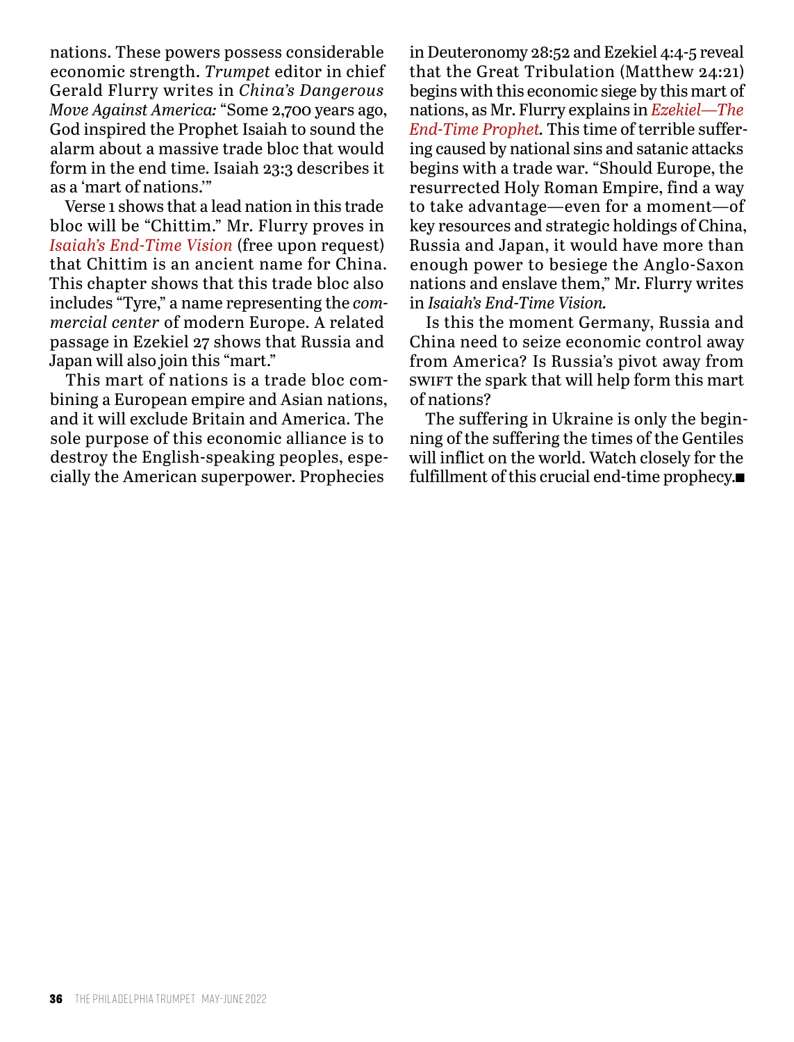nations. These powers possess considerable economic strength. *Trumpet* editor in chief Gerald Flurry writes in *China's Dangerous Move Against America:* "Some 2,700 years ago, God inspired the Prophet Isaiah to sound the alarm about a massive trade bloc that would form in the end time. Isaiah 23:3 describes it as a 'mart of nations.'"

Verse 1 shows that a lead nation in this trade bloc will be "Chittim." Mr. Flurry proves in *Isaiah's End-Time Vision* (free upon request) that Chittim is an ancient name for China. This chapter shows that this trade bloc also includes "Tyre," a name representing the *commercial center* of modern Europe. A related passage in Ezekiel 27 shows that Russia and Japan will also join this "mart."

This mart of nations is a trade bloc combining a European empire and Asian nations, and it will exclude Britain and America. The sole purpose of this economic alliance is to destroy the English-speaking peoples, especially the American superpower. Prophecies in Deuteronomy 28:52 and Ezekiel 4:4-5 reveal that the Great Tribulation (Matthew 24:21) begins with this economic siege by this mart of nations, as Mr. Flurry explains in *Ezekiel—The End-Time Prophet.* This time of terrible suffering caused by national sins and satanic attacks begins with a trade war. "Should Europe, the resurrected Holy Roman Empire, find a way to take advantage—even for a moment—of key resources and strategic holdings of China, Russia and Japan, it would have more than enough power to besiege the Anglo-Saxon nations and enslave them," Mr. Flurry writes in *Isaiah's End-Time Vision.*

Is this the moment Germany, Russia and China need to seize economic control away from America? Is Russia's pivot away from SWIFT the spark that will help form this mart of nations?

The suffering in Ukraine is only the beginning of the suffering the times of the Gentiles will inflict on the world. Watch closely for the fulfillment of this crucial end-time prophecy.■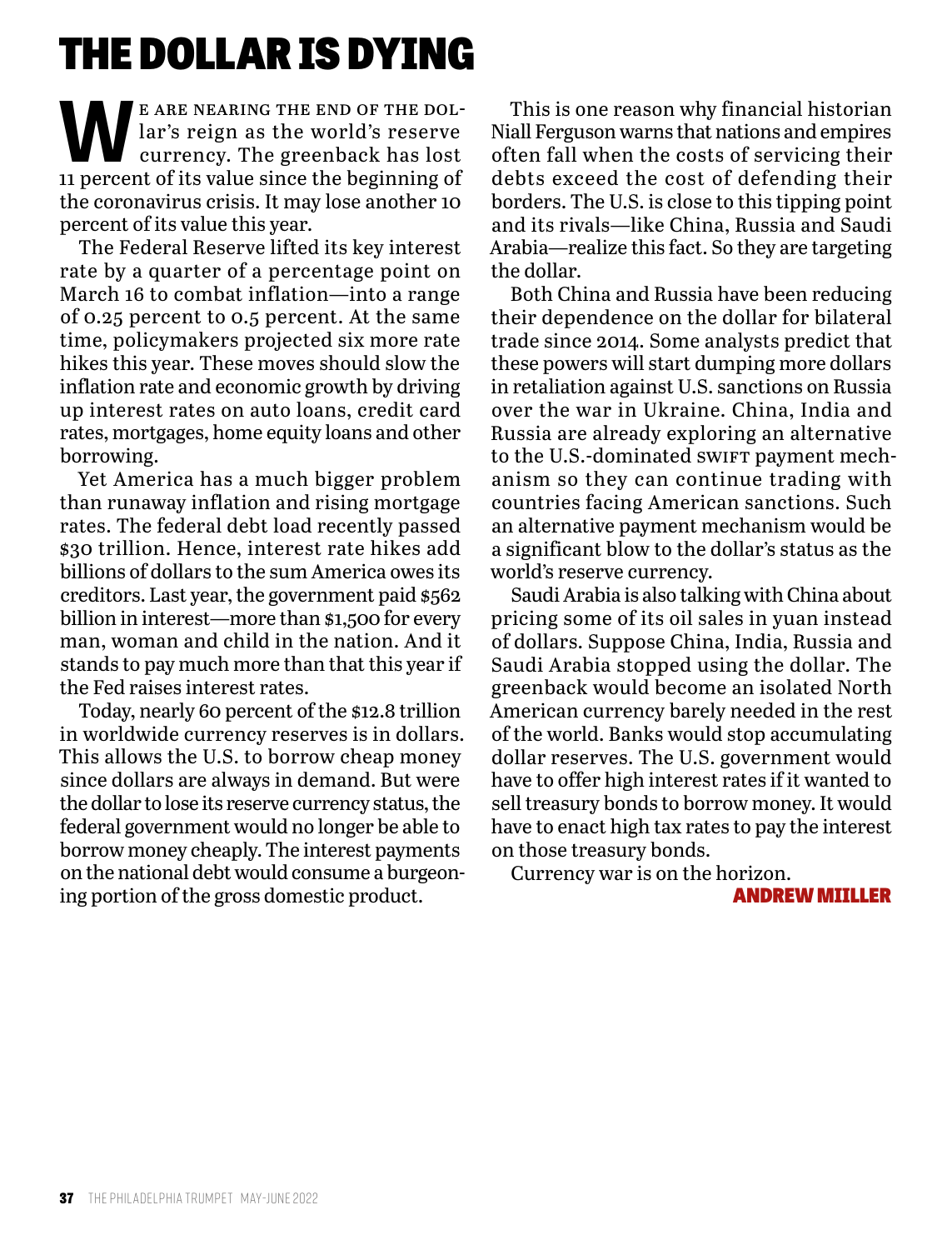# THE DOLLAR IS DYING

We are nearing the end of the dollar's reign as the world's reserve currency. The greenback has lost 11 percent of its value since the beginning of the coronavirus crisis. It may lose another 10 percent of its value this year.

The Federal Reserve lifted its key interest rate by a quarter of a percentage point on March 16 to combat inflation—into a range of 0.25 percent to 0.5 percent. At the same time, policymakers projected six more rate hikes this year. These moves should slow the inflation rate and economic growth by driving up interest rates on auto loans, credit card rates, mortgages, home equity loans and other borrowing.

Yet America has a much bigger problem than runaway inflation and rising mortgage rates. The federal debt load recently passed $30 trillion. Hence, interest rate hikes add billions of dollars to the sum America owes its creditors. Last year, the government paid $562 billion in interest—more than $1,500 for every man, woman and child in the nation. And it stands to pay much more than that this year if the Fed raises interest rates.

Today, nearly 60 percent of the $12.8 trillion in worldwide currency reserves is in dollars. This allows the U.S. to borrow cheap money since dollars are always in demand. But were the dollar to lose its reserve currency status, the federal government would no longer be able to borrow money cheaply. The interest payments on the national debt would consume a burgeoning portion of the gross domestic product.

This is one reason why financial historian Niall Ferguson warns that nations and empires often fall when the costs of servicing their debts exceed the cost of defending their borders. The U.S. is close to this tipping point and its rivals—like China, Russia and Saudi Arabia—realize this fact. So they are targeting the dollar.

Both China and Russia have been reducing their dependence on the dollar for bilateral trade since 2014. Some analysts predict that these powers will start dumping more dollars in retaliation against U.S. sanctions on Russia over the war in Ukraine. China, India and Russia are already exploring an alternative to the U.S.-dominated SWIFT payment mechanism so they can continue trading with countries facing American sanctions. Such an alternative payment mechanism would be a significant blow to the dollar's status as the world's reserve currency.

Saudi Arabia is also talking with China about pricing some of its oil sales in yuan instead of dollars. Suppose China, India, Russia and Saudi Arabia stopped using the dollar. The greenback would become an isolated North American currency barely needed in the rest of the world. Banks would stop accumulating dollar reserves. The U.S. government would have to offer high interest rates if it wanted to sell treasury bonds to borrow money. It would have to enact high tax rates to pay the interest on those treasury bonds.

Currency war is on the horizon.

**ANDREW MIILLER**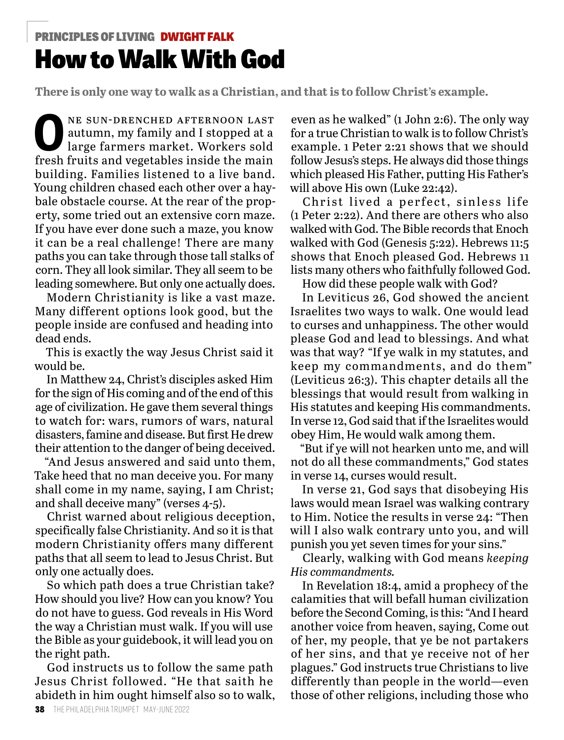PRINCIPLES OF LIVING DWIGHT FALK

# How to Walk With God

**There is only one way to walk as a Christian, and that is to follow Christ's example.**

One sun-drenched afternoon last autumn, my family and I stopped at a large farmers market. Workers sold fresh fruits and vegetables inside the main building. Families listened to a live band. Young children chased each other over a hay-bale obstacle course. At the rear of the property, some tried out an extensive corn maze. If you have ever done such a maze, you know it can be a real challenge! There are many paths you can take through those tall stalks of corn. They all look similar. They all seem to be leading somewhere. But only one actually does.

Modern Christianity is like a vast maze. Many different options look good, but the people inside are confused and heading into dead ends.

This is exactly the way Jesus Christ said it would be.

In Matthew 24, Christ's disciples asked Him for the sign of His coming and of the end of this age of civilization. He gave them several things to watch for: wars, rumors of wars, natural disasters, famine and disease. But first He drew their attention to the danger of being deceived.

"And Jesus answered and said unto them, Take heed that no man deceive you. For many shall come in my name, saying, I am Christ; and shall deceive many" (verses 4-5).

Christ warned about religious deception, specifically false Christianity. And so it is that modern Christianity offers many different paths that all seem to lead to Jesus Christ. But only one actually does.

So which path does a true Christian take? How should you live? How can you know? You do not have to guess. God reveals in His Word the way a Christian must walk. If you will use the Bible as your guidebook, it will lead you on the right path.

God instructs us to follow the same path Jesus Christ followed. "He that saith he abideth in him ought himself also so to walk, even as he walked" (1 John 2:6). The only way for a true Christian to walk is to follow Christ's example. 1 Peter 2:21 shows that we should follow Jesus's steps. He always did those things which pleased His Father, putting His Father's will above His own (Luke 22:42).

Christ lived a perfect, sinless life (1 Peter 2:22). And there are others who also walked with God. The Bible records that Enoch walked with God (Genesis 5:22). Hebrews 11:5 shows that Enoch pleased God. Hebrews 11 lists many others who faithfully followed God.

How did these people walk with God?

In Leviticus 26, God showed the ancient Israelites two ways to walk. One would lead to curses and unhappiness. The other would please God and lead to blessings. And what was that way? "If ye walk in my statutes, and keep my commandments, and do them" (Leviticus 26:3). This chapter details all the blessings that would result from walking in His statutes and keeping His commandments. In verse 12, God said that if the Israelites would obey Him, He would walk among them.

"But if ye will not hearken unto me, and will not do all these commandments," God states in verse 14, curses would result.

In verse 21, God says that disobeying His laws would mean Israel was walking contrary to Him. Notice the results in verse 24: "Then will I also walk contrary unto you, and will punish you yet seven times for your sins."

Clearly, walking with God means *keeping His commandments.*

In Revelation 18:4, amid a prophecy of the calamities that will befall human civilization before the Second Coming, is this: "And I heard another voice from heaven, saying, Come out of her, my people, that ye be not partakers of her sins, and that ye receive not of her plagues." God instructs true Christians to live differently than people in the world—even those of other religions, including those who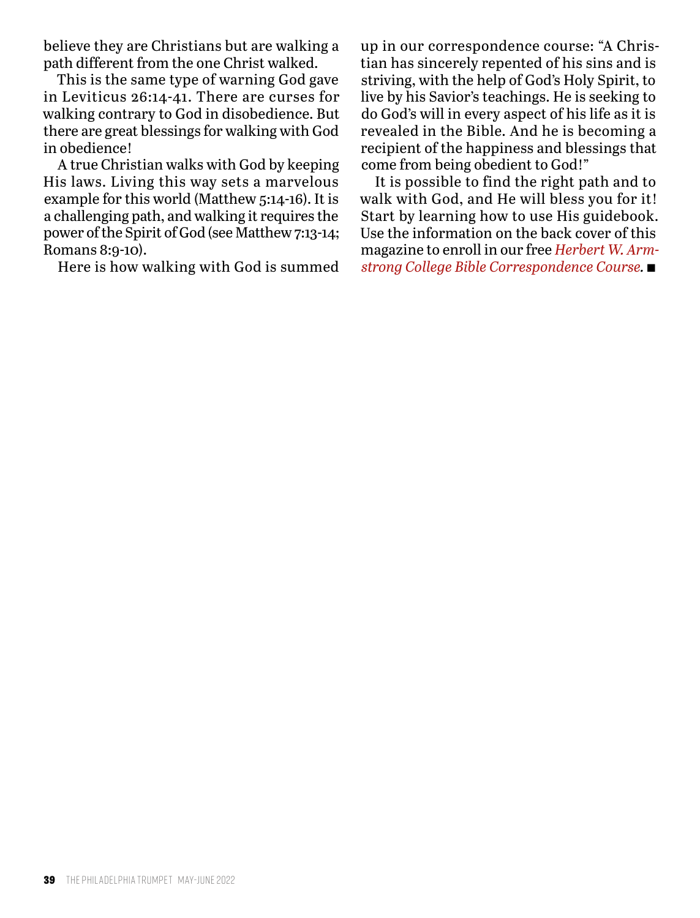believe they are Christians but are walking a path different from the one Christ walked.

This is the same type of warning God gave in Leviticus 26:14-41. There are curses for walking contrary to God in disobedience. But there are great blessings for walking with God in obedience!

A true Christian walks with God by keeping His laws. Living this way sets a marvelous example for this world (Matthew 5:14-16). It is a challenging path, and walking it requires the power of the Spirit of God (see Matthew 7:13-14; Romans 8:9-10).

Here is how walking with God is summed up in our correspondence course: "A Christian has sincerely repented of his sins and is striving, with the help of God's Holy Spirit, to live by his Savior's teachings. He is seeking to do God's will in every aspect of his life as it is revealed in the Bible. And he is becoming a recipient of the happiness and blessings that come from being obedient to God!"

It is possible to find the right path and to walk with God, and He will bless you for it! Start by learning how to use His guidebook. Use the information on the back cover of this magazine to enroll in our free *Herbert W. Armstrong College Bible Correspondence Course.* ■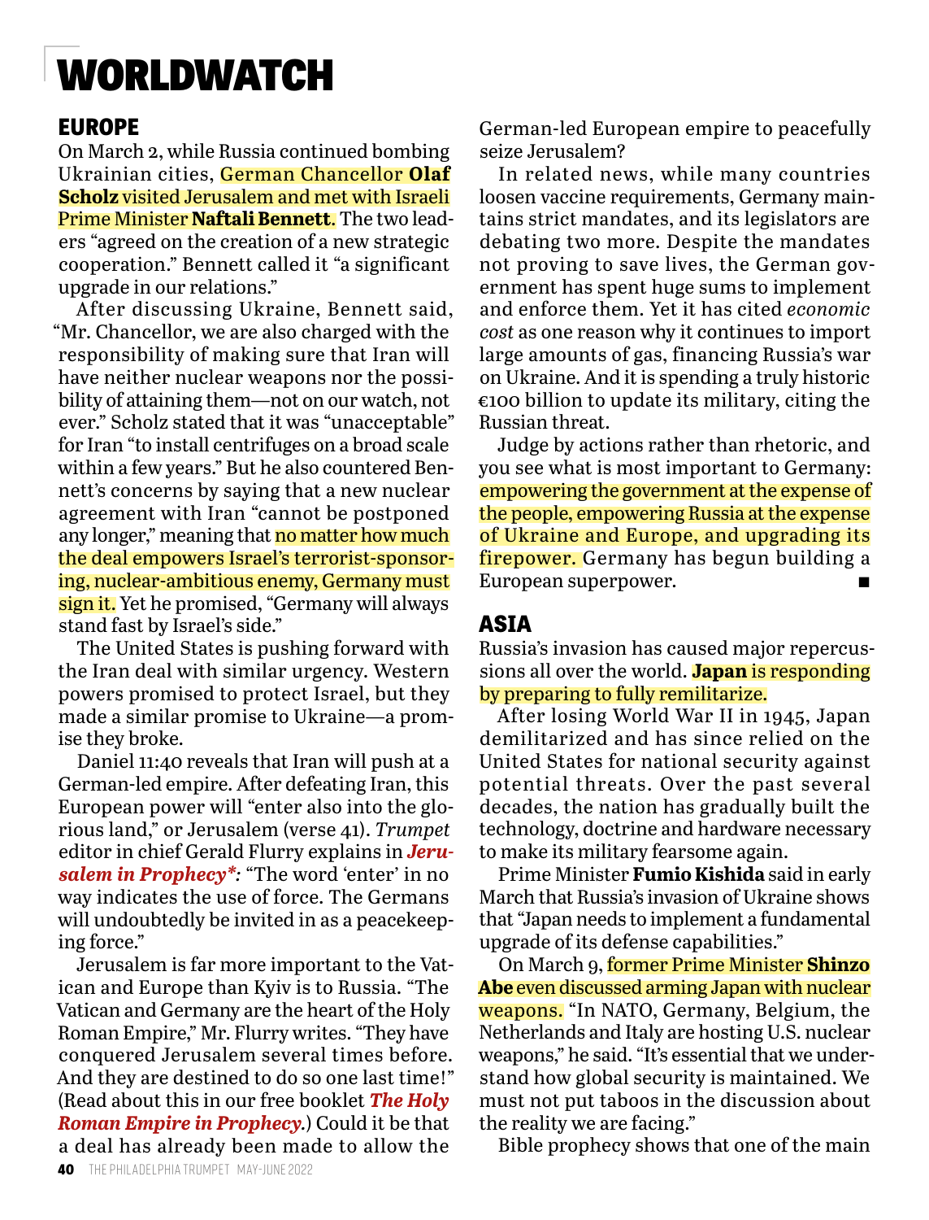# WORLDWATCH

## EUROPE

On March 2, while Russia continued bombing Ukrainian cities, German Chancellor **Olaf Scholz** visited Jerusalem and met with Israeli Prime Minister **Naftali Bennett.** The two leaders "agreed on the creation of a new strategic cooperation." Bennett called it "a significant upgrade in our relations."

After discussing Ukraine, Bennett said, "Mr. Chancellor, we are also charged with the responsibility of making sure that Iran will have neither nuclear weapons nor the possibility of attaining them—not on our watch, not ever." Scholz stated that it was "unacceptable" for Iran "to install centrifuges on a broad scale within a few years." But he also countered Bennett's concerns by saying that a new nuclear agreement with Iran "cannot be postponed any longer," meaning that no matter how much the deal empowers Israel's terrorist-sponsoring, nuclear-ambitious enemy, Germany must sign it. Yet he promised, "Germany will always stand fast by Israel's side."

The United States is pushing forward with the Iran deal with similar urgency. Western powers promised to protect Israel, but they made a similar promise to Ukraine—a promise they broke.

Daniel 11:40 reveals that Iran will push at a German-led empire. After defeating Iran, this European power will "enter also into the glorious land," or Jerusalem (verse 41). *Trumpet* editor in chief Gerald Flurry explains in ***Jerusalem in Prophecy****:* "The word 'enter' in no way indicates the use of force. The Germans will undoubtedly be invited in as a peacekeeping force."

Jerusalem is far more important to the Vatican and Europe than Kyiv is to Russia. "The Vatican and Germany are the heart of the Holy Roman Empire," Mr. Flurry writes. "They have conquered Jerusalem several times before. And they are destined to do so one last time!" (Read about this in our free booklet ***The Holy Roman Empire in Prophecy****.*) Could it be that a deal has already been made to allow the German-led European empire to peacefully seize Jerusalem?

In related news, while many countries loosen vaccine requirements, Germany maintains strict mandates, and its legislators are debating two more. Despite the mandates not proving to save lives, the German government has spent huge sums to implement and enforce them. Yet it has cited *economic cost* as one reason why it continues to import large amounts of gas, financing Russia's war on Ukraine. And it is spending a truly historic €100 billion to update its military, citing the Russian threat.

Judge by actions rather than rhetoric, and you see what is most important to Germany: empowering the government at the expense of the people, empowering Russia at the expense of Ukraine and Europe, and upgrading its firepower. Germany has begun building a European superpower. ■

## ASIA

Russia's invasion has caused major repercussions all over the world. **Japan** is responding by preparing to fully remilitarize.

After losing World War II in 1945, Japan demilitarized and has since relied on the United States for national security against potential threats. Over the past several decades, the nation has gradually built the technology, doctrine and hardware necessary to make its military fearsome again.

Prime Minister **Fumio Kishida** said in early March that Russia's invasion of Ukraine shows that "Japan needs to implement a fundamental upgrade of its defense capabilities."

On March 9, former Prime Minister **Shinzo Abe** even discussed arming Japan with nuclear weapons. "In NATO, Germany, Belgium, the Netherlands and Italy are hosting U.S. nuclear weapons," he said. "It's essential that we understand how global security is maintained. We must not put taboos in the discussion about the reality we are facing."

Bible prophecy shows that one of the main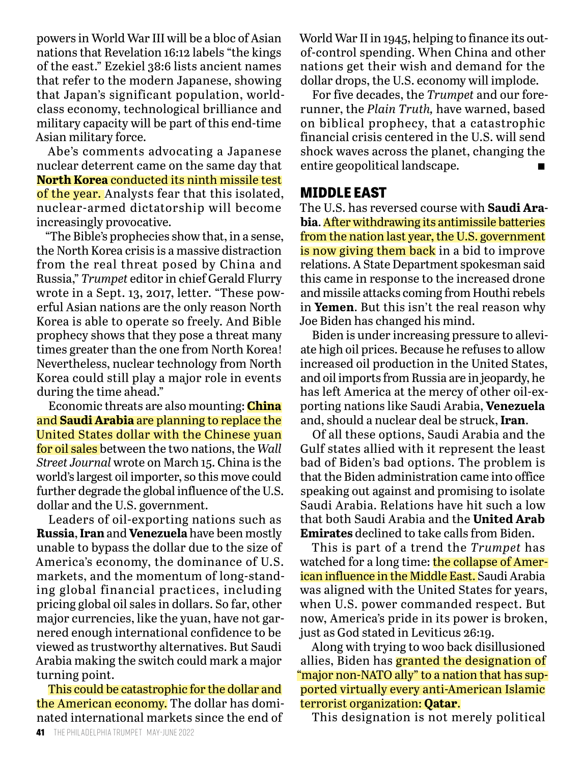powers in World War III will be a bloc of Asian nations that Revelation 16:12 labels "the kings of the east." Ezekiel 38:6 lists ancient names that refer to the modern Japanese, showing that Japan's significant population, world-class economy, technological brilliance and military capacity will be part of this end-time Asian military force.

Abe's comments advocating a Japanese nuclear deterrent came on the same day that **North Korea** conducted its ninth missile test of the year. Analysts fear that this isolated, nuclear-armed dictatorship will become increasingly provocative.

"The Bible's prophecies show that, in a sense, the North Korea crisis is a massive distraction from the real threat posed by China and Russia," *Trumpet* editor in chief Gerald Flurry wrote in a Sept. 13, 2017, letter. "These powerful Asian nations are the only reason North Korea is able to operate so freely. And Bible prophecy shows that they pose a threat many times greater than the one from North Korea! Nevertheless, nuclear technology from North Korea could still play a major role in events during the time ahead."

Economic threats are also mounting: **China** and **Saudi Arabia** are planning to replace the United States dollar with the Chinese yuan for oil sales between the two nations, the *Wall Street Journal* wrote on March 15. China is the world's largest oil importer, so this move could further degrade the global influence of the U.S. dollar and the U.S. government.

Leaders of oil-exporting nations such as **Russia**, **Iran** and **Venezuela** have been mostly unable to bypass the dollar due to the size of America's economy, the dominance of U.S. markets, and the momentum of long-standing global financial practices, including pricing global oil sales in dollars. So far, other major currencies, like the yuan, have not garnered enough international confidence to be viewed as trustworthy alternatives. But Saudi Arabia making the switch could mark a major turning point.

This could be catastrophic for the dollar and the American economy. The dollar has dominated international markets since the end of World War II in 1945, helping to finance its out-of-control spending. When China and other nations get their wish and demand for the dollar drops, the U.S. economy will implode.

For five decades, the *Trumpet* and our forerunner, the *Plain Truth,* have warned, based on biblical prophecy, that a catastrophic financial crisis centered in the U.S. will send shock waves across the planet, changing the entire geopolitical landscape. ■

## MIDDLE EAST

The U.S. has reversed course with **Saudi Arabia**. After withdrawing its antimissile batteries from the nation last year, the U.S. government is now giving them back in a bid to improve relations. A State Department spokesman said this came in response to the increased drone and missile attacks coming from Houthi rebels in **Yemen**. But this isn't the real reason why Joe Biden has changed his mind.

Biden is under increasing pressure to alleviate high oil prices. Because he refuses to allow increased oil production in the United States, and oil imports from Russia are in jeopardy, he has left America at the mercy of other oil-exporting nations like Saudi Arabia, **Venezuela** and, should a nuclear deal be struck, **Iran**.

Of all these options, Saudi Arabia and the Gulf states allied with it represent the least bad of Biden's bad options. The problem is that the Biden administration came into office speaking out against and promising to isolate Saudi Arabia. Relations have hit such a low that both Saudi Arabia and the **United Arab Emirates** declined to take calls from Biden.

This is part of a trend the *Trumpet* has watched for a long time: the collapse of American influence in the Middle East. Saudi Arabia was aligned with the United States for years, when U.S. power commanded respect. But now, America's pride in its power is broken, just as God stated in Leviticus 26:19.

Along with trying to woo back disillusioned allies, Biden has granted the designation of "major non-NATO ally" to a nation that has supported virtually every anti-American Islamic terrorist organization: **Qatar**.

This designation is not merely political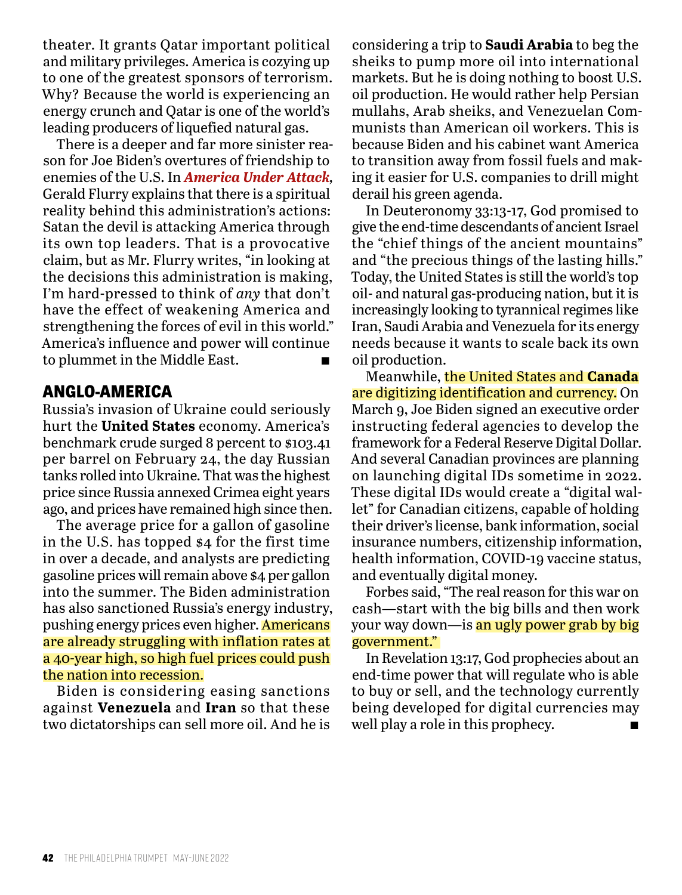theater. It grants Qatar important political and military privileges. America is cozying up to one of the greatest sponsors of terrorism. Why? Because the world is experiencing an energy crunch and Qatar is one of the world's leading producers of liquefied natural gas.

There is a deeper and far more sinister reason for Joe Biden's overtures of friendship to enemies of the U.S. In ***America Under Attack***, Gerald Flurry explains that there is a spiritual reality behind this administration's actions: Satan the devil is attacking America through its own top leaders. That is a provocative claim, but as Mr. Flurry writes, "in looking at the decisions this administration is making, I'm hard-pressed to think of *any* that don't have the effect of weakening America and strengthening the forces of evil in this world." America's influence and power will continue to plummet in the Middle East. ■

## ANGLO-AMERICA

Russia's invasion of Ukraine could seriously hurt the **United States** economy. America's benchmark crude surged 8 percent to $103.41 per barrel on February 24, the day Russian tanks rolled into Ukraine. That was the highest price since Russia annexed Crimea eight years ago, and prices have remained high since then.

The average price for a gallon of gasoline in the U.S. has topped $4 for the first time in over a decade, and analysts are predicting gasoline prices will remain above $4 per gallon into the summer. The Biden administration has also sanctioned Russia's energy industry, pushing energy prices even higher. Americans are already struggling with inflation rates at a 40-year high, so high fuel prices could push the nation into recession.

Biden is considering easing sanctions against **Venezuela** and **Iran** so that these two dictatorships can sell more oil. And he is considering a trip to **Saudi Arabia** to beg the sheiks to pump more oil into international markets. But he is doing nothing to boost U.S. oil production. He would rather help Persian mullahs, Arab sheiks, and Venezuelan Communists than American oil workers. This is because Biden and his cabinet want America to transition away from fossil fuels and making it easier for U.S. companies to drill might derail his green agenda.

In Deuteronomy 33:13-17, God promised to give the end-time descendants of ancient Israel the "chief things of the ancient mountains" and "the precious things of the lasting hills." Today, the United States is still the world's top oil- and natural gas-producing nation, but it is increasingly looking to tyrannical regimes like Iran, Saudi Arabia and Venezuela for its energy needs because it wants to scale back its own oil production.

Meanwhile, the United States and **Canada** are digitizing identification and currency. On March 9, Joe Biden signed an executive order instructing federal agencies to develop the framework for a Federal Reserve Digital Dollar. And several Canadian provinces are planning on launching digital IDs sometime in 2022. These digital IDs would create a "digital wallet" for Canadian citizens, capable of holding their driver's license, bank information, social insurance numbers, citizenship information, health information, COVID-19 vaccine status, and eventually digital money.

Forbes said, "The real reason for this war on cash—start with the big bills and then work your way down—is an ugly power grab by big government."

In Revelation 13:17, God prophecies about an end-time power that will regulate who is able to buy or sell, and the technology currently being developed for digital currencies may well play a role in this prophecy. ■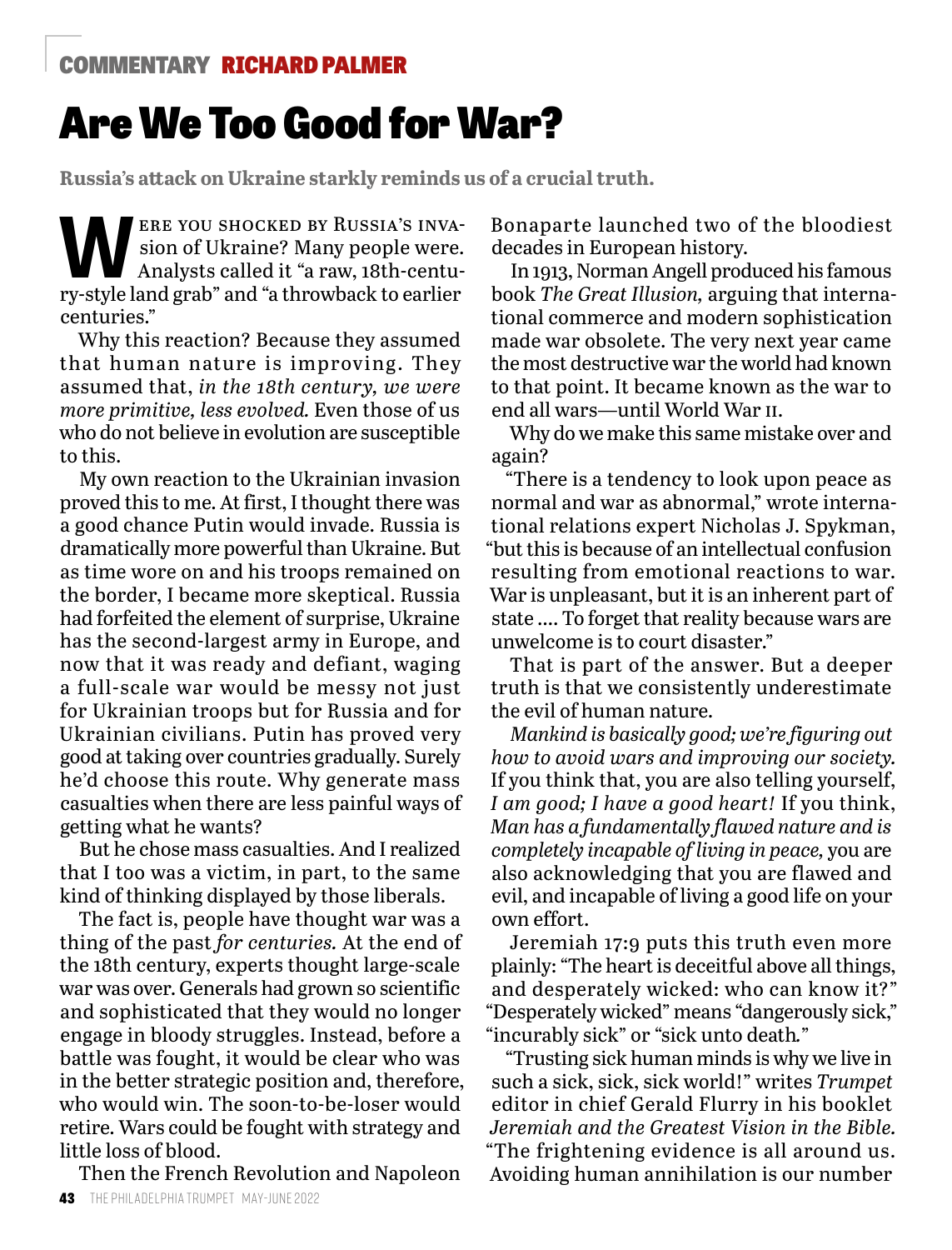COMMENTARY **RICHARD PALMER**

# Are We Too Good for War?

**Russia's attack on Ukraine starkly reminds us of a crucial truth.**

Were you shocked by Russia's invasion of Ukraine? Many people were. Analysts called it "a raw, 18th-century-style land grab" and "a throwback to earlier centuries."

Why this reaction? Because they assumed that human nature is improving. They assumed that, *in the 18th century, we were more primitive, less evolved.* Even those of us who do not believe in evolution are susceptible to this.

My own reaction to the Ukrainian invasion proved this to me. At first, I thought there was a good chance Putin would invade. Russia is dramatically more powerful than Ukraine. But as time wore on and his troops remained on the border, I became more skeptical. Russia had forfeited the element of surprise, Ukraine has the second-largest army in Europe, and now that it was ready and defiant, waging a full-scale war would be messy not just for Ukrainian troops but for Russia and for Ukrainian civilians. Putin has proved very good at taking over countries gradually. Surely he'd choose this route. Why generate mass casualties when there are less painful ways of getting what he wants?

But he chose mass casualties. And I realized that I too was a victim, in part, to the same kind of thinking displayed by those liberals.

The fact is, people have thought war was a thing of the past *for centuries.* At the end of the 18th century, experts thought large-scale war was over. Generals had grown so scientific and sophisticated that they would no longer engage in bloody struggles. Instead, before a battle was fought, it would be clear who was in the better strategic position and, therefore, who would win. The soon-to-be-loser would retire. Wars could be fought with strategy and little loss of blood.

Then the French Revolution and Napoleon Bonaparte launched two of the bloodiest decades in European history.

In 1913, Norman Angell produced his famous book *The Great Illusion,* arguing that international commerce and modern sophistication made war obsolete. The very next year came the most destructive war the world had known to that point. It became known as the war to end all wars—until World War II.

Why do we make this same mistake over and again?

"There is a tendency to look upon peace as normal and war as abnormal," wrote international relations expert Nicholas J. Spykman, "but this is because of an intellectual confusion resulting from emotional reactions to war. War is unpleasant, but it is an inherent part of state .... To forget that reality because wars are unwelcome is to court disaster."

That is part of the answer. But a deeper truth is that we consistently underestimate the evil of human nature.

*Mankind is basically good; we're figuring out how to avoid wars and improving our society.* If you think that, you are also telling yourself, *I am good; I have a good heart!* If you think, *Man has a fundamentally flawed nature and is completely incapable of living in peace,* you are also acknowledging that you are flawed and evil, and incapable of living a good life on your own effort.

Jeremiah 17:9 puts this truth even more plainly: "The heart is deceitful above all things, and desperately wicked: who can know it?" "Desperately wicked" means "dangerously sick," "incurably sick" or "sick unto death."

"Trusting sick human minds is why we live in such a sick, sick, sick world!" writes *Trumpet* editor in chief Gerald Flurry in his booklet *Jeremiah and the Greatest Vision in the Bible.* "The frightening evidence is all around us. Avoiding human annihilation is our number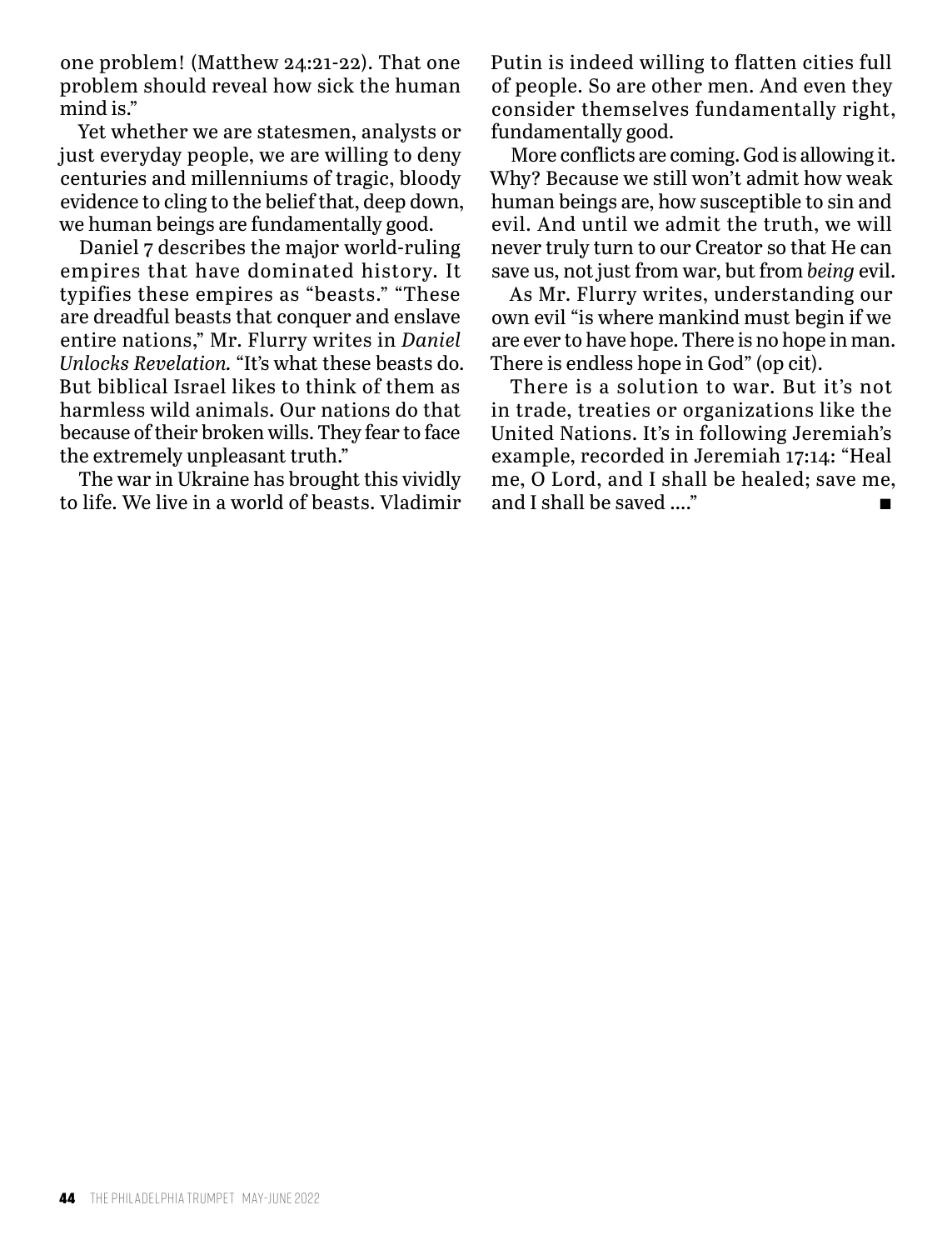one problem! (Matthew 24:21-22). That one problem should reveal how sick the human mind is."

Yet whether we are statesmen, analysts or just everyday people, we are willing to deny centuries and millenniums of tragic, bloody evidence to cling to the belief that, deep down, we human beings are fundamentally good.

Daniel 7 describes the major world-ruling empires that have dominated history. It typifies these empires as "beasts." "These are dreadful beasts that conquer and enslave entire nations," Mr. Flurry writes in *Daniel Unlocks Revelation.* "It's what these beasts do. But biblical Israel likes to think of them as harmless wild animals. Our nations do that because of their broken wills. They fear to face the extremely unpleasant truth."

The war in Ukraine has brought this vividly to life. We live in a world of beasts. Vladimir Putin is indeed willing to flatten cities full of people. So are other men. And even they consider themselves fundamentally right, fundamentally good.

More conflicts are coming. God is allowing it. Why? Because we still won't admit how weak human beings are, how susceptible to sin and evil. And until we admit the truth, we will never truly turn to our Creator so that He can save us, not just from war, but from *being* evil.

As Mr. Flurry writes, understanding our own evil "is where mankind must begin if we are ever to have hope. There is no hope in man. There is endless hope in God" (op cit).

There is a solution to war. But it's not in trade, treaties or organizations like the United Nations. It's in following Jeremiah's example, recorded in Jeremiah 17:14: "Heal me, O Lord, and I shall be healed; save me, and I shall be saved …." ■